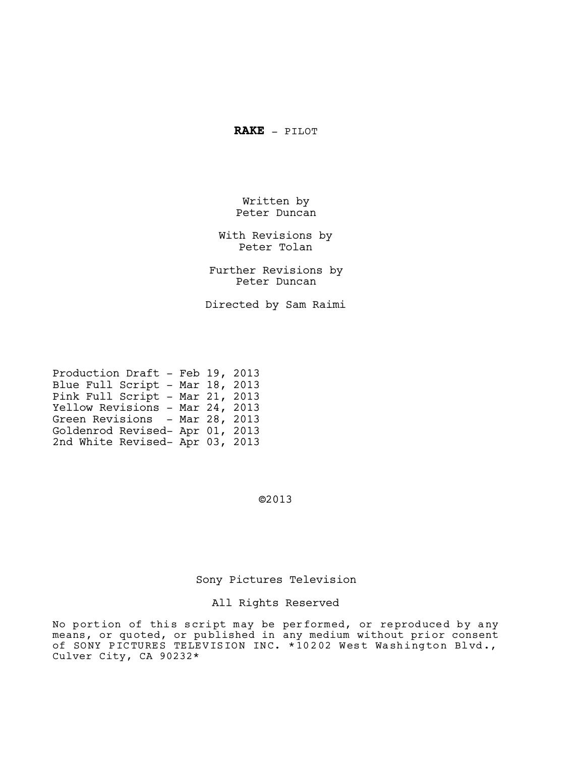# **RAKE** - PILOT

Written by
Peter Duncan

With Revisions by
Peter Tolan

Further Revisions by
Peter Duncan

Directed by Sam Raimi

Production Draft - Feb 19, 2013
Blue Full Script - Mar 18, 2013
Pink Full Script - Mar 21, 2013
Yellow Revisions - Mar 24, 2013
Green Revisions - Mar 28, 2013
Goldenrod Revised- Apr 01, 2013
2nd White Revised- Apr 03, 2013

©2013

Sony Pictures Television

All Rights Reserved

No portion of this script may be performed, or reproduced by any means, or quoted, or published in any medium without prior consent of SONY PICTURES TELEVISION INC. *10202 West Washington Blvd., Culver City, CA 90232*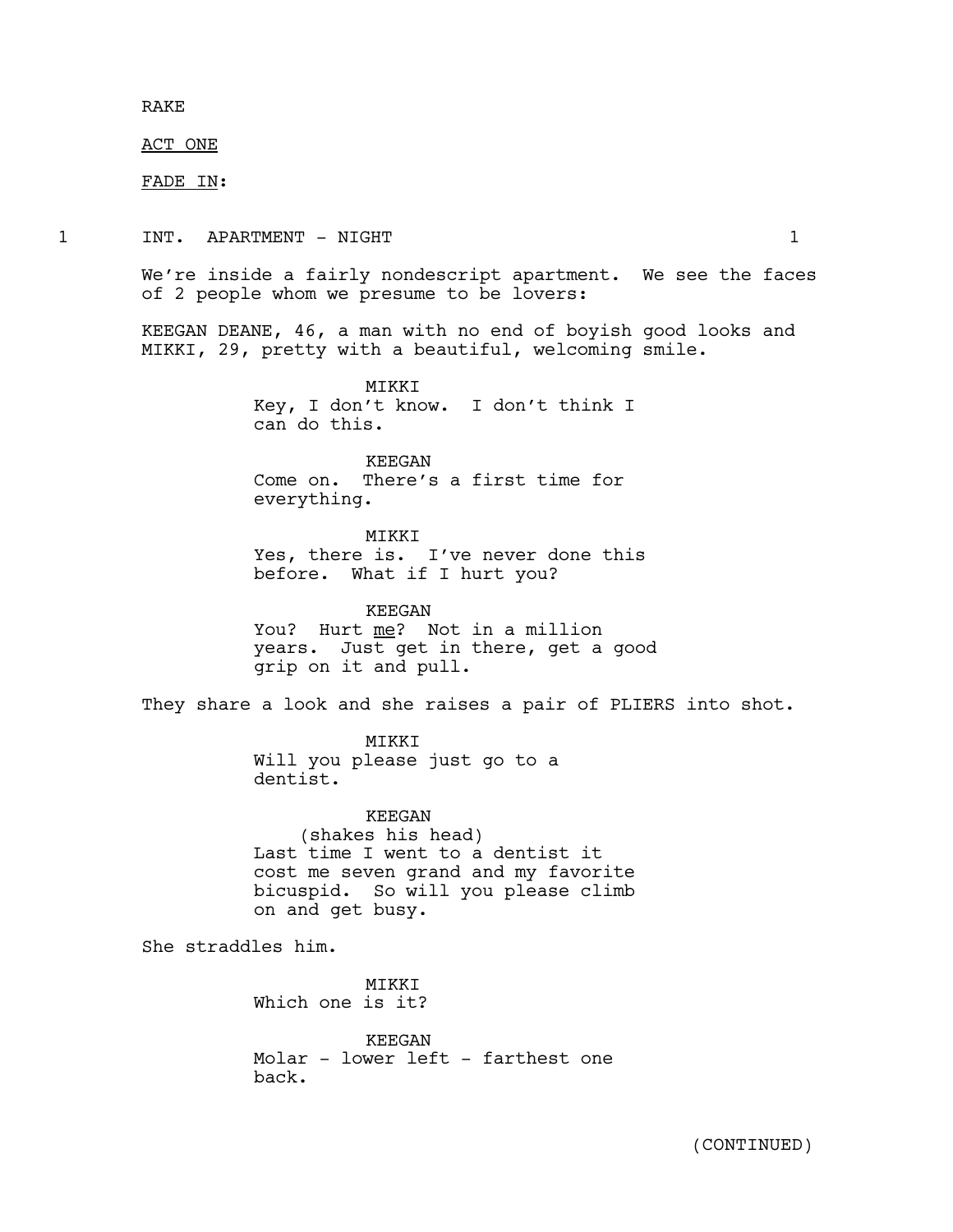RAKE

ACT ONE

FADE IN:

1 INT. APARTMENT - NIGHT 1

We're inside a fairly nondescript apartment. We see the faces of 2 people whom we presume to be lovers:

KEEGAN DEANE, 46, a man with no end of boyish good looks and MIKKI, 29, pretty with a beautiful, welcoming smile.

MIKKI
Key, I don't know. I don't think I can do this.

KEEGAN
Come on. There's a first time for everything.

MIKKI
Yes, there is. I've never done this before. What if I hurt you?

KEEGAN
You? Hurt me? Not in a million years. Just get in there, get a good grip on it and pull.

They share a look and she raises a pair of PLIERS into shot.

MIKKI
Will you please just go to a dentist.

KEEGAN
(shakes his head)
Last time I went to a dentist it cost me seven grand and my favorite bicuspid. So will you please climb on and get busy.

She straddles him.

MIKKI
Which one is it?

KEEGAN
Molar - lower left - farthest one back.

(CONTINUED)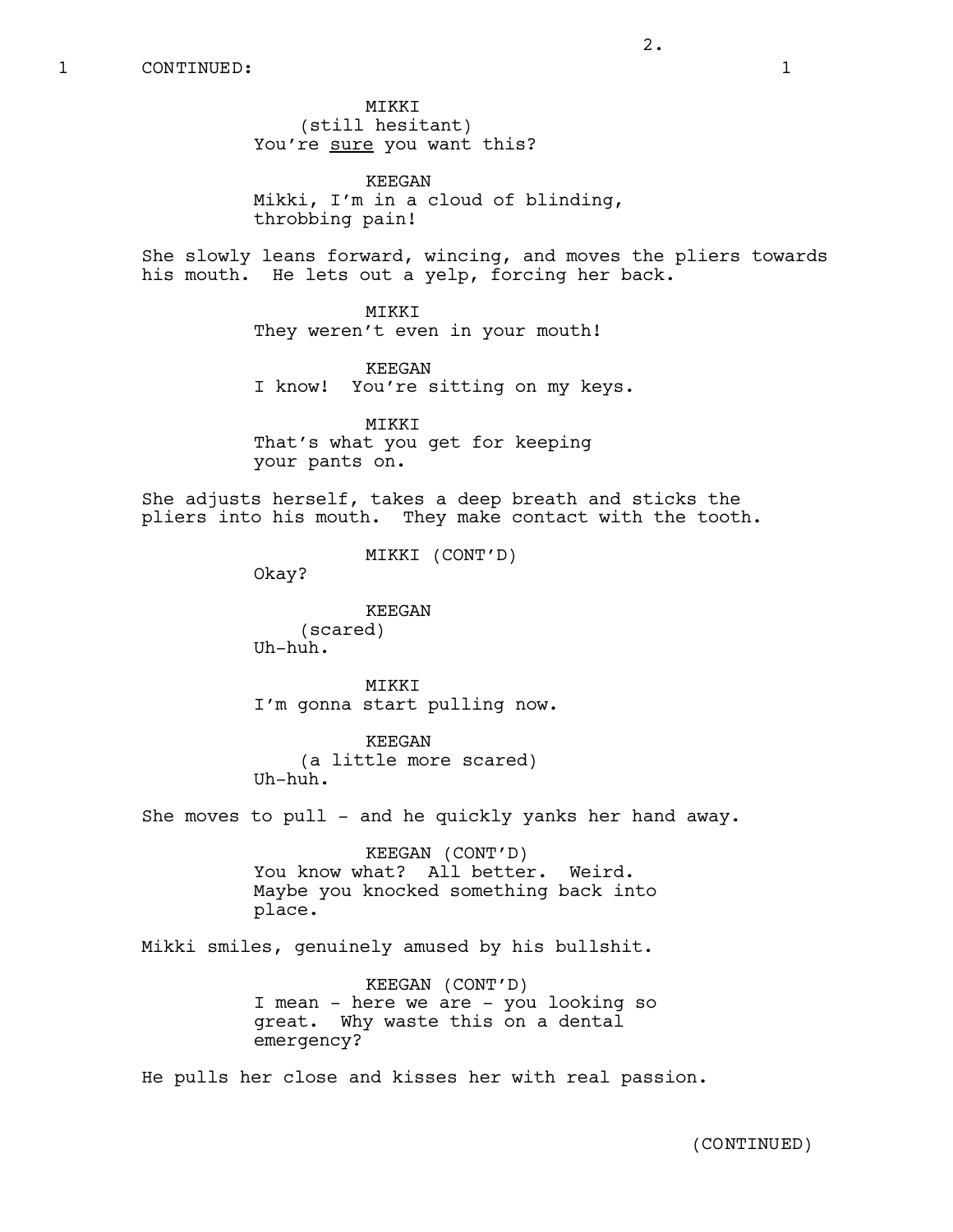1 CONTINUED: 1

MIKKI
(still hesitant)
You're <u>sure</u> you want this?

KEEGAN
Mikki, I'm in a cloud of blinding, throbbing pain!

She slowly leans forward, wincing, and moves the pliers towards his mouth. He lets out a yelp, forcing her back.

MIKKI
They weren't even in your mouth!

KEEGAN
I know! You're sitting on my keys.

MIKKI
That's what you get for keeping your pants on.

She adjusts herself, takes a deep breath and sticks the pliers into his mouth. They make contact with the tooth.

MIKKI (CONT'D)
Okay?

KEEGAN
(scared)
Uh-huh.

MIKKI
I'm gonna start pulling now.

KEEGAN
(a little more scared)
Uh-huh.

She moves to pull - and he quickly yanks her hand away.

KEEGAN (CONT'D)
You know what? All better. Weird. Maybe you knocked something back into place.

Mikki smiles, genuinely amused by his bullshit.

KEEGAN (CONT'D)
I mean - here we are - you looking so great. Why waste this on a dental emergency?

He pulls her close and kisses her with real passion.

(CONTINUED)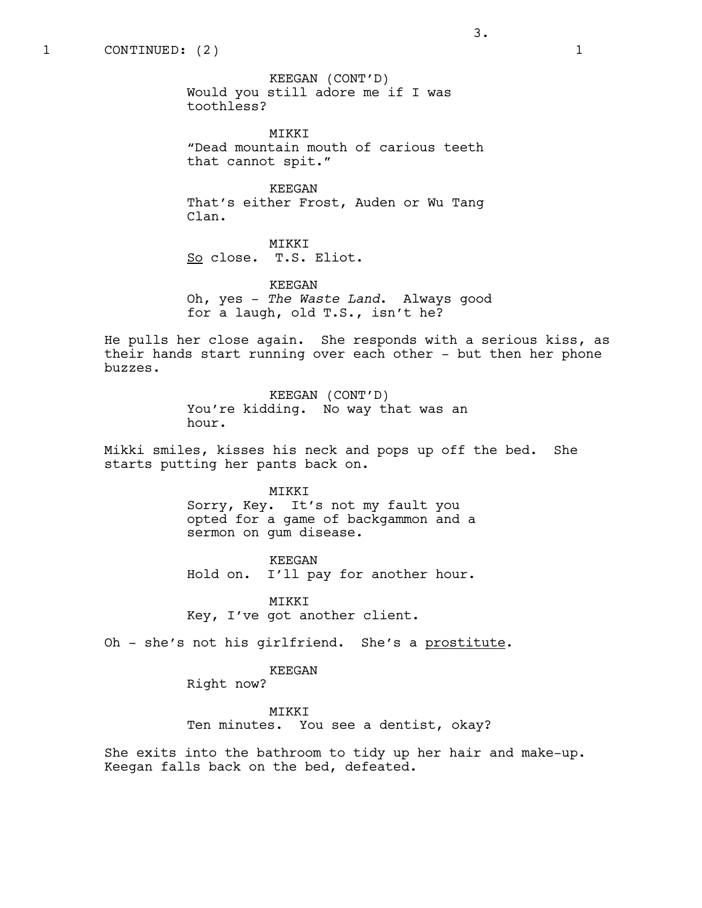1 CONTINUED: (2) 1

KEEGAN (CONT'D)
Would you still adore me if I was toothless?

MIKKI
"Dead mountain mouth of carious teeth that cannot spit."

KEEGAN
That's either Frost, Auden or Wu Tang Clan.

MIKKI
So close. T.S. Eliot.

KEEGAN
Oh, yes - *The Waste Land*. Always good for a laugh, old T.S., isn't he?

He pulls her close again. She responds with a serious kiss, as their hands start running over each other - but then her phone buzzes.

KEEGAN (CONT'D)
You're kidding. No way that was an hour.

Mikki smiles, kisses his neck and pops up off the bed. She starts putting her pants back on.

MIKKI
Sorry, Key. It's not my fault you opted for a game of backgammon and a sermon on gum disease.

KEEGAN
Hold on. I'll pay for another hour.

MIKKI
Key, I've got another client.

Oh - she's not his girlfriend. She's a prostitute.

KEEGAN
Right now?

MIKKI
Ten minutes. You see a dentist, okay?

She exits into the bathroom to tidy up her hair and make-up. Keegan falls back on the bed, defeated.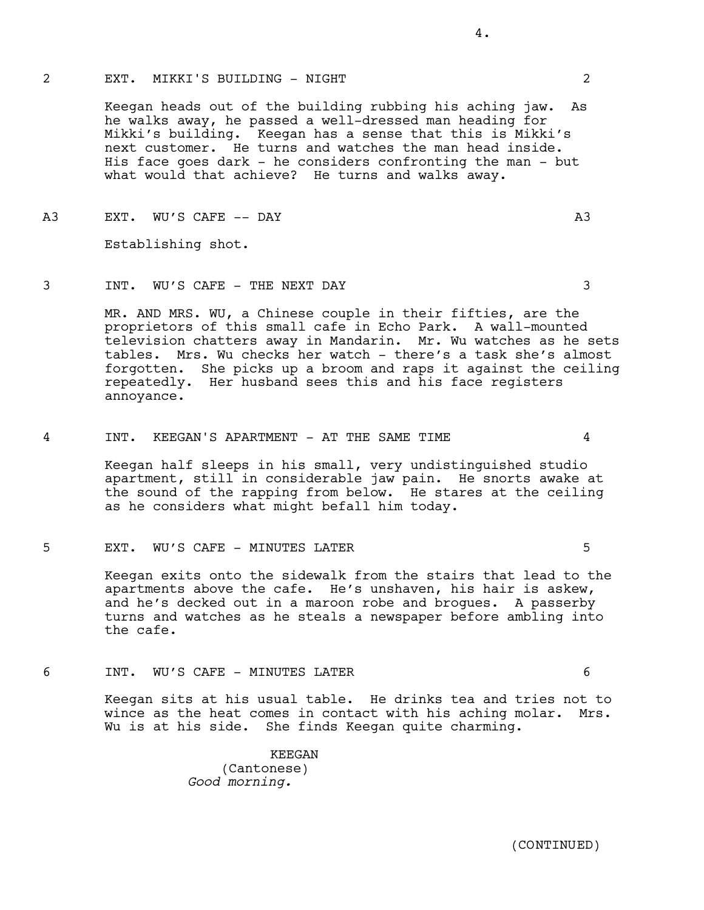2 EXT. MIKKI'S BUILDING - NIGHT 2

Keegan heads out of the building rubbing his aching jaw. As he walks away, he passed a well-dressed man heading for Mikki's building. Keegan has a sense that this is Mikki's next customer. He turns and watches the man head inside. His face goes dark - he considers confronting the man - but what would that achieve? He turns and walks away.

A3 EXT. WU'S CAFE -- DAY A3

Establishing shot.

3 INT. WU'S CAFE - THE NEXT DAY 3

MR. AND MRS. WU, a Chinese couple in their fifties, are the proprietors of this small cafe in Echo Park. A wall-mounted television chatters away in Mandarin. Mr. Wu watches as he sets tables. Mrs. Wu checks her watch - there's a task she's almost forgotten. She picks up a broom and raps it against the ceiling repeatedly. Her husband sees this and his face registers annoyance.

4 INT. KEEGAN'S APARTMENT - AT THE SAME TIME 4

Keegan half sleeps in his small, very undistinguished studio apartment, still in considerable jaw pain. He snorts awake at the sound of the rapping from below. He stares at the ceiling as he considers what might befall him today.

5 EXT. WU'S CAFE - MINUTES LATER 5

Keegan exits onto the sidewalk from the stairs that lead to the apartments above the cafe. He's unshaven, his hair is askew, and he's decked out in a maroon robe and brogues. A passerby turns and watches as he steals a newspaper before ambling into the cafe.

6 INT. WU'S CAFE - MINUTES LATER 6

Keegan sits at his usual table. He drinks tea and tries not to wince as the heat comes in contact with his aching molar. Mrs. Wu is at his side. She finds Keegan quite charming.

KEEGAN
(Cantonese)
*Good morning.*

(CONTINUED)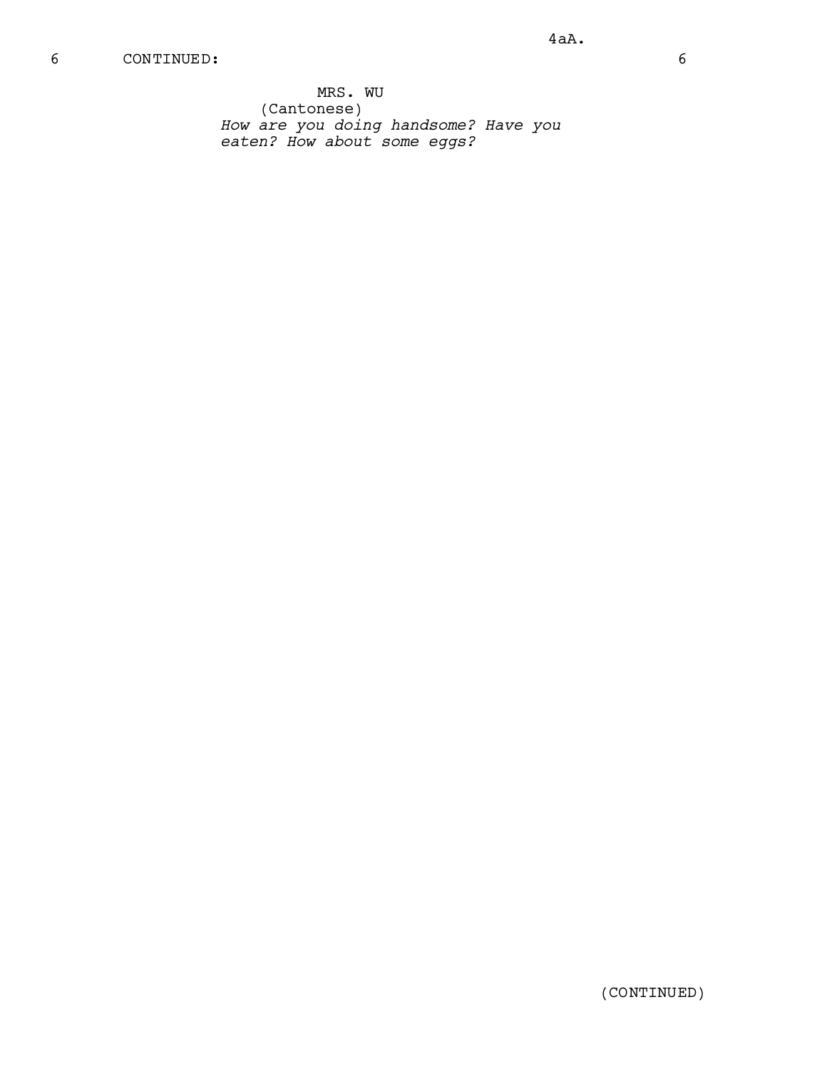6 CONTINUED: 6

MRS. WU
(Cantonese)
*How are you doing handsome? Have you eaten? How about some eggs?*

(CONTINUED)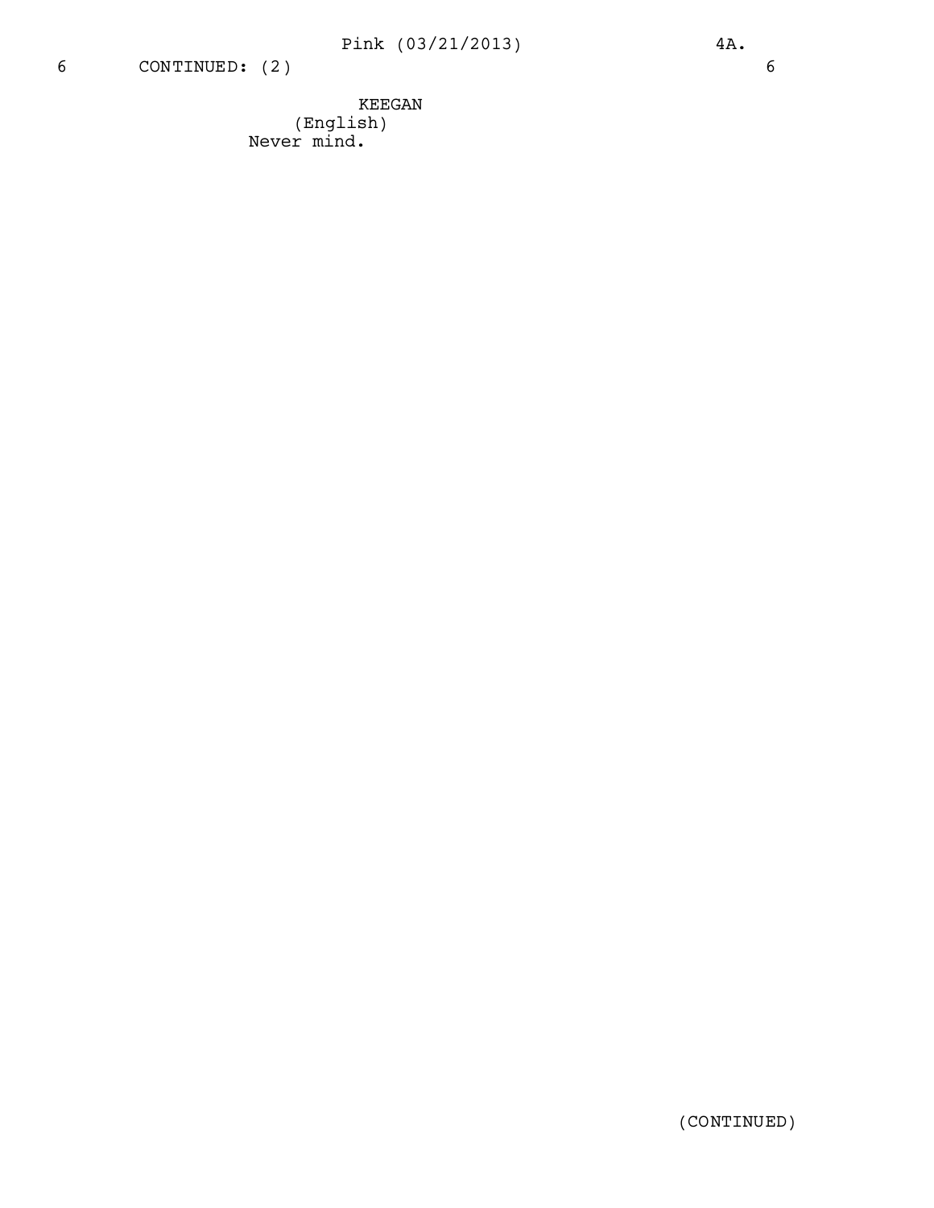6 CONTINUED: (2) 6

KEEGAN
(English)
Never mind.

(CONTINUED)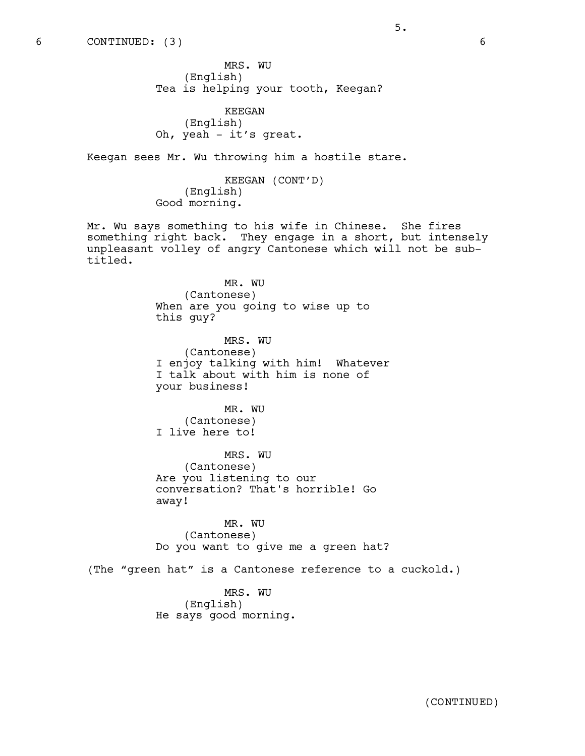6 CONTINUED: (3) 6

MRS. WU
(English)
Tea is helping your tooth, Keegan?

KEEGAN
(English)
Oh, yeah - it's great.

Keegan sees Mr. Wu throwing him a hostile stare.

KEEGAN (CONT'D)
(English)
Good morning.

Mr. Wu says something to his wife in Chinese. She fires something right back. They engage in a short, but intensely unpleasant volley of angry Cantonese which will not be sub-titled.

MR. WU
(Cantonese)
When are you going to wise up to this guy?

MRS. WU
(Cantonese)
I enjoy talking with him! Whatever I talk about with him is none of your business!

MR. WU
(Cantonese)
I live here to!

MRS. WU
(Cantonese)
Are you listening to our conversation? That's horrible! Go away!

MR. WU
(Cantonese)
Do you want to give me a green hat?

(The "green hat" is a Cantonese reference to a cuckold.)

MRS. WU
(English)
He says good morning.

(CONTINUED)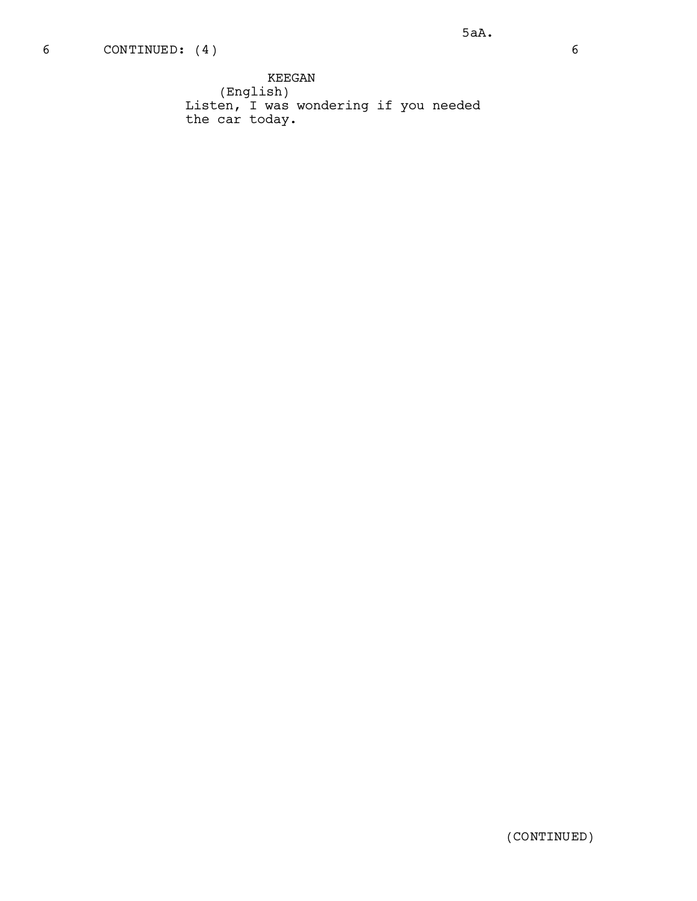6 CONTINUED: (4) 6

KEEGAN
(English)
Listen, I was wondering if you needed the car today.

(CONTINUED)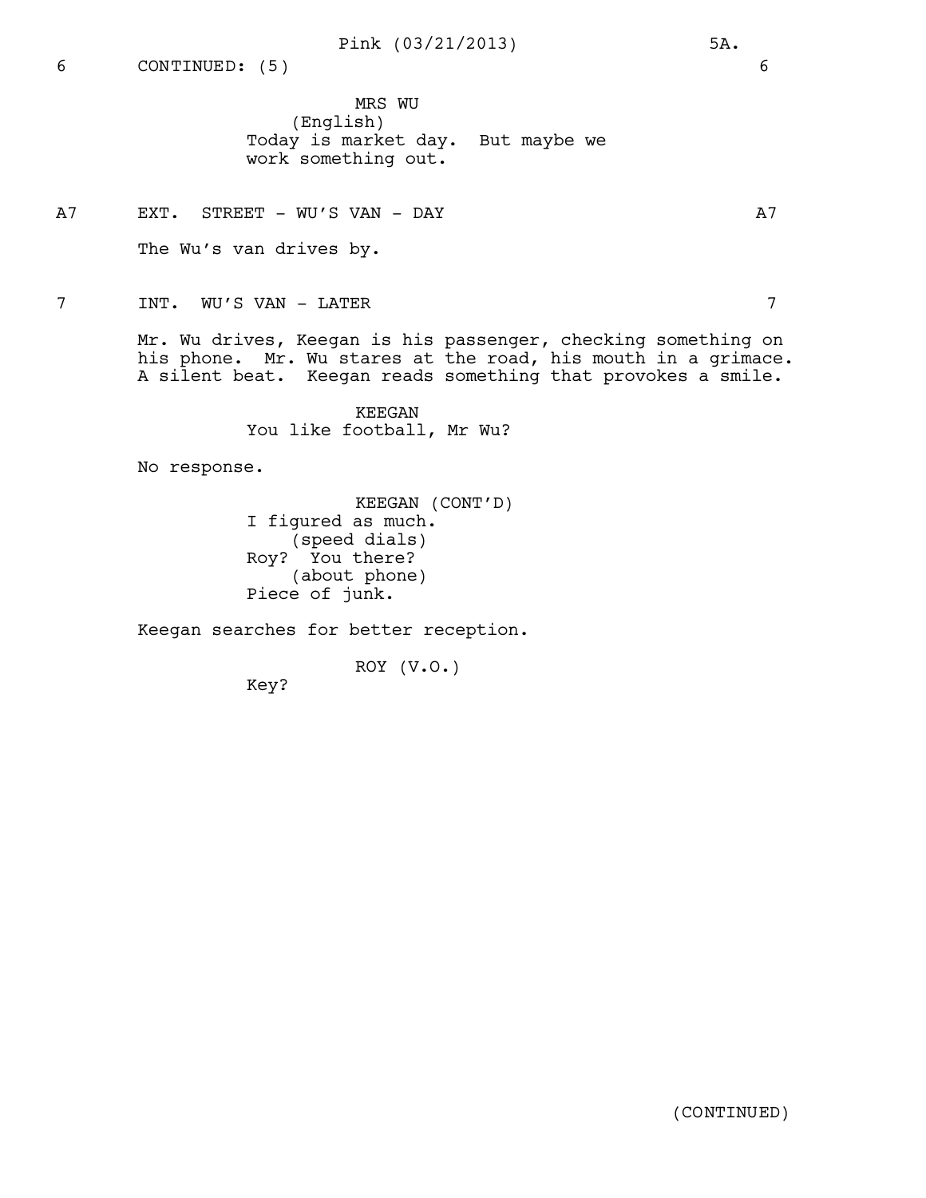6 CONTINUED: (5) 6

MRS WU
(English)
Today is market day. But maybe we work something out.

A7 EXT. STREET - WU'S VAN - DAY A7

The Wu's van drives by.

7 INT. WU'S VAN - LATER 7

Mr. Wu drives, Keegan is his passenger, checking something on his phone. Mr. Wu stares at the road, his mouth in a grimace. A silent beat. Keegan reads something that provokes a smile.

KEEGAN
You like football, Mr Wu?

No response.

KEEGAN (CONT'D)
I figured as much.
(speed dials)
Roy? You there?
(about phone)
Piece of junk.

Keegan searches for better reception.

ROY (V.O.)
Key?

(CONTINUED)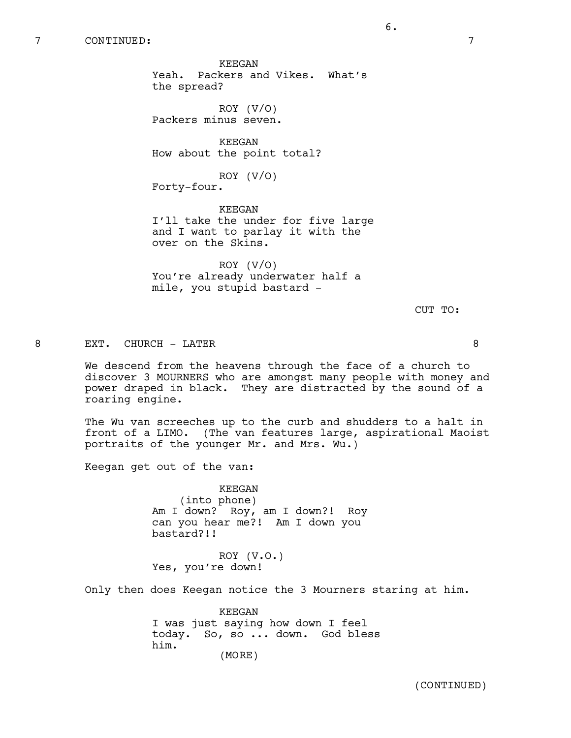7 CONTINUED: 7

KEEGAN
Yeah. Packers and Vikes. What's the spread?

ROY (V/O)
Packers minus seven.

KEEGAN
How about the point total?

ROY (V/O)
Forty-four.

KEEGAN
I'll take the under for five large and I want to parlay it with the over on the Skins.

ROY (V/O)
You're already underwater half a mile, you stupid bastard -

CUT TO:

8 EXT. CHURCH - LATER 8

We descend from the heavens through the face of a church to discover 3 MOURNERS who are amongst many people with money and power draped in black. They are distracted by the sound of a roaring engine.

The Wu van screeches up to the curb and shudders to a halt in front of a LIMO. (The van features large, aspirational Maoist portraits of the younger Mr. and Mrs. Wu.)

Keegan get out of the van:

KEEGAN
(into phone)
Am I down? Roy, am I down?! Roy can you hear me?! Am I down you bastard?!!

ROY (V.O.)
Yes, you're down!

Only then does Keegan notice the 3 Mourners staring at him.

KEEGAN
I was just saying how down I feel today. So, so ... down. God bless him.
(MORE)

(CONTINUED)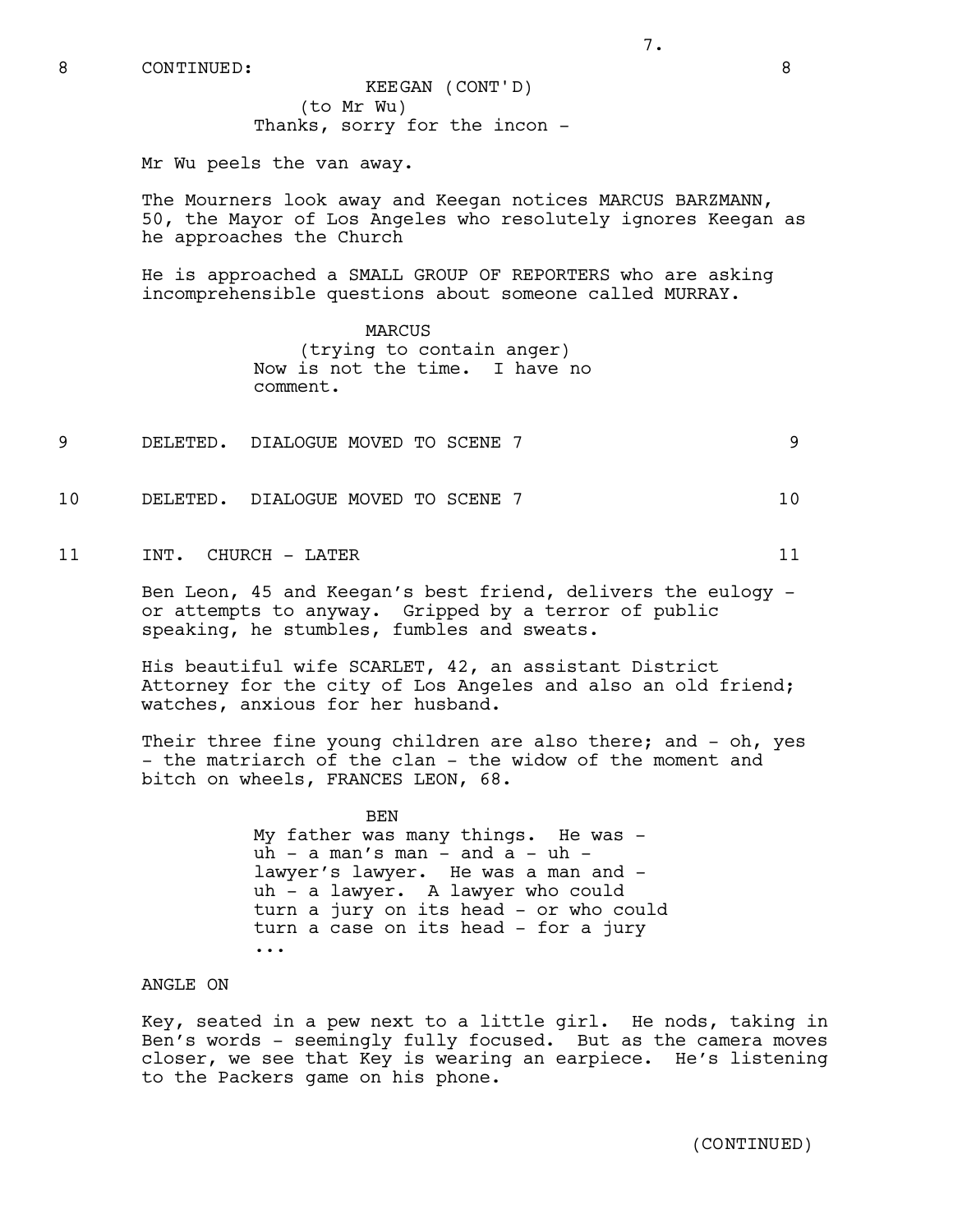8 CONTINUED: 8

KEEGAN (CONT'D)
(to Mr Wu)
Thanks, sorry for the incon -

Mr Wu peels the van away.

The Mourners look away and Keegan notices MARCUS BARZMANN, 50, the Mayor of Los Angeles who resolutely ignores Keegan as he approaches the Church

He is approached a SMALL GROUP OF REPORTERS who are asking incomprehensible questions about someone called MURRAY.

MARCUS
(trying to contain anger)
Now is not the time. I have no comment.

9 DELETED. DIALOGUE MOVED TO SCENE 7 9

10 DELETED. DIALOGUE MOVED TO SCENE 7 10

11 INT. CHURCH - LATER 11

Ben Leon, 45 and Keegan's best friend, delivers the eulogy - or attempts to anyway. Gripped by a terror of public speaking, he stumbles, fumbles and sweats.

His beautiful wife SCARLET, 42, an assistant District Attorney for the city of Los Angeles and also an old friend; watches, anxious for her husband.

Their three fine young children are also there; and - oh, yes - the matriarch of the clan - the widow of the moment and bitch on wheels, FRANCES LEON, 68.

BEN
My father was many things. He was - uh - a man's man - and a - uh - lawyer's lawyer. He was a man and - uh - a lawyer. A lawyer who could turn a jury on its head - or who could turn a case on its head - for a jury ...

ANGLE ON

Key, seated in a pew next to a little girl. He nods, taking in Ben's words - seemingly fully focused. But as the camera moves closer, we see that Key is wearing an earpiece. He's listening to the Packers game on his phone.

(CONTINUED)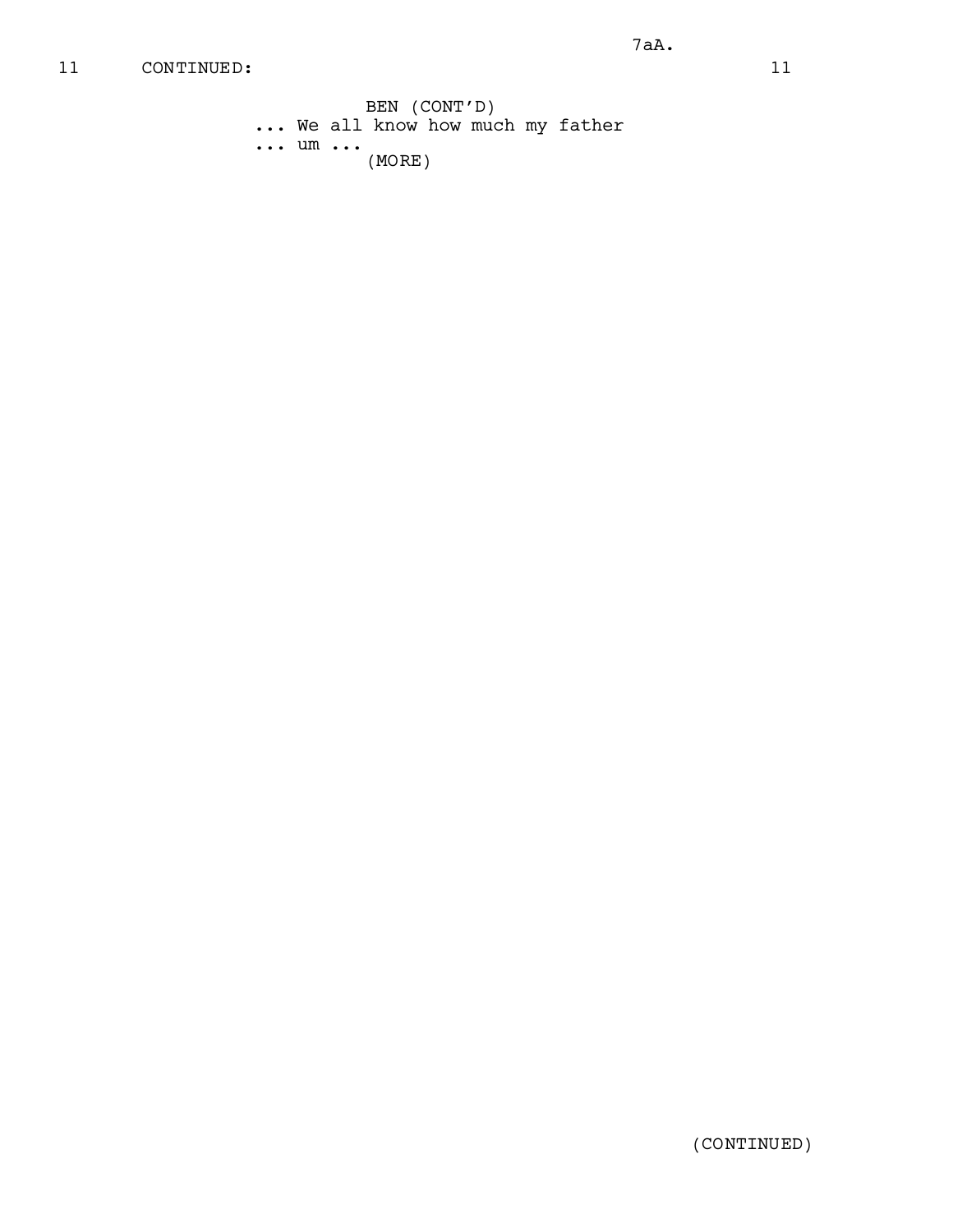11 CONTINUED: 11

BEN (CONT'D)
... We all know how much my father
... um ...
(MORE)

(CONTINUED)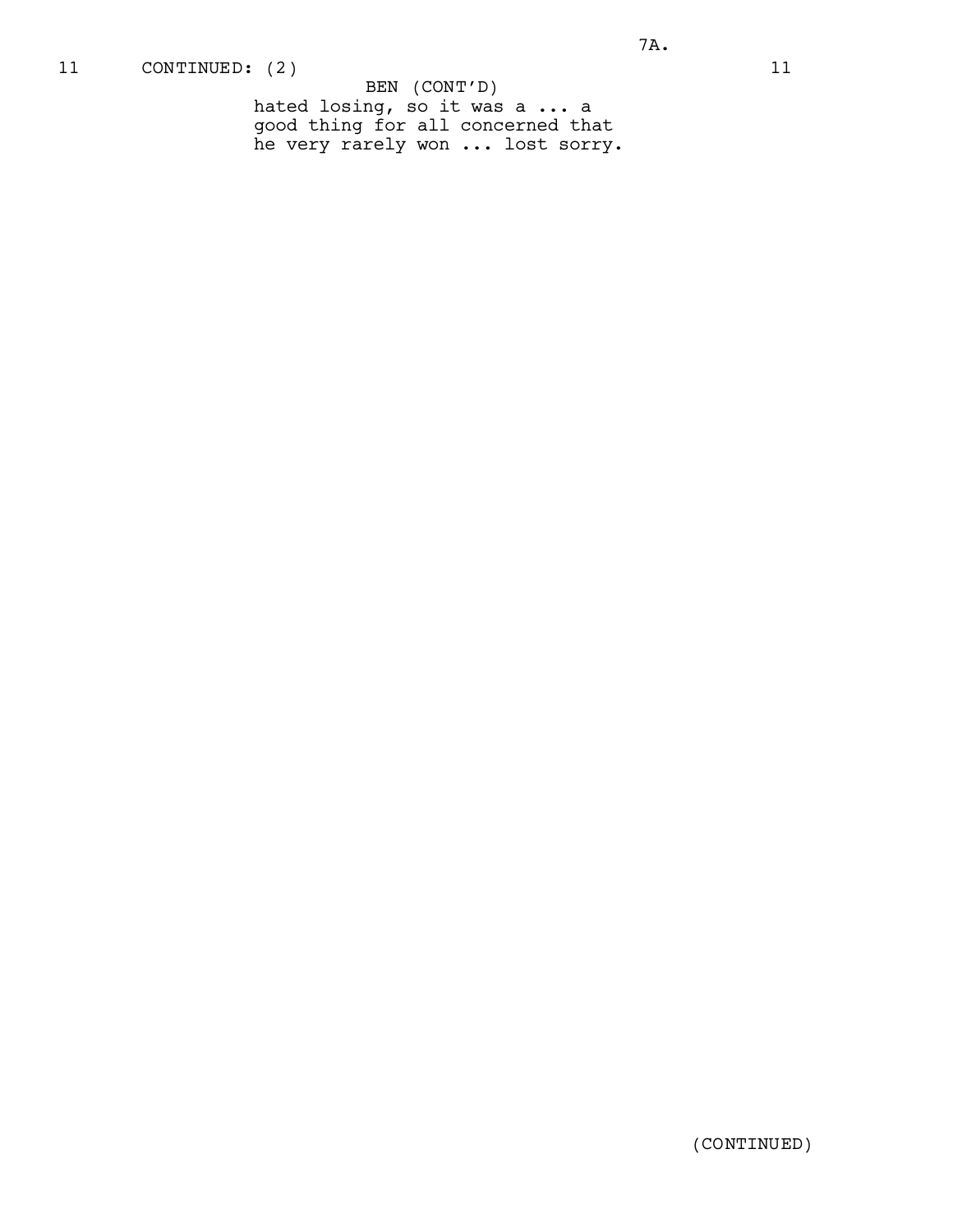11 CONTINUED: (2) 11

BEN (CONT'D)
hated losing, so it was a ... a
good thing for all concerned that
he very rarely won ... lost sorry.

(CONTINUED)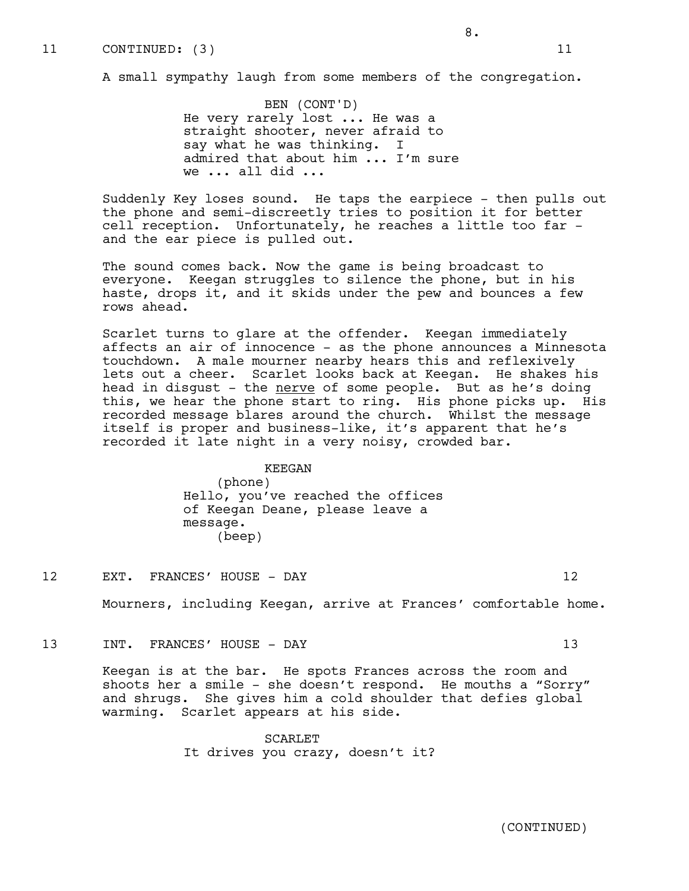11 CONTINUED: (3) 11

A small sympathy laugh from some members of the congregation.

BEN (CONT'D)
He very rarely lost ... He was a straight shooter, never afraid to say what he was thinking. I admired that about him ... I'm sure we ... all did ...

Suddenly Key loses sound. He taps the earpiece - then pulls out the phone and semi-discreetly tries to position it for better cell reception. Unfortunately, he reaches a little too far - and the ear piece is pulled out.

The sound comes back. Now the game is being broadcast to everyone. Keegan struggles to silence the phone, but in his haste, drops it, and it skids under the pew and bounces a few rows ahead.

Scarlet turns to glare at the offender. Keegan immediately affects an air of innocence - as the phone announces a Minnesota touchdown. A male mourner nearby hears this and reflexively lets out a cheer. Scarlet looks back at Keegan. He shakes his head in disgust - the <u>nerve</u> of some people. But as he's doing this, we hear the phone start to ring. His phone picks up. His recorded message blares around the church. Whilst the message itself is proper and business-like, it's apparent that he's recorded it late night in a very noisy, crowded bar.

KEEGAN
(phone)
Hello, you've reached the offices of Keegan Deane, please leave a message.
(beep)

12 EXT. FRANCES' HOUSE - DAY 12

Mourners, including Keegan, arrive at Frances' comfortable home.

13 INT. FRANCES' HOUSE - DAY 13

Keegan is at the bar. He spots Frances across the room and shoots her a smile - she doesn't respond. He mouths a "Sorry" and shrugs. She gives him a cold shoulder that defies global warming. Scarlet appears at his side.

SCARLET
It drives you crazy, doesn't it?

(CONTINUED)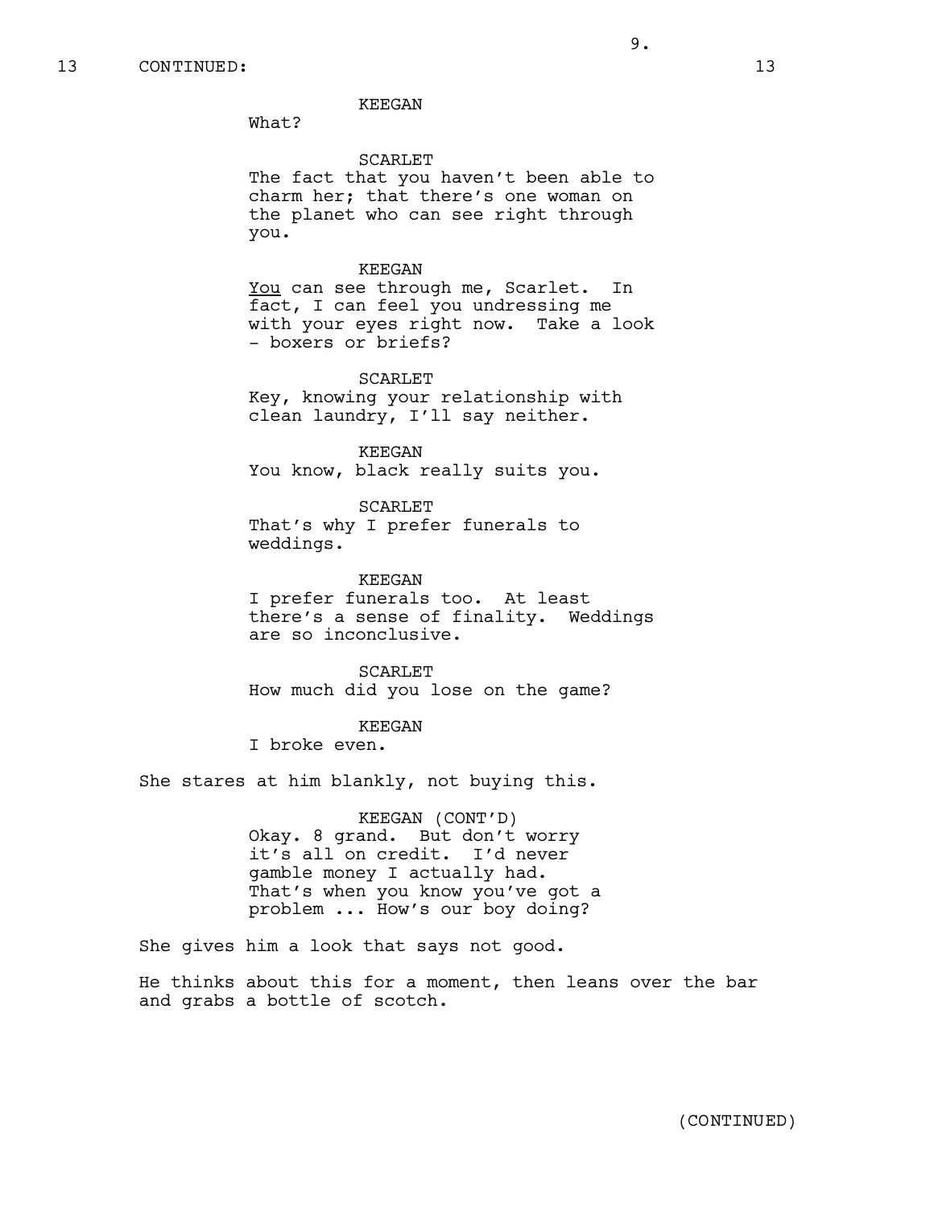13 CONTINUED: 13

KEEGAN
What?

SCARLET
The fact that you haven't been able to charm her; that there's one woman on the planet who can see right through you.

KEEGAN
<u>You</u> can see through me, Scarlet. In fact, I can feel you undressing me with your eyes right now. Take a look - boxers or briefs?

SCARLET
Key, knowing your relationship with clean laundry, I'll say neither.

KEEGAN
You know, black really suits you.

SCARLET
That's why I prefer funerals to weddings.

KEEGAN
I prefer funerals too. At least there's a sense of finality. Weddings are so inconclusive.

SCARLET
How much did you lose on the game?

KEEGAN
I broke even.

She stares at him blankly, not buying this.

KEEGAN (CONT'D)
Okay. 8 grand. But don't worry it's all on credit. I'd never gamble money I actually had. That's when you know you've got a problem ... How's our boy doing?

She gives him a look that says not good.

He thinks about this for a moment, then leans over the bar and grabs a bottle of scotch.

(CONTINUED)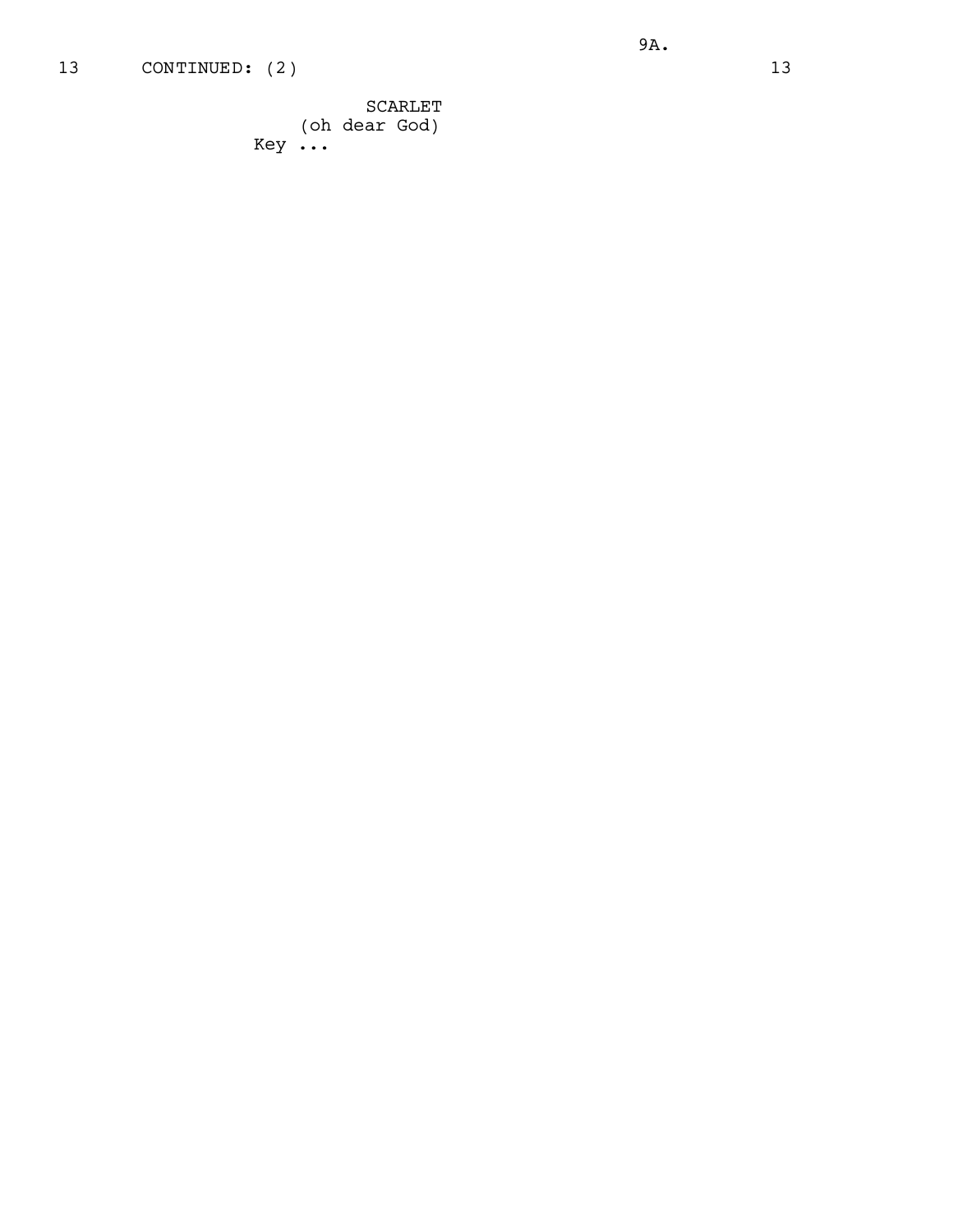13 CONTINUED: (2) 13

SCARLET
(oh dear God)
Key ...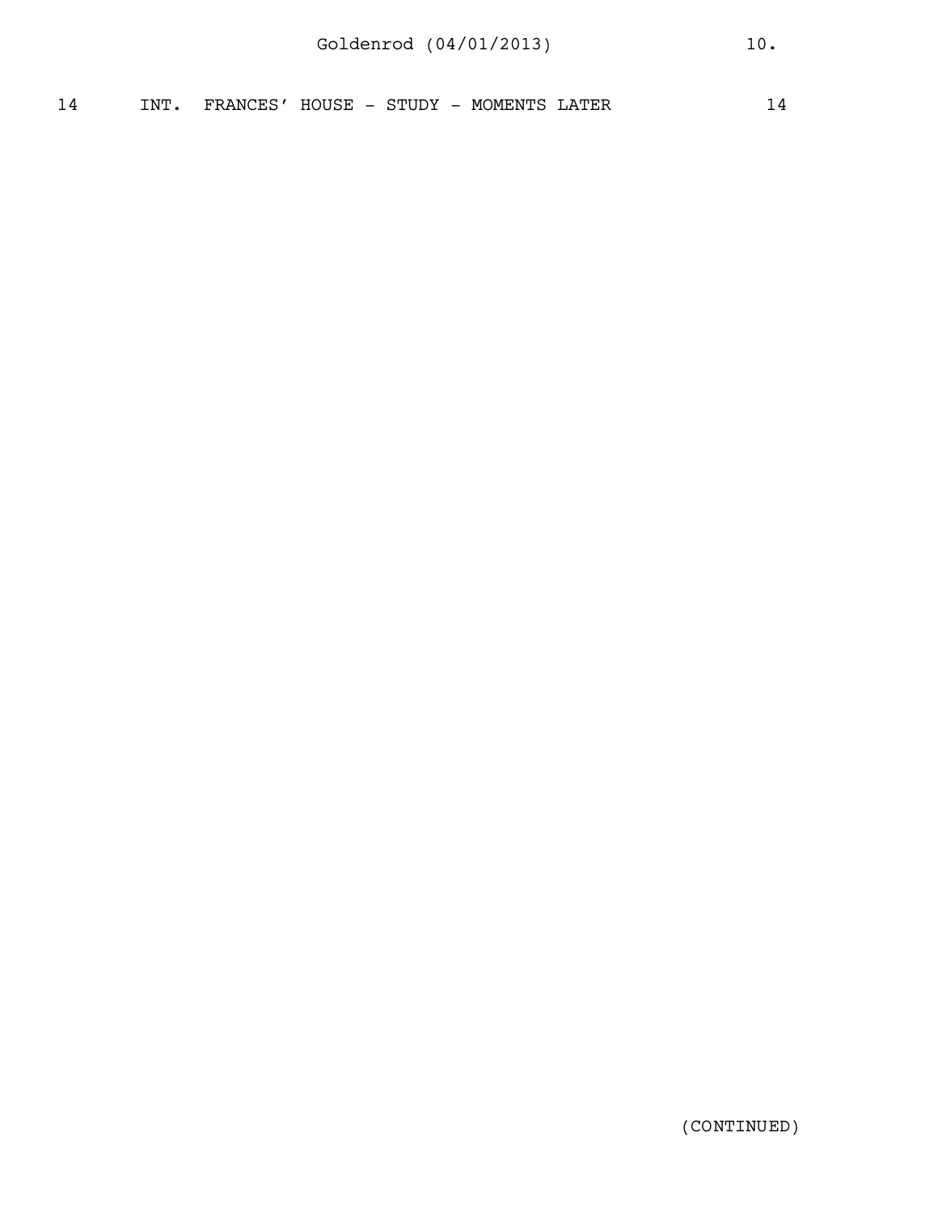14 INT. FRANCES' HOUSE - STUDY - MOMENTS LATER 14

(CONTINUED)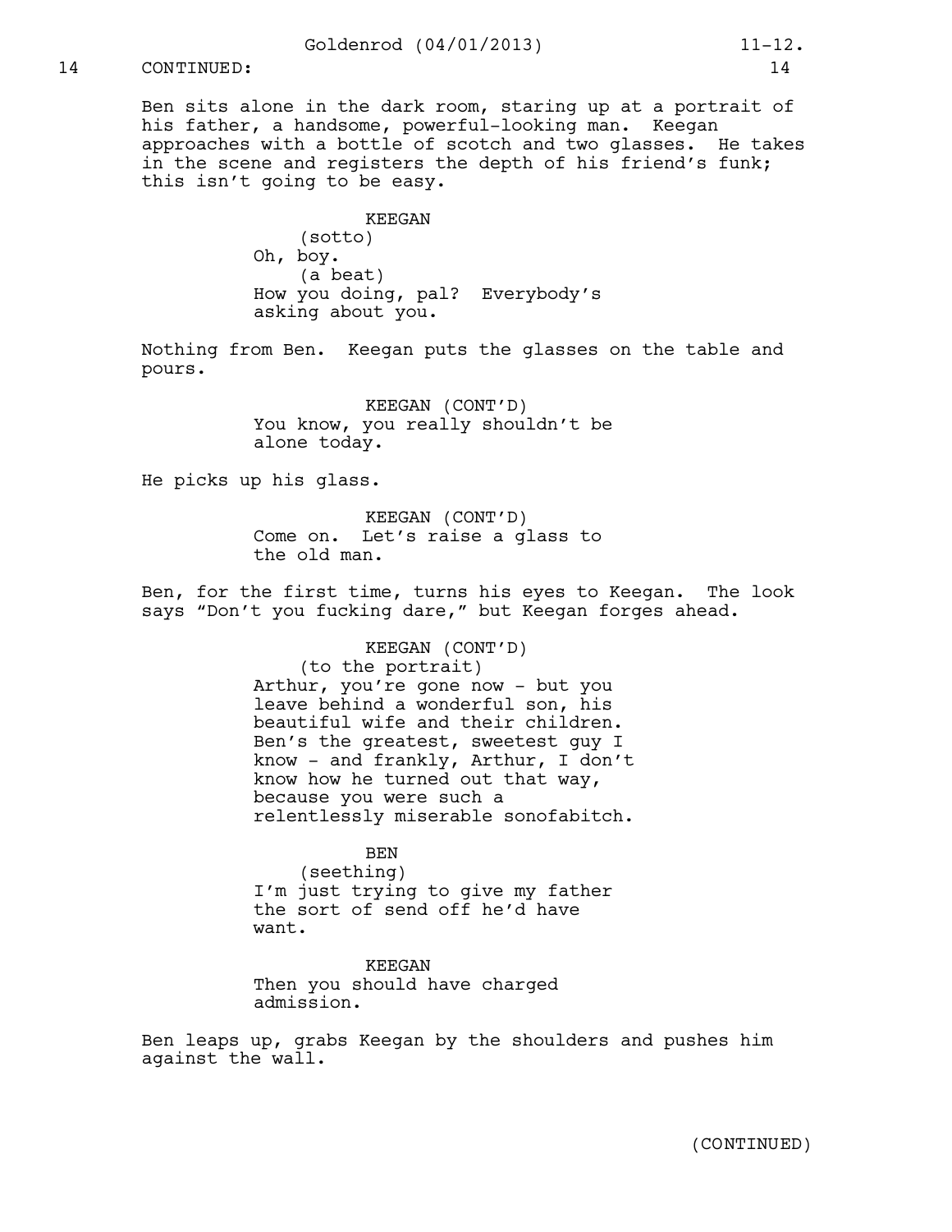14 CONTINUED: 14

Ben sits alone in the dark room, staring up at a portrait of his father, a handsome, powerful-looking man. Keegan approaches with a bottle of scotch and two glasses. He takes in the scene and registers the depth of his friend's funk; this isn't going to be easy.

KEEGAN
(sotto)
Oh, boy.
(a beat)
How you doing, pal? Everybody's asking about you.

Nothing from Ben. Keegan puts the glasses on the table and pours.

KEEGAN (CONT'D)
You know, you really shouldn't be alone today.

He picks up his glass.

KEEGAN (CONT'D)
Come on. Let's raise a glass to the old man.

Ben, for the first time, turns his eyes to Keegan. The look says "Don't you fucking dare," but Keegan forges ahead.

KEEGAN (CONT'D)
(to the portrait)
Arthur, you're gone now - but you leave behind a wonderful son, his beautiful wife and their children. Ben's the greatest, sweetest guy I know - and frankly, Arthur, I don't know how he turned out that way, because you were such a relentlessly miserable sonofabitch.

BEN
(seething)
I'm just trying to give my father the sort of send off he'd have want.

KEEGAN
Then you should have charged admission.

Ben leaps up, grabs Keegan by the shoulders and pushes him against the wall.

(CONTINUED)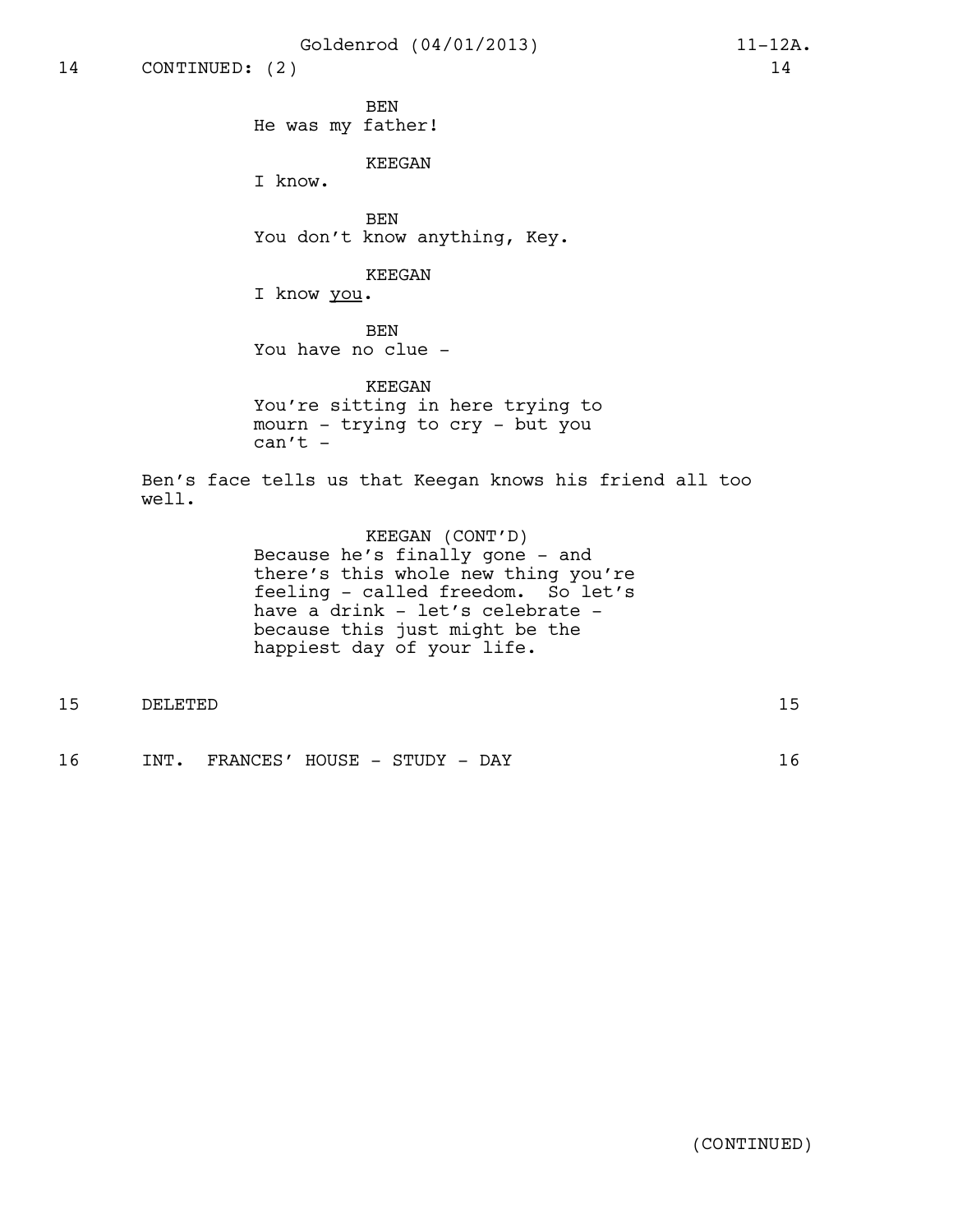14 CONTINUED: (2) 14

BEN
He was my father!

KEEGAN
I know.

BEN
You don't know anything, Key.

KEEGAN
I know <u>you</u>.

BEN
You have no clue -

KEEGAN
You're sitting in here trying to mourn - trying to cry - but you can't -

Ben's face tells us that Keegan knows his friend all too well.

KEEGAN (CONT'D)
Because he's finally gone - and there's this whole new thing you're feeling - called freedom. So let's have a drink - let's celebrate - because this just might be the happiest day of your life.

15 DELETED 15

16 INT. FRANCES' HOUSE - STUDY - DAY 16

(CONTINUED)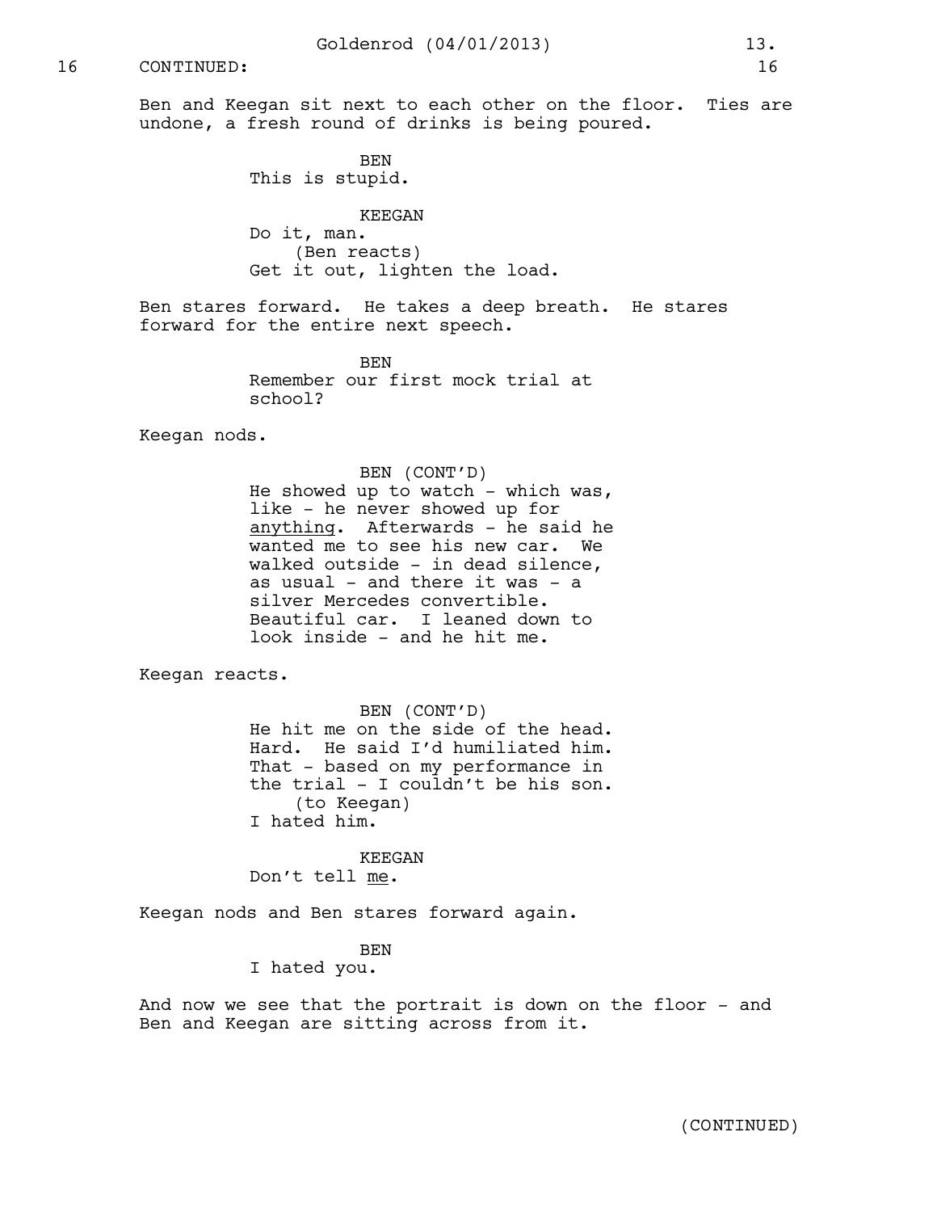16 CONTINUED: 16

Ben and Keegan sit next to each other on the floor. Ties are undone, a fresh round of drinks is being poured.

BEN
This is stupid.

KEEGAN
Do it, man.
(Ben reacts)
Get it out, lighten the load.

Ben stares forward. He takes a deep breath. He stares forward for the entire next speech.

BEN
Remember our first mock trial at school?

Keegan nods.

BEN (CONT'D)
He showed up to watch - which was, like - he never showed up for anything. Afterwards - he said he wanted me to see his new car. We walked outside - in dead silence, as usual - and there it was - a silver Mercedes convertible. Beautiful car. I leaned down to look inside - and he hit me.

Keegan reacts.

BEN (CONT'D)
He hit me on the side of the head. Hard. He said I'd humiliated him. That - based on my performance in the trial - I couldn't be his son.
(to Keegan)
I hated him.

KEEGAN
Don't tell me.

Keegan nods and Ben stares forward again.

BEN
I hated you.

And now we see that the portrait is down on the floor - and Ben and Keegan are sitting across from it.

(CONTINUED)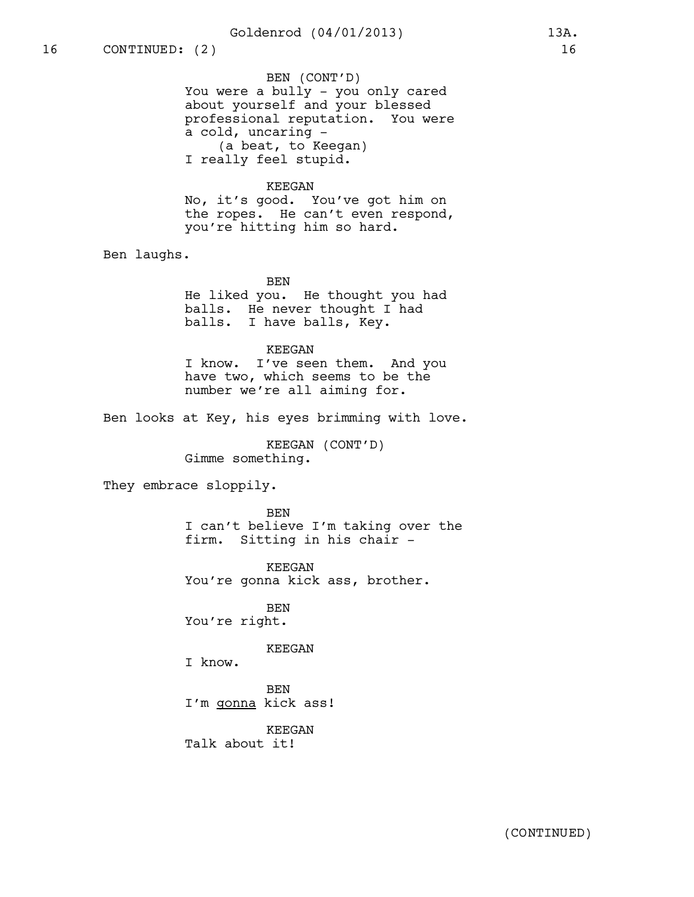16 CONTINUED: (2) 16

BEN (CONT'D)
You were a bully - you only cared about yourself and your blessed professional reputation. You were a cold, uncaring -
(a beat, to Keegan)
I really feel stupid.

KEEGAN
No, it's good. You've got him on the ropes. He can't even respond, you're hitting him so hard.

Ben laughs.

BEN
He liked you. He thought you had balls. He never thought I had balls. I have balls, Key.

KEEGAN
I know. I've seen them. And you have two, which seems to be the number we're all aiming for.

Ben looks at Key, his eyes brimming with love.

KEEGAN (CONT'D)
Gimme something.

They embrace sloppily.

BEN
I can't believe I'm taking over the firm. Sitting in his chair -

KEEGAN
You're gonna kick ass, brother.

BEN
You're right.

KEEGAN
I know.

BEN
I'm <u>gonna</u> kick ass!

KEEGAN
Talk about it!

(CONTINUED)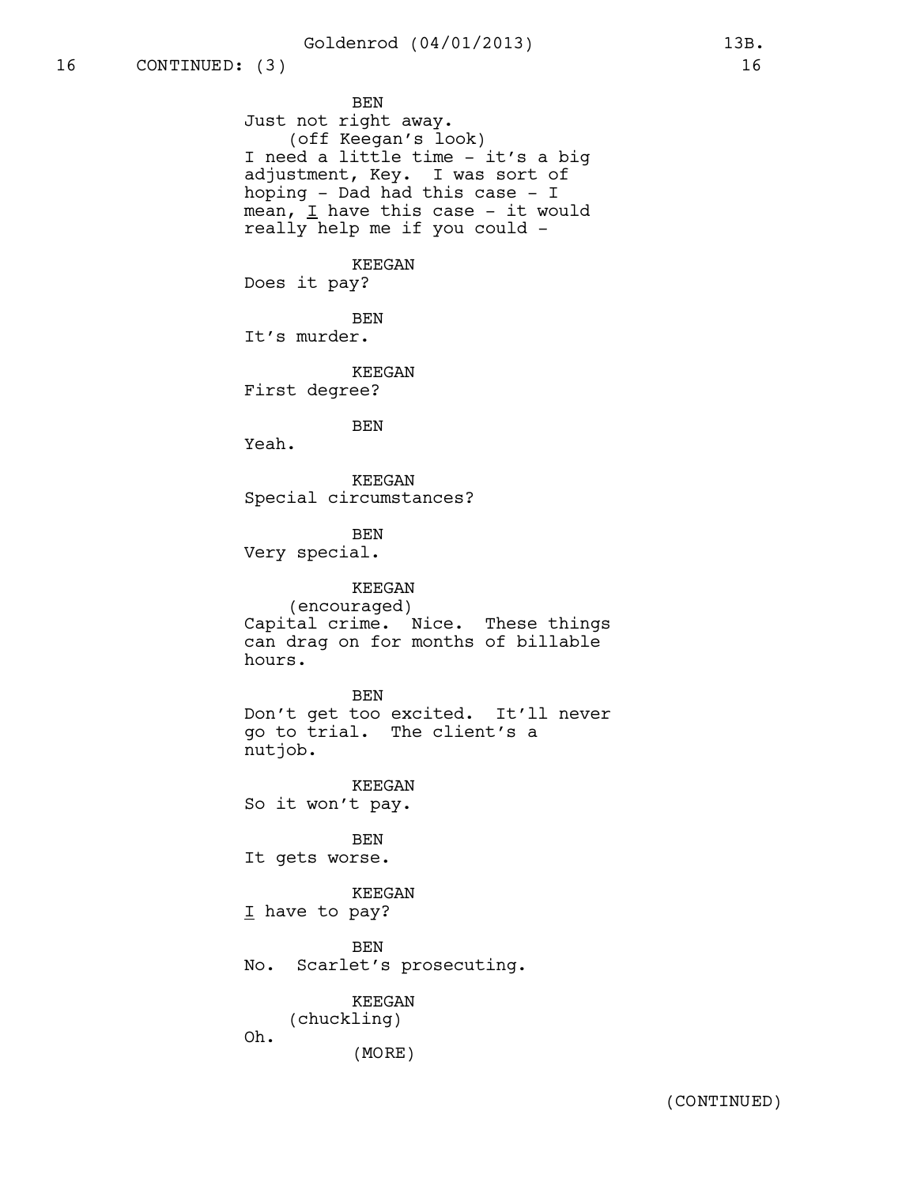16 CONTINUED: (3) 16

BEN
Just not right away.
(off Keegan's look)
I need a little time - it's a big adjustment, Key. I was sort of hoping - Dad had this case - I mean, _I_ have this case - it would really help me if you could -

KEEGAN
Does it pay?

BEN
It's murder.

KEEGAN
First degree?

BEN
Yeah.

KEEGAN
Special circumstances?

BEN
Very special.

KEEGAN
(encouraged)
Capital crime. Nice. These things can drag on for months of billable hours.

BEN
Don't get too excited. It'll never go to trial. The client's a nutjob.

KEEGAN
So it won't pay.

BEN
It gets worse.

KEEGAN
_I_ have to pay?

BEN
No. Scarlet's prosecuting.

KEEGAN
(chuckling)
Oh.
(MORE)

(CONTINUED)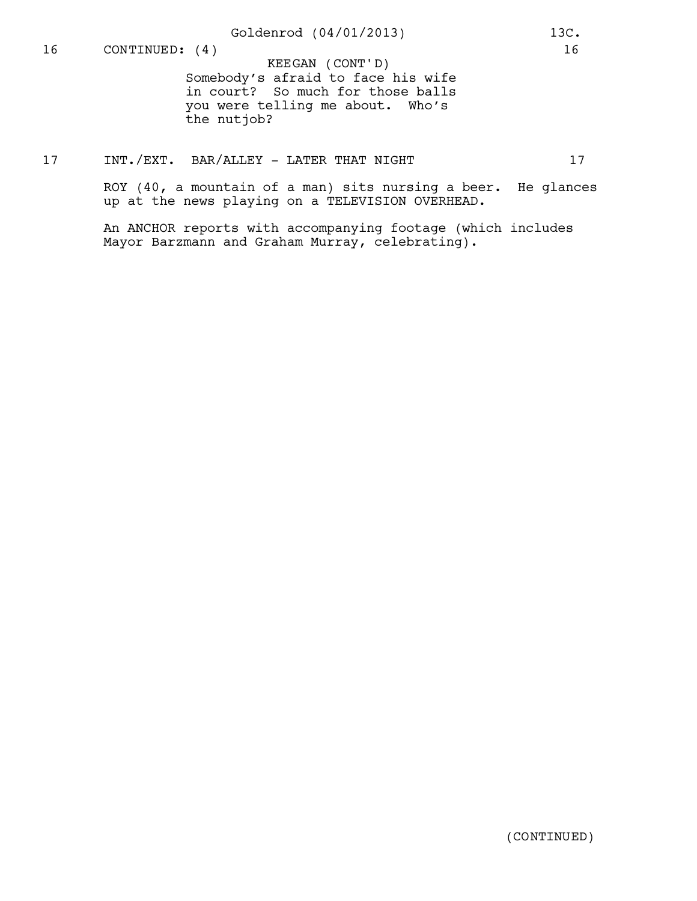16 CONTINUED: (4) 16

KEEGAN (CONT'D)
Somebody's afraid to face his wife in court? So much for those balls you were telling me about. Who's the nutjob?

17 INT./EXT. BAR/ALLEY - LATER THAT NIGHT 17

ROY (40, a mountain of a man) sits nursing a beer. He glances up at the news playing on a TELEVISION OVERHEAD.

An ANCHOR reports with accompanying footage (which includes Mayor Barzmann and Graham Murray, celebrating).

(CONTINUED)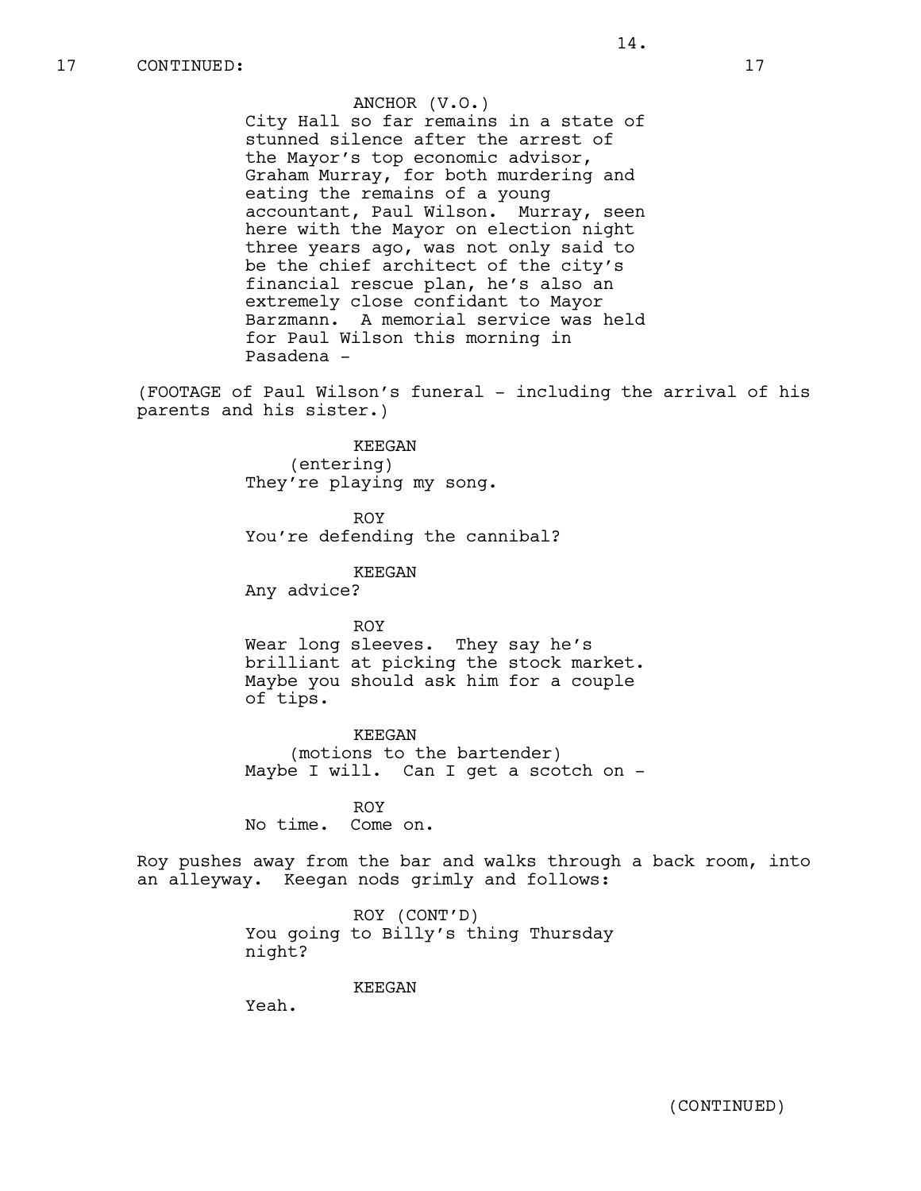17 CONTINUED: 17

ANCHOR (V.O.)
City Hall so far remains in a state of stunned silence after the arrest of the Mayor's top economic advisor, Graham Murray, for both murdering and eating the remains of a young accountant, Paul Wilson. Murray, seen here with the Mayor on election night three years ago, was not only said to be the chief architect of the city's financial rescue plan, he's also an extremely close confidant to Mayor Barzmann. A memorial service was held for Paul Wilson this morning in Pasadena -

(FOOTAGE of Paul Wilson's funeral - including the arrival of his parents and his sister.)

KEEGAN
(entering)
They're playing my song.

ROY
You're defending the cannibal?

KEEGAN
Any advice?

ROY
Wear long sleeves. They say he's brilliant at picking the stock market. Maybe you should ask him for a couple of tips.

KEEGAN
(motions to the bartender)
Maybe I will. Can I get a scotch on -

ROY
No time. Come on.

Roy pushes away from the bar and walks through a back room, into an alleyway. Keegan nods grimly and follows:

ROY (CONT'D)
You going to Billy's thing Thursday night?

KEEGAN
Yeah.

(CONTINUED)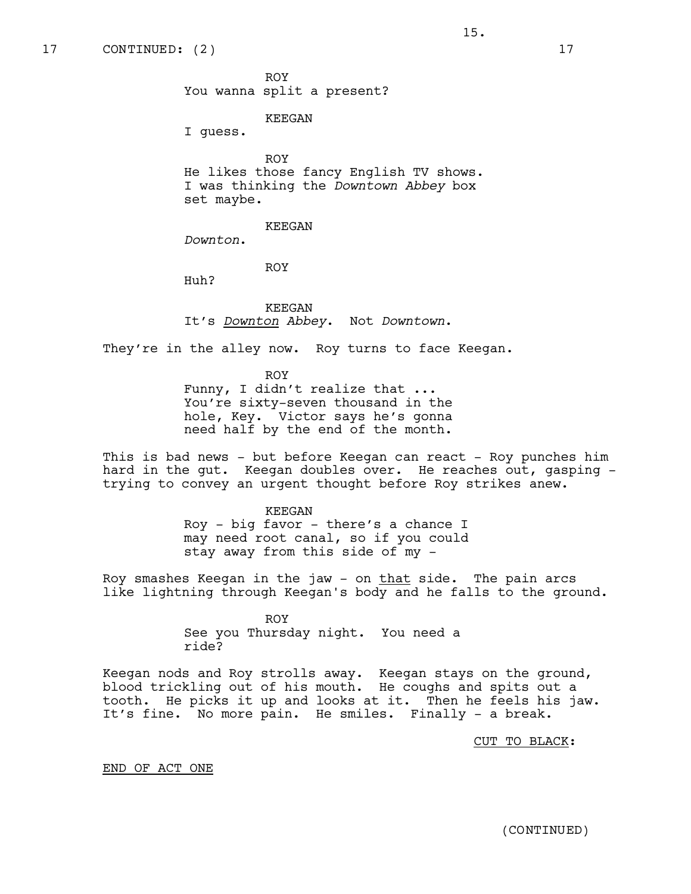17 CONTINUED: (2) 17

ROY
You wanna split a present?

KEEGAN
I guess.

ROY
He likes those fancy English TV shows. I was thinking the *Downtown Abbey* box set maybe.

KEEGAN
*Downton*.

ROY
Huh?

KEEGAN
It's *Downton Abbey*. Not *Downtown*.

They're in the alley now. Roy turns to face Keegan.

ROY
Funny, I didn't realize that ... You're sixty-seven thousand in the hole, Key. Victor says he's gonna need half by the end of the month.

This is bad news - but before Keegan can react - Roy punches him hard in the gut. Keegan doubles over. He reaches out, gasping - trying to convey an urgent thought before Roy strikes anew.

KEEGAN
Roy - big favor - there's a chance I may need root canal, so if you could stay away from this side of my -

Roy smashes Keegan in the jaw - on that side. The pain arcs like lightning through Keegan's body and he falls to the ground.

ROY
See you Thursday night. You need a ride?

Keegan nods and Roy strolls away. Keegan stays on the ground, blood trickling out of his mouth. He coughs and spits out a tooth. He picks it up and looks at it. Then he feels his jaw. It's fine. No more pain. He smiles. Finally - a break.

CUT TO BLACK:

END OF ACT ONE

(CONTINUED)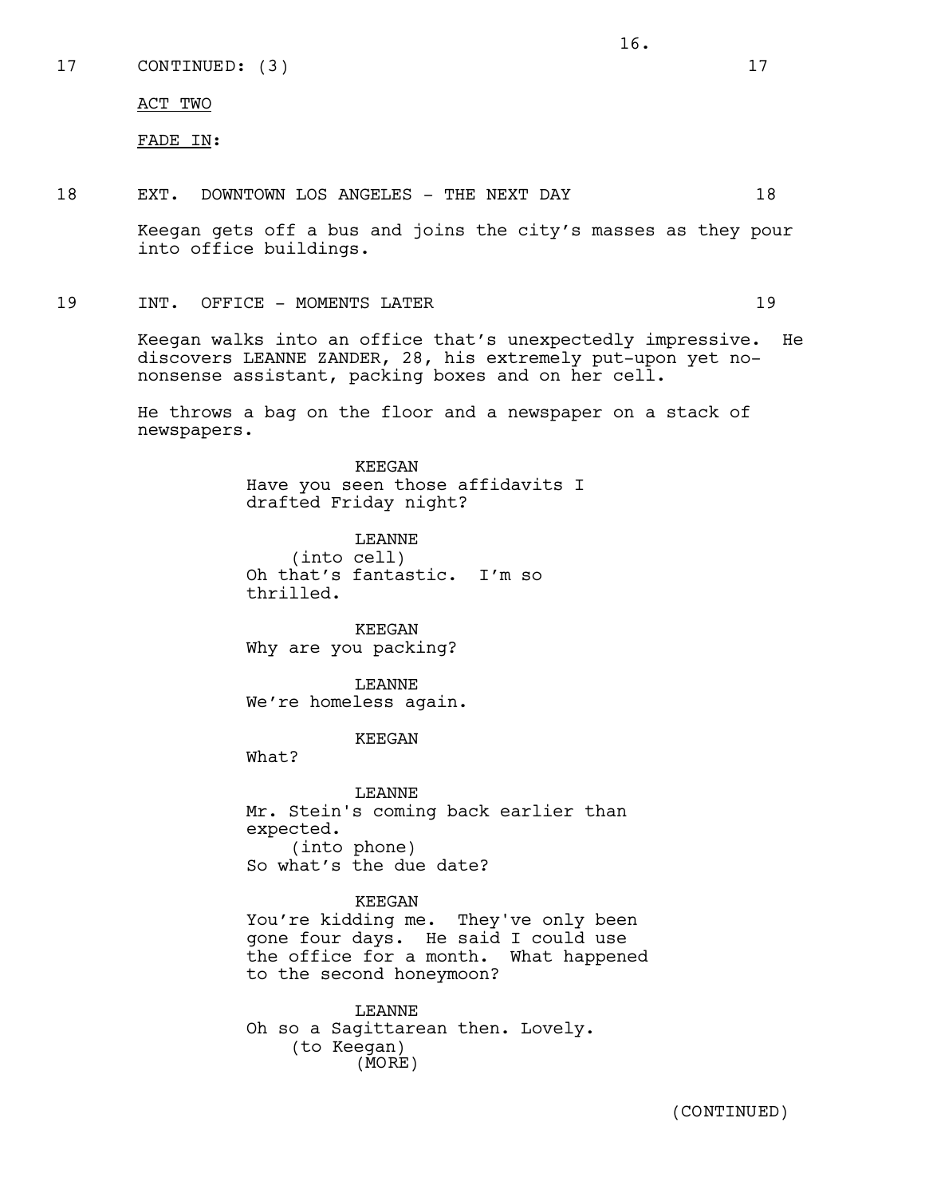17 CONTINUED: (3) 17

ACT TWO

FADE IN:

18 EXT. DOWNTOWN LOS ANGELES - THE NEXT DAY 18

Keegan gets off a bus and joins the city's masses as they pour into office buildings.

19 INT. OFFICE - MOMENTS LATER 19

Keegan walks into an office that's unexpectedly impressive. He discovers LEANNE ZANDER, 28, his extremely put-upon yet no-nonsense assistant, packing boxes and on her cell.

He throws a bag on the floor and a newspaper on a stack of newspapers.

KEEGAN
Have you seen those affidavits I drafted Friday night?

LEANNE
(into cell)
Oh that's fantastic. I'm so thrilled.

KEEGAN
Why are you packing?

LEANNE
We're homeless again.

KEEGAN
What?

LEANNE
Mr. Stein's coming back earlier than expected.
(into phone)
So what's the due date?

KEEGAN
You're kidding me. They've only been gone four days. He said I could use the office for a month. What happened to the second honeymoon?

LEANNE
Oh so a Sagittarean then. Lovely.
(to Keegan)
(MORE)

(CONTINUED)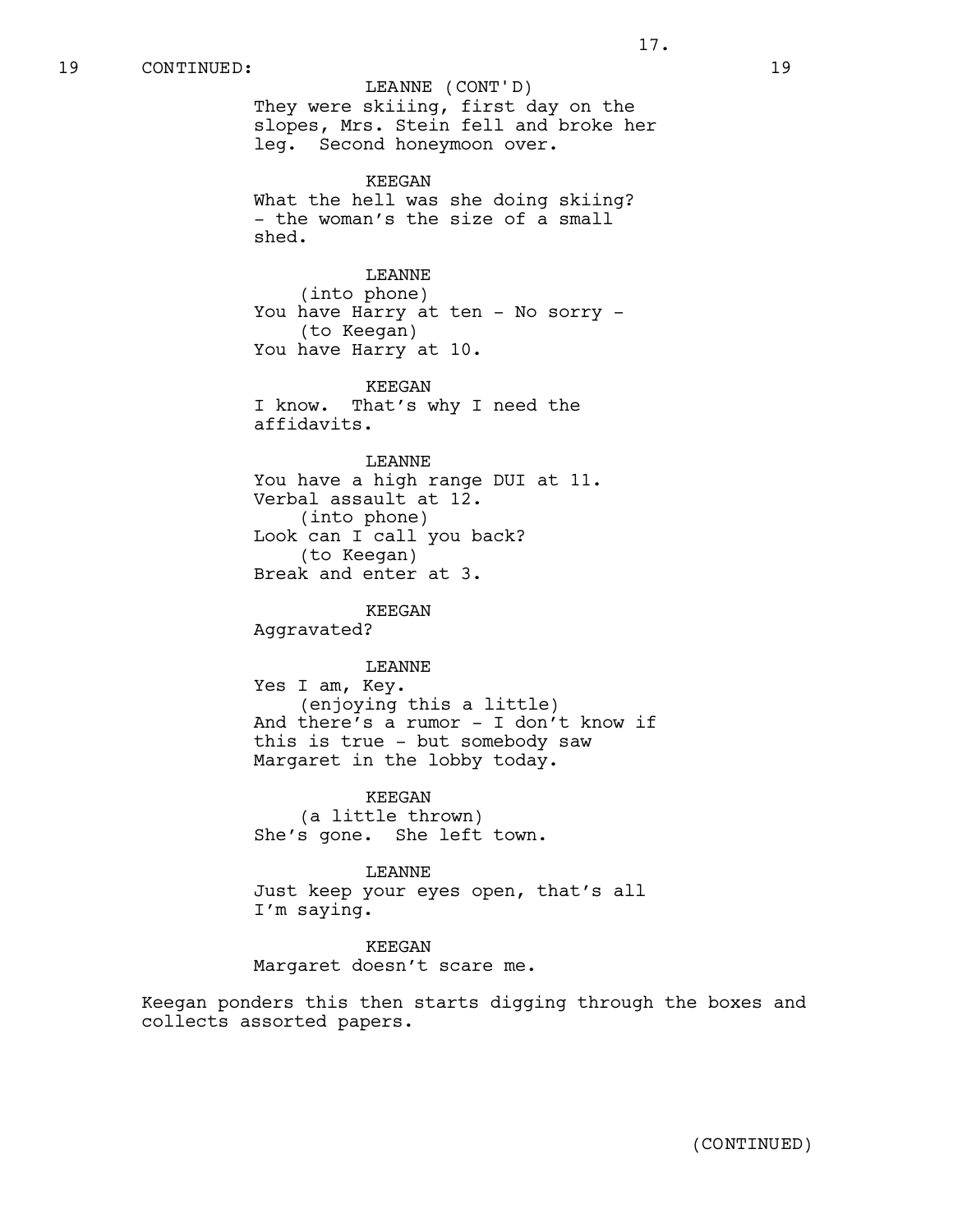19 CONTINUED: 19

LEANNE (CONT'D)
They were skiiing, first day on the slopes, Mrs. Stein fell and broke her leg. Second honeymoon over.

KEEGAN
What the hell was she doing skiing? - the woman's the size of a small shed.

LEANNE
(into phone)
You have Harry at ten - No sorry -
(to Keegan)
You have Harry at 10.

KEEGAN
I know. That's why I need the affidavits.

LEANNE
You have a high range DUI at 11. Verbal assault at 12.
(into phone)
Look can I call you back?
(to Keegan)
Break and enter at 3.

KEEGAN
Aggravated?

LEANNE
Yes I am, Key.
(enjoying this a little)
And there's a rumor - I don't know if this is true - but somebody saw Margaret in the lobby today.

KEEGAN
(a little thrown)
She's gone. She left town.

LEANNE
Just keep your eyes open, that's all I'm saying.

KEEGAN
Margaret doesn't scare me.

Keegan ponders this then starts digging through the boxes and collects assorted papers.

(CONTINUED)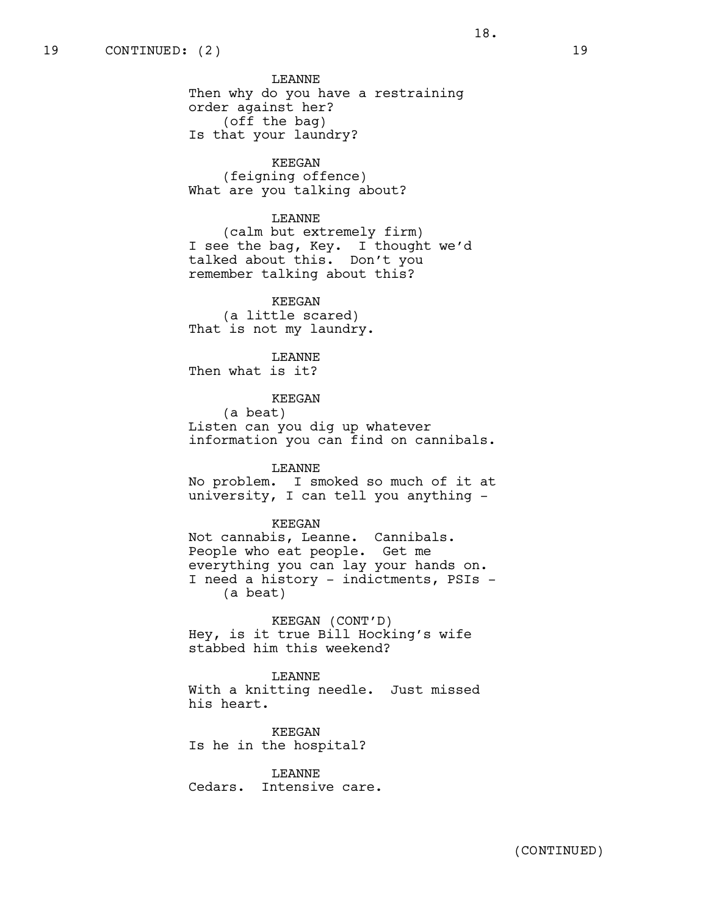19 CONTINUED: (2) 19

LEANNE
Then why do you have a restraining order against her?
(off the bag)
Is that your laundry?

KEEGAN
(feigning offence)
What are you talking about?

LEANNE
(calm but extremely firm)
I see the bag, Key. I thought we'd talked about this. Don't you remember talking about this?

KEEGAN
(a little scared)
That is not my laundry.

LEANNE
Then what is it?

KEEGAN
(a beat)
Listen can you dig up whatever information you can find on cannibals.

LEANNE
No problem. I smoked so much of it at university, I can tell you anything -

KEEGAN
Not cannabis, Leanne. Cannibals. People who eat people. Get me everything you can lay your hands on. I need a history - indictments, PSIs -
(a beat)

KEEGAN (CONT'D)
Hey, is it true Bill Hocking's wife stabbed him this weekend?

LEANNE
With a knitting needle. Just missed his heart.

KEEGAN
Is he in the hospital?

LEANNE
Cedars. Intensive care.

(CONTINUED)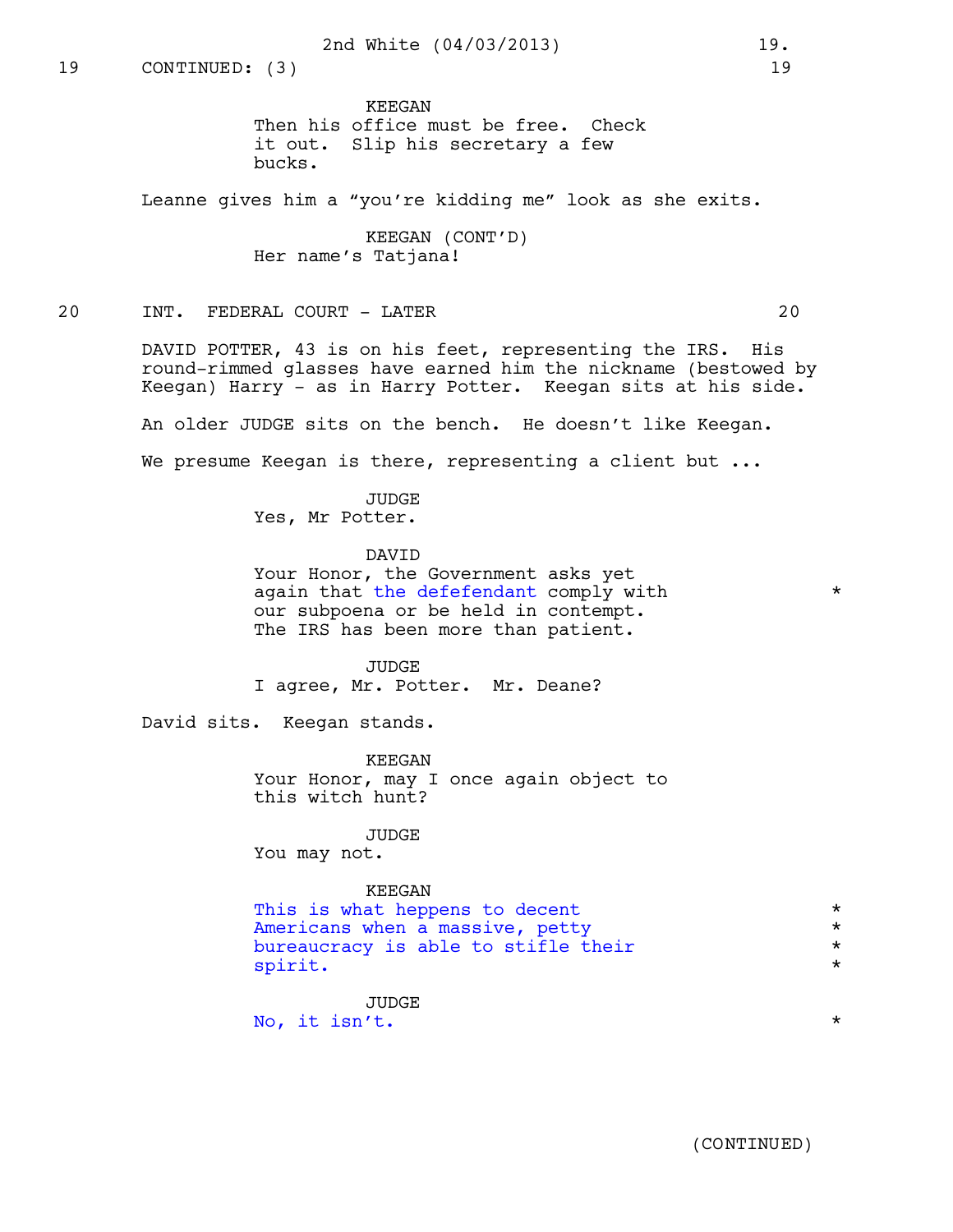19 CONTINUED: (3) 19

KEEGAN
Then his office must be free. Check it out. Slip his secretary a few bucks.

Leanne gives him a “you’re kidding me” look as she exits.

KEEGAN (CONT’D)
Her name’s Tatjana!

20 INT. FEDERAL COURT - LATER 20

DAVID POTTER, 43 is on his feet, representing the IRS. His round-rimmed glasses have earned him the nickname (bestowed by Keegan) Harry - as in Harry Potter. Keegan sits at his side.

An older JUDGE sits on the bench. He doesn’t like Keegan.

We presume Keegan is there, representing a client but ...

JUDGE
Yes, Mr Potter.

DAVID
Your Honor, the Government asks yet again that the defefendant comply with our subpoena or be held in contempt. The IRS has been more than patient. *

JUDGE
I agree, Mr. Potter. Mr. Deane?

David sits. Keegan stands.

KEEGAN
Your Honor, may I once again object to this witch hunt?

JUDGE
You may not.

KEEGAN
This is what heppens to decent Americans when a massive, petty bureaucracy is able to stifle their spirit. *

JUDGE
No, it isn’t. *

(CONTINUED)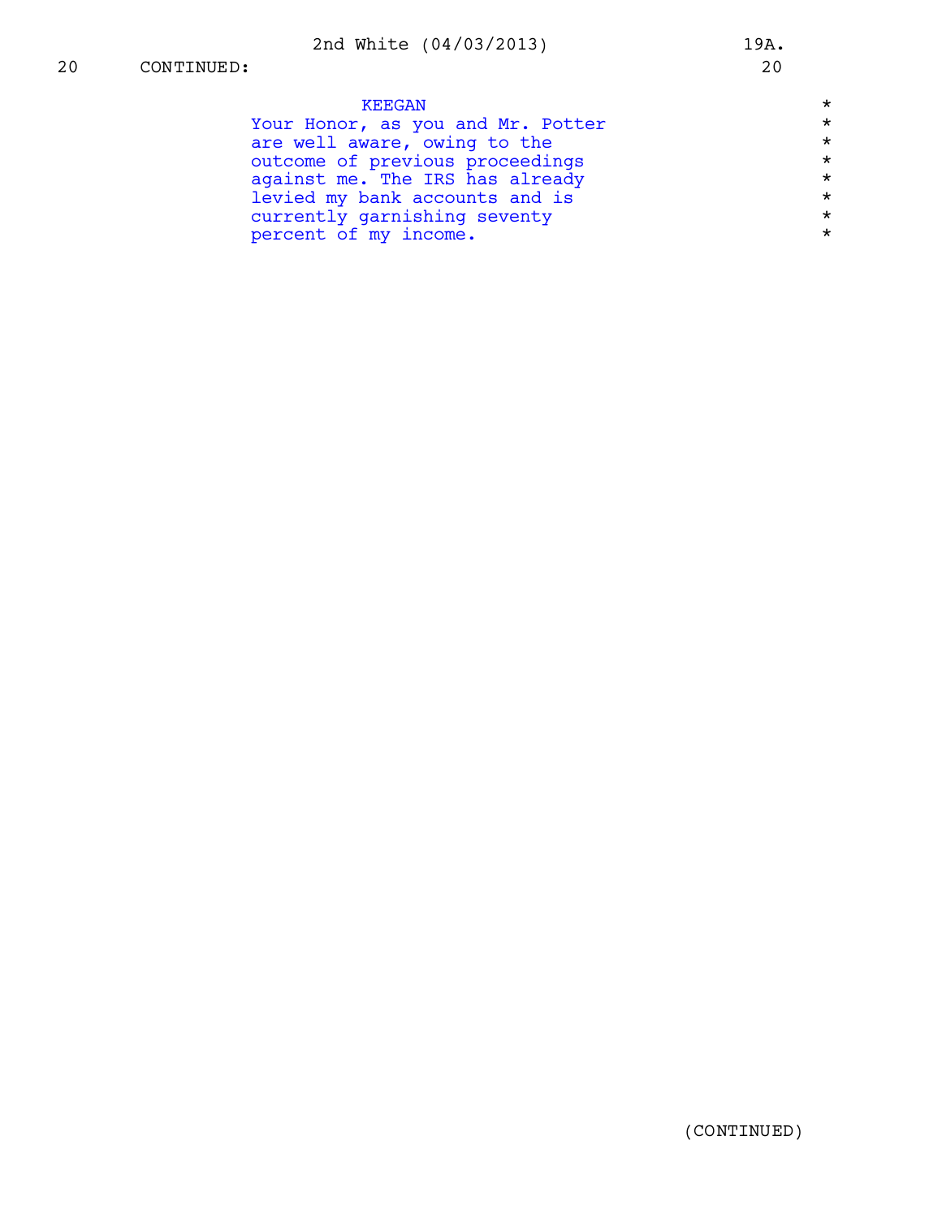20 CONTINUED: 20

KEEGAN

Your Honor, as you and Mr. Potter are well aware, owing to the outcome of previous proceedings against me. The IRS has already levied my bank accounts and is currently garnishing seventy percent of my income.

(CONTINUED)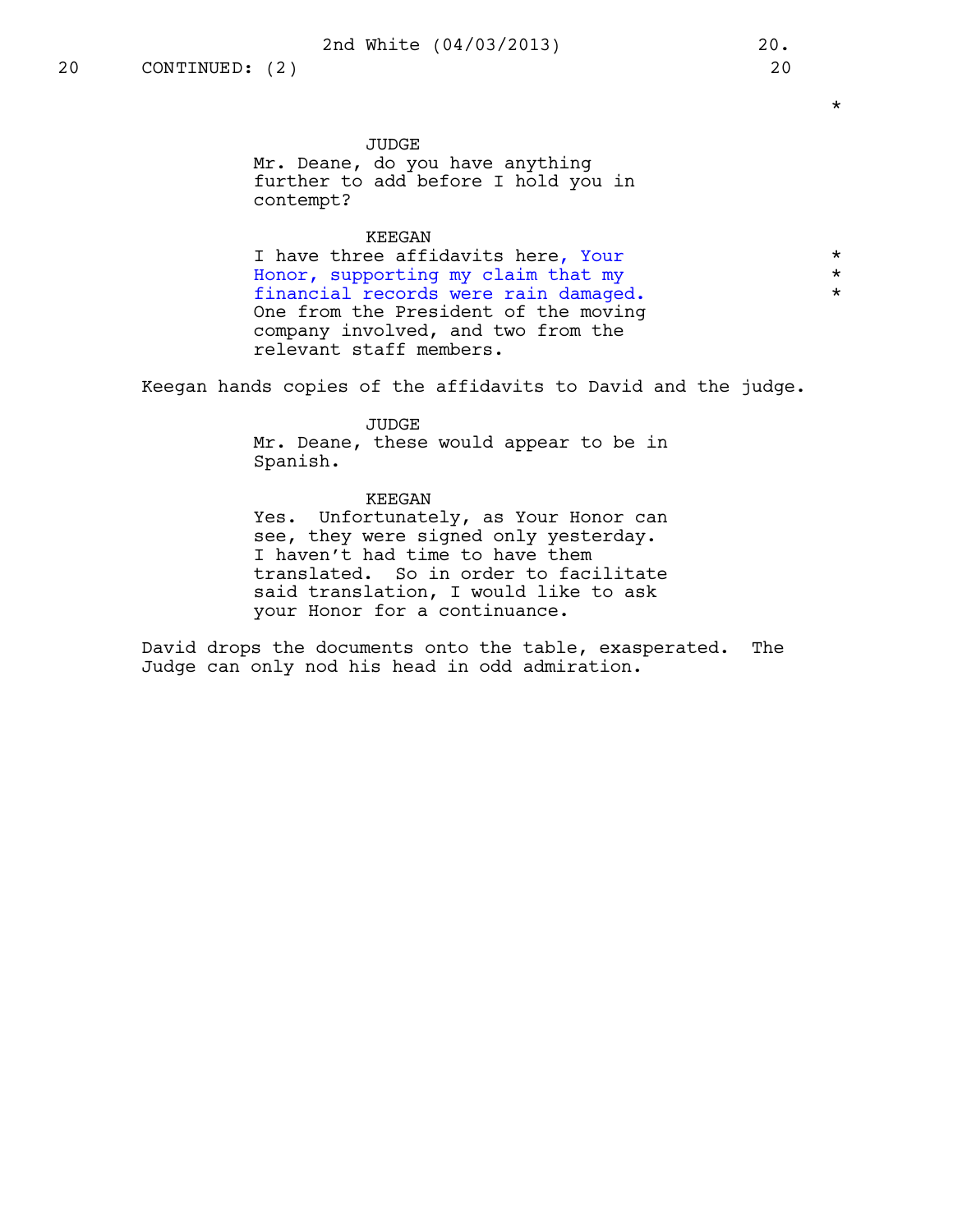20 CONTINUED: (2) 20

JUDGE
Mr. Deane, do you have anything further to add before I hold you in contempt?

KEEGAN
I have three affidavits here, Your Honor, supporting my claim that my financial records were rain damaged. One from the President of the moving company involved, and two from the relevant staff members.

Keegan hands copies of the affidavits to David and the judge.

JUDGE
Mr. Deane, these would appear to be in Spanish.

KEEGAN
Yes. Unfortunately, as Your Honor can see, they were signed only yesterday. I haven't had time to have them translated. So in order to facilitate said translation, I would like to ask your Honor for a continuance.

David drops the documents onto the table, exasperated. The Judge can only nod his head in odd admiration.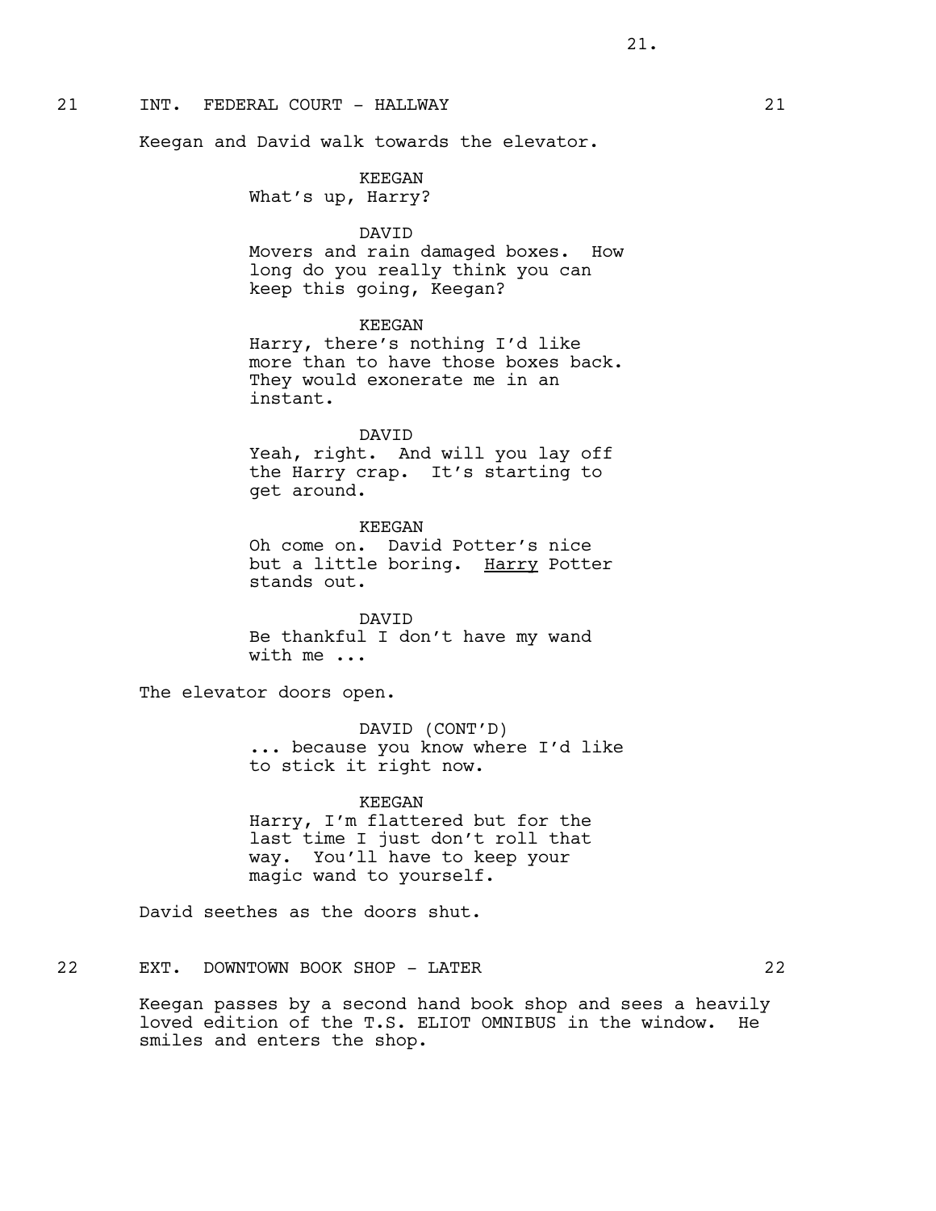21 INT. FEDERAL COURT - HALLWAY 21

Keegan and David walk towards the elevator.

KEEGAN
What's up, Harry?

DAVID
Movers and rain damaged boxes. How long do you really think you can keep this going, Keegan?

KEEGAN
Harry, there's nothing I'd like more than to have those boxes back. They would exonerate me in an instant.

DAVID
Yeah, right. And will you lay off the Harry crap. It's starting to get around.

KEEGAN
Oh come on. David Potter's nice but a little boring. <u>Harry</u> Potter stands out.

DAVID
Be thankful I don't have my wand with me ...

The elevator doors open.

DAVID (CONT'D)
... because you know where I'd like to stick it right now.

KEEGAN
Harry, I'm flattered but for the last time I just don't roll that way. You'll have to keep your magic wand to yourself.

David seethes as the doors shut.

22 EXT. DOWNTOWN BOOK SHOP - LATER 22

Keegan passes by a second hand book shop and sees a heavily loved edition of the T.S. ELIOT OMNIBUS in the window. He smiles and enters the shop.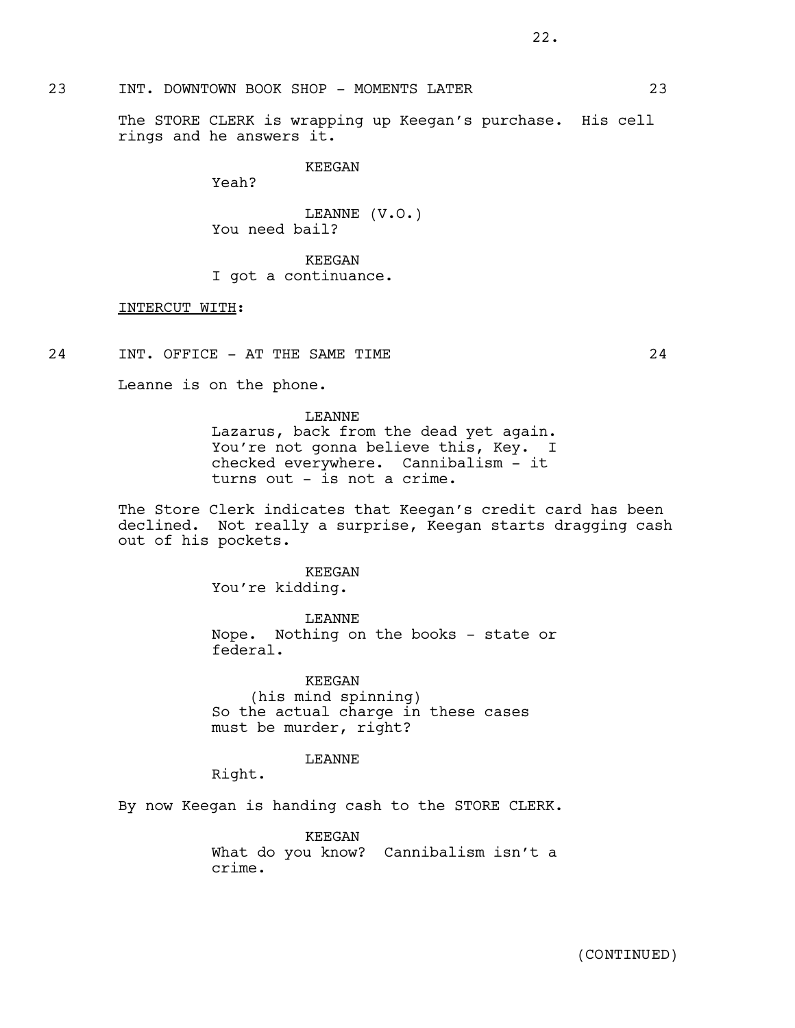23 INT. DOWNTOWN BOOK SHOP - MOMENTS LATER 23

The STORE CLERK is wrapping up Keegan's purchase. His cell rings and he answers it.

KEEGAN
Yeah?

LEANNE (V.O.)
You need bail?

KEEGAN
I got a continuance.

INTERCUT WITH:

24 INT. OFFICE - AT THE SAME TIME 24

Leanne is on the phone.

LEANNE
Lazarus, back from the dead yet again. You're not gonna believe this, Key. I checked everywhere. Cannibalism - it turns out - is not a crime.

The Store Clerk indicates that Keegan's credit card has been declined. Not really a surprise, Keegan starts dragging cash out of his pockets.

KEEGAN
You're kidding.

LEANNE
Nope. Nothing on the books - state or federal.

KEEGAN
(his mind spinning)
So the actual charge in these cases must be murder, right?

LEANNE
Right.

By now Keegan is handing cash to the STORE CLERK.

KEEGAN
What do you know? Cannibalism isn't a crime.

(CONTINUED)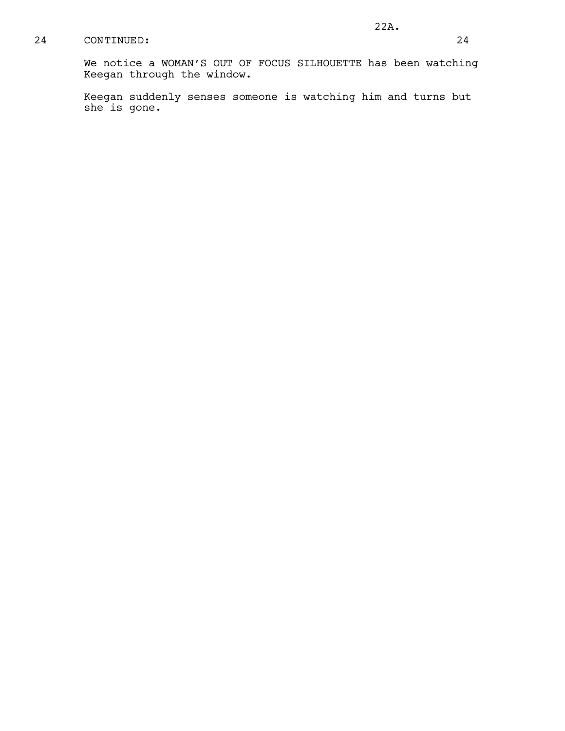24 CONTINUED: 24

We notice a WOMAN'S OUT OF FOCUS SILHOUETTE has been watching Keegan through the window.

Keegan suddenly senses someone is watching him and turns but she is gone.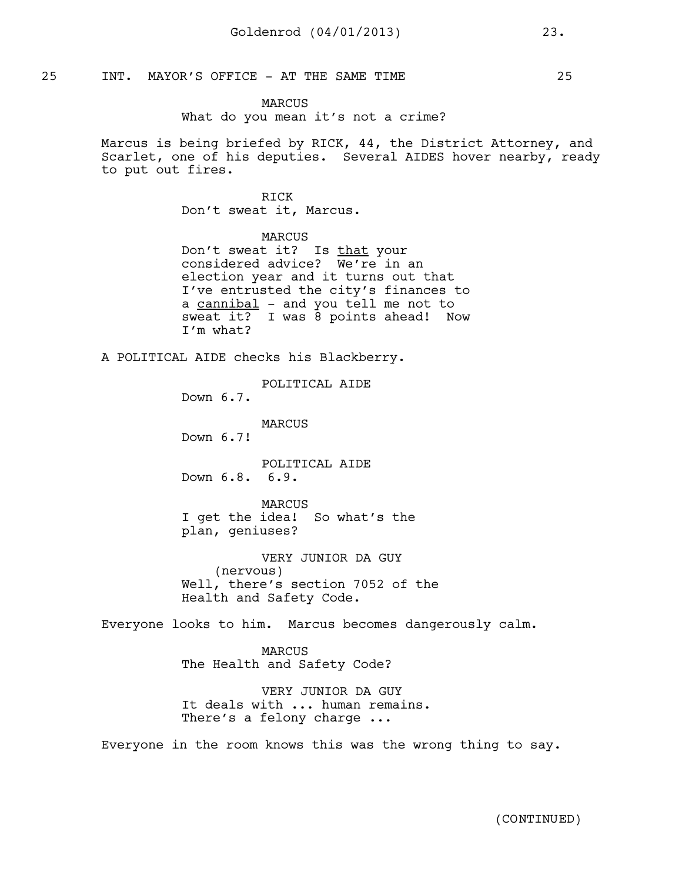25 INT. MAYOR'S OFFICE - AT THE SAME TIME 25

MARCUS
What do you mean it's not a crime?

Marcus is being briefed by RICK, 44, the District Attorney, and Scarlet, one of his deputies. Several AIDES hover nearby, ready to put out fires.

RICK
Don't sweat it, Marcus.

MARCUS
Don't sweat it? Is <u>that</u> your considered advice? We're in an election year and it turns out that I've entrusted the city's finances to a <u>cannibal</u> - and you tell me not to sweat it? I was 8 points ahead! Now I'm what?

A POLITICAL AIDE checks his Blackberry.

POLITICAL AIDE
Down 6.7.

MARCUS
Down 6.7!

POLITICAL AIDE
Down 6.8. 6.9.

MARCUS
I get the idea! So what's the plan, geniuses?

VERY JUNIOR DA GUY
(nervous)
Well, there's section 7052 of the Health and Safety Code.

Everyone looks to him. Marcus becomes dangerously calm.

MARCUS
The Health and Safety Code?

VERY JUNIOR DA GUY
It deals with ... human remains. There's a felony charge ...

Everyone in the room knows this was the wrong thing to say.

(CONTINUED)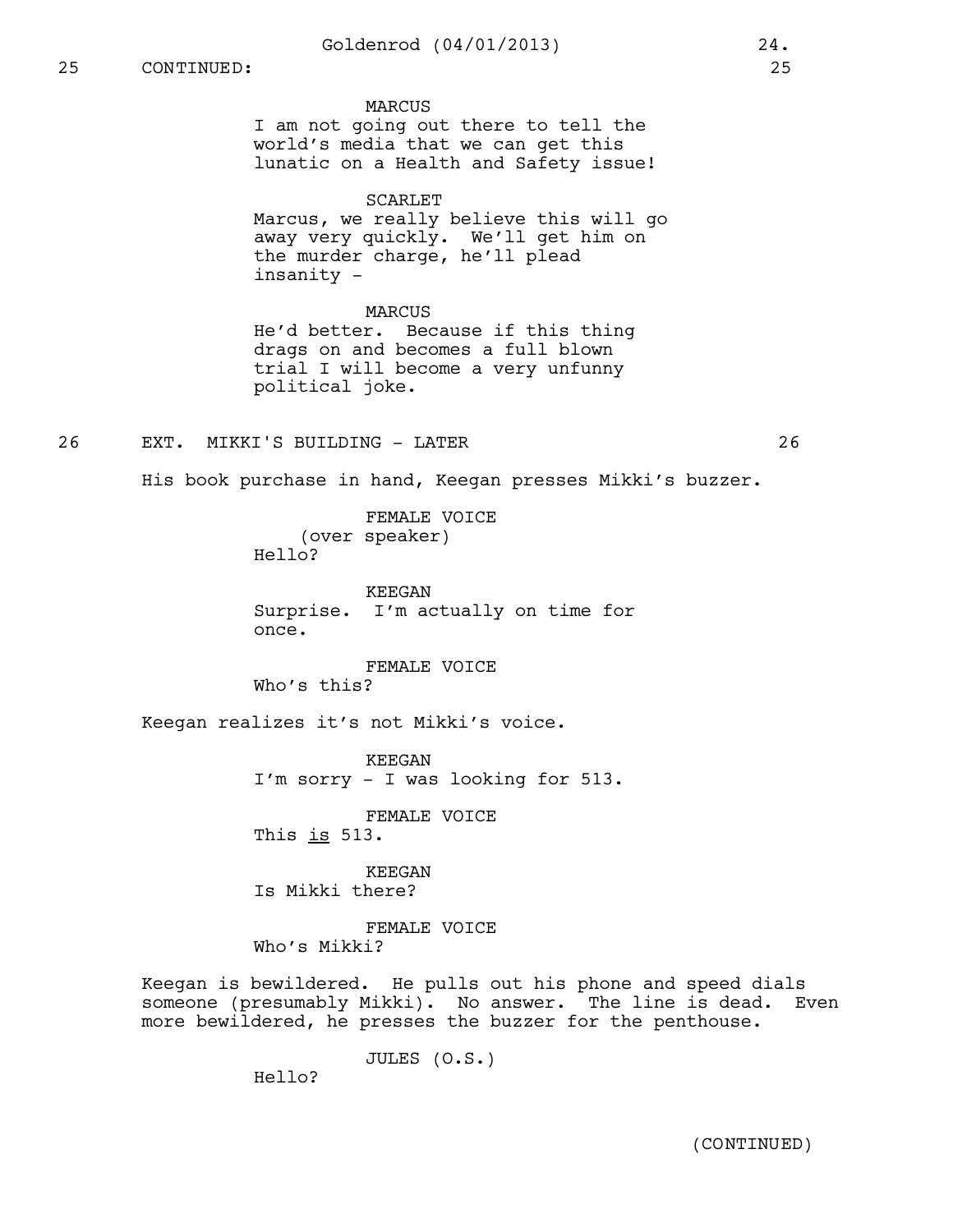25 CONTINUED: 25

MARCUS
I am not going out there to tell the world's media that we can get this lunatic on a Health and Safety issue!

SCARLET
Marcus, we really believe this will go away very quickly. We'll get him on the murder charge, he'll plead insanity -

MARCUS
He'd better. Because if this thing drags on and becomes a full blown trial I will become a very unfunny political joke.

26 EXT. MIKKI'S BUILDING - LATER 26

His book purchase in hand, Keegan presses Mikki's buzzer.

FEMALE VOICE
(over speaker)
Hello?

KEEGAN
Surprise. I'm actually on time for once.

FEMALE VOICE
Who's this?

Keegan realizes it's not Mikki's voice.

KEEGAN
I'm sorry - I was looking for 513.

FEMALE VOICE
This <u>is</u> 513.

KEEGAN
Is Mikki there?

FEMALE VOICE
Who's Mikki?

Keegan is bewildered. He pulls out his phone and speed dials someone (presumably Mikki). No answer. The line is dead. Even more bewildered, he presses the buzzer for the penthouse.

JULES (O.S.)
Hello?

(CONTINUED)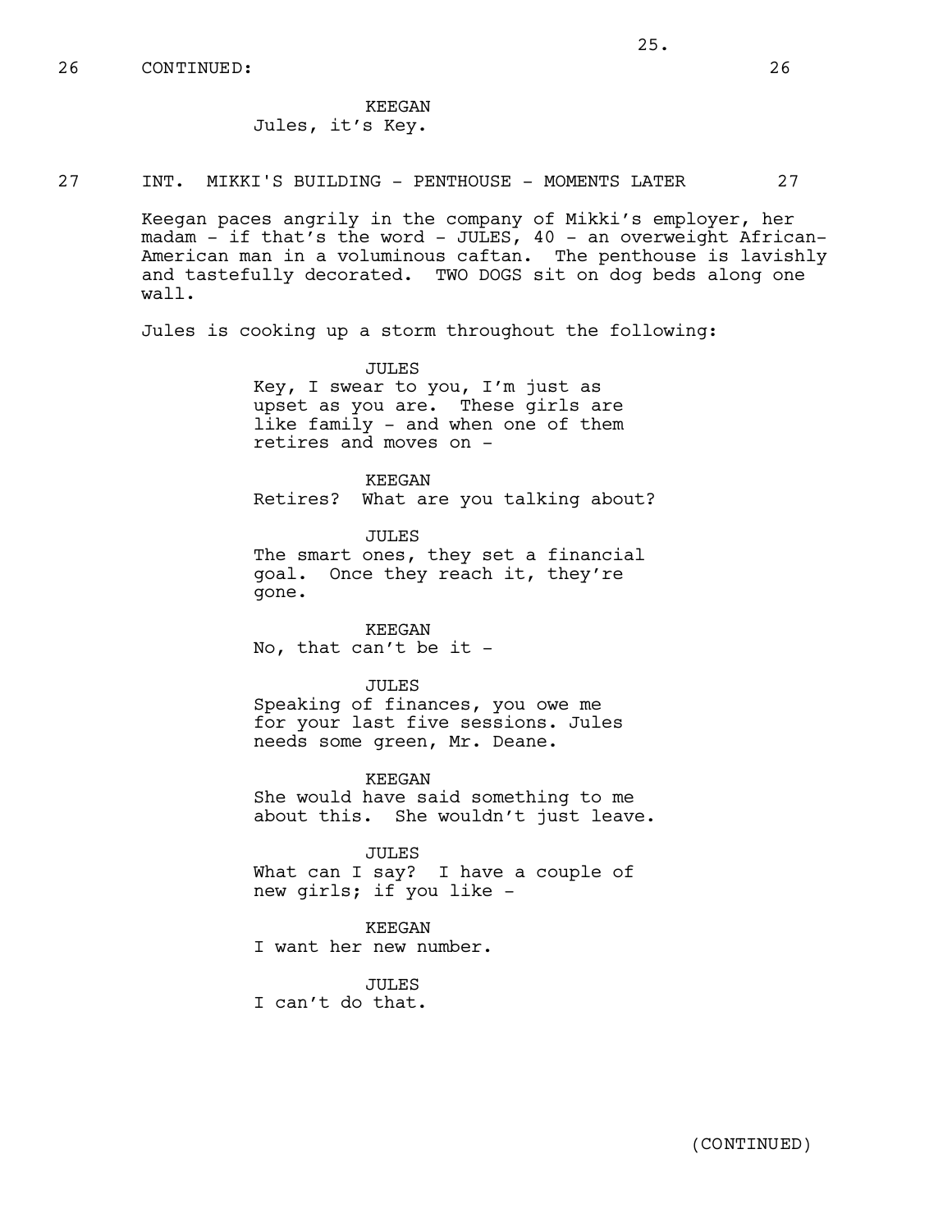26 CONTINUED: 26

KEEGAN
Jules, it's Key.

27 INT. MIKKI'S BUILDING - PENTHOUSE - MOMENTS LATER 27

Keegan paces angrily in the company of Mikki's employer, her madam - if that's the word - JULES, 40 - an overweight African-American man in a voluminous caftan. The penthouse is lavishly and tastefully decorated. TWO DOGS sit on dog beds along one wall.

Jules is cooking up a storm throughout the following:

JULES
Key, I swear to you, I'm just as upset as you are. These girls are like family - and when one of them retires and moves on -

KEEGAN
Retires? What are you talking about?

JULES
The smart ones, they set a financial goal. Once they reach it, they're gone.

KEEGAN
No, that can't be it -

JULES
Speaking of finances, you owe me for your last five sessions. Jules needs some green, Mr. Deane.

KEEGAN
She would have said something to me about this. She wouldn't just leave.

JULES
What can I say? I have a couple of new girls; if you like -

KEEGAN
I want her new number.

JULES
I can't do that.

(CONTINUED)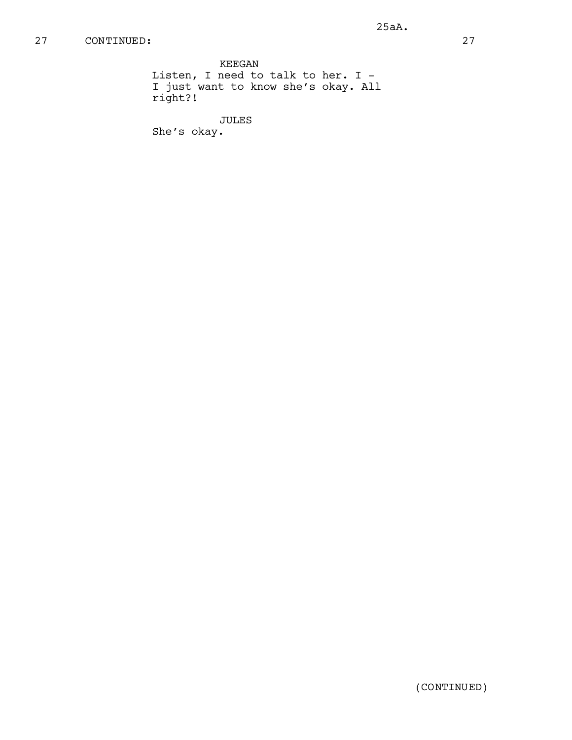27 CONTINUED: 27

KEEGAN
Listen, I need to talk to her. I -
I just want to know she's okay. All
right?!

JULES
She's okay.

(CONTINUED)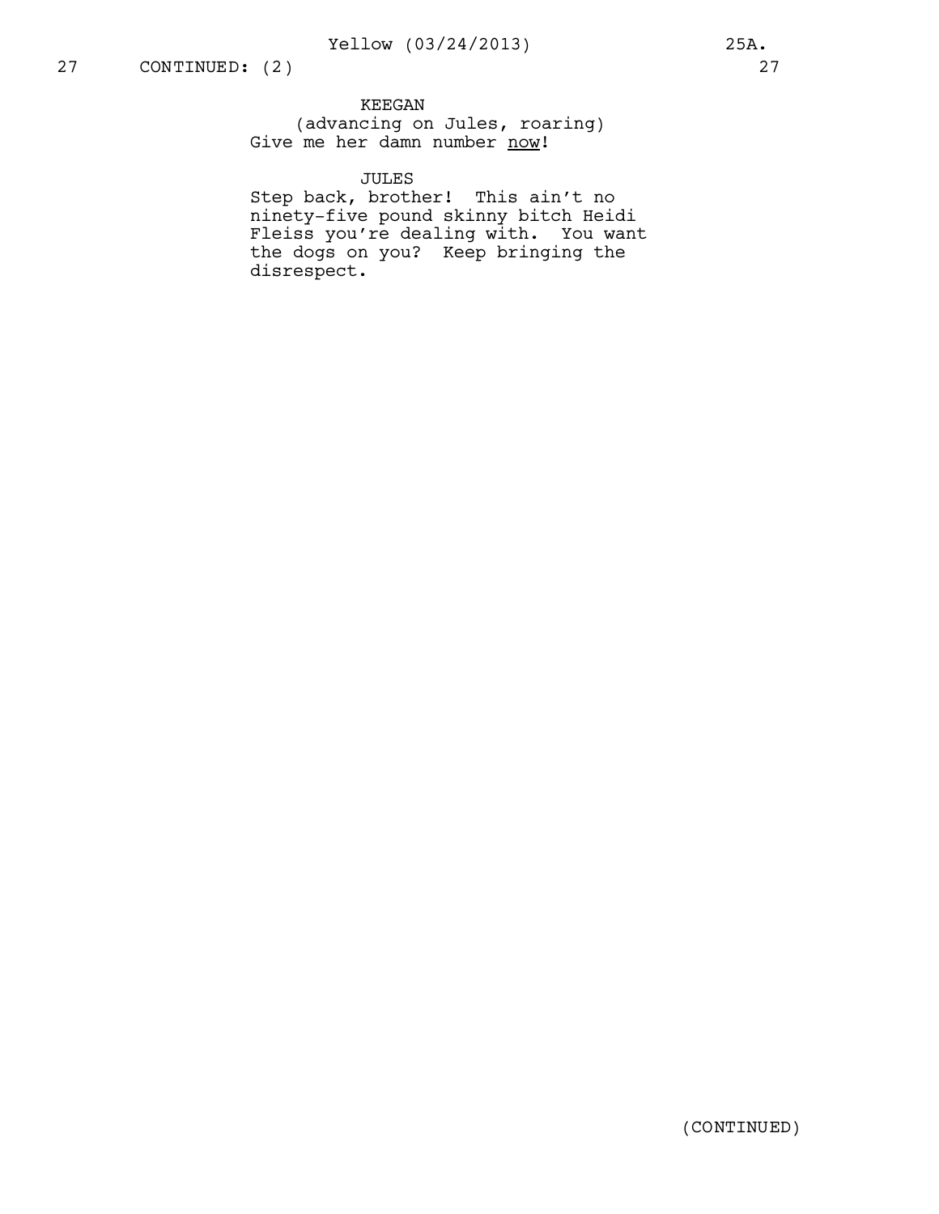27 CONTINUED: (2) 27

KEEGAN
(advancing on Jules, roaring)
Give me her damn number now!

JULES
Step back, brother! This ain't no ninety-five pound skinny bitch Heidi Fleiss you're dealing with. You want the dogs on you? Keep bringing the disrespect.

(CONTINUED)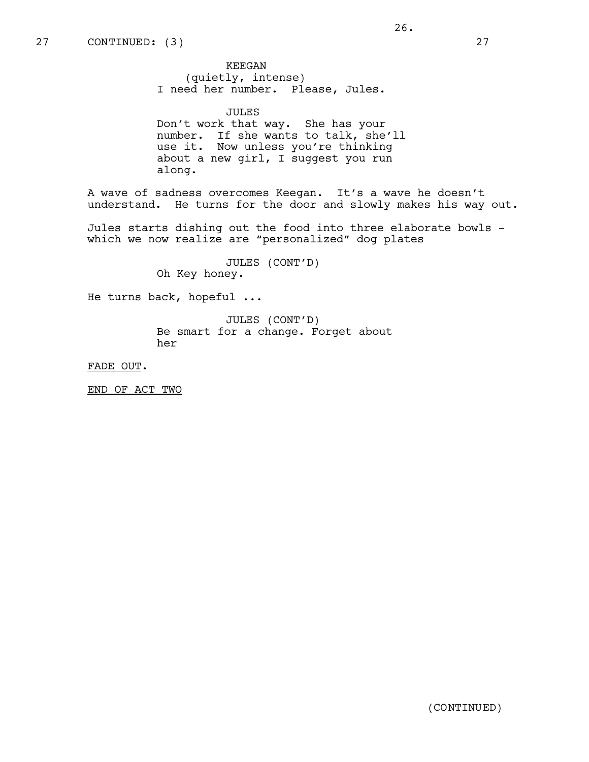27 CONTINUED: (3) 27

KEEGAN
(quietly, intense)
I need her number. Please, Jules.

JULES
Don't work that way. She has your number. If she wants to talk, she'll use it. Now unless you're thinking about a new girl, I suggest you run along.

A wave of sadness overcomes Keegan. It's a wave he doesn't understand. He turns for the door and slowly makes his way out.

Jules starts dishing out the food into three elaborate bowls - which we now realize are "personalized" dog plates

JULES (CONT'D)
Oh Key honey.

He turns back, hopeful ...

JULES (CONT'D)
Be smart for a change. Forget about her

FADE OUT.

END OF ACT TWO

(CONTINUED)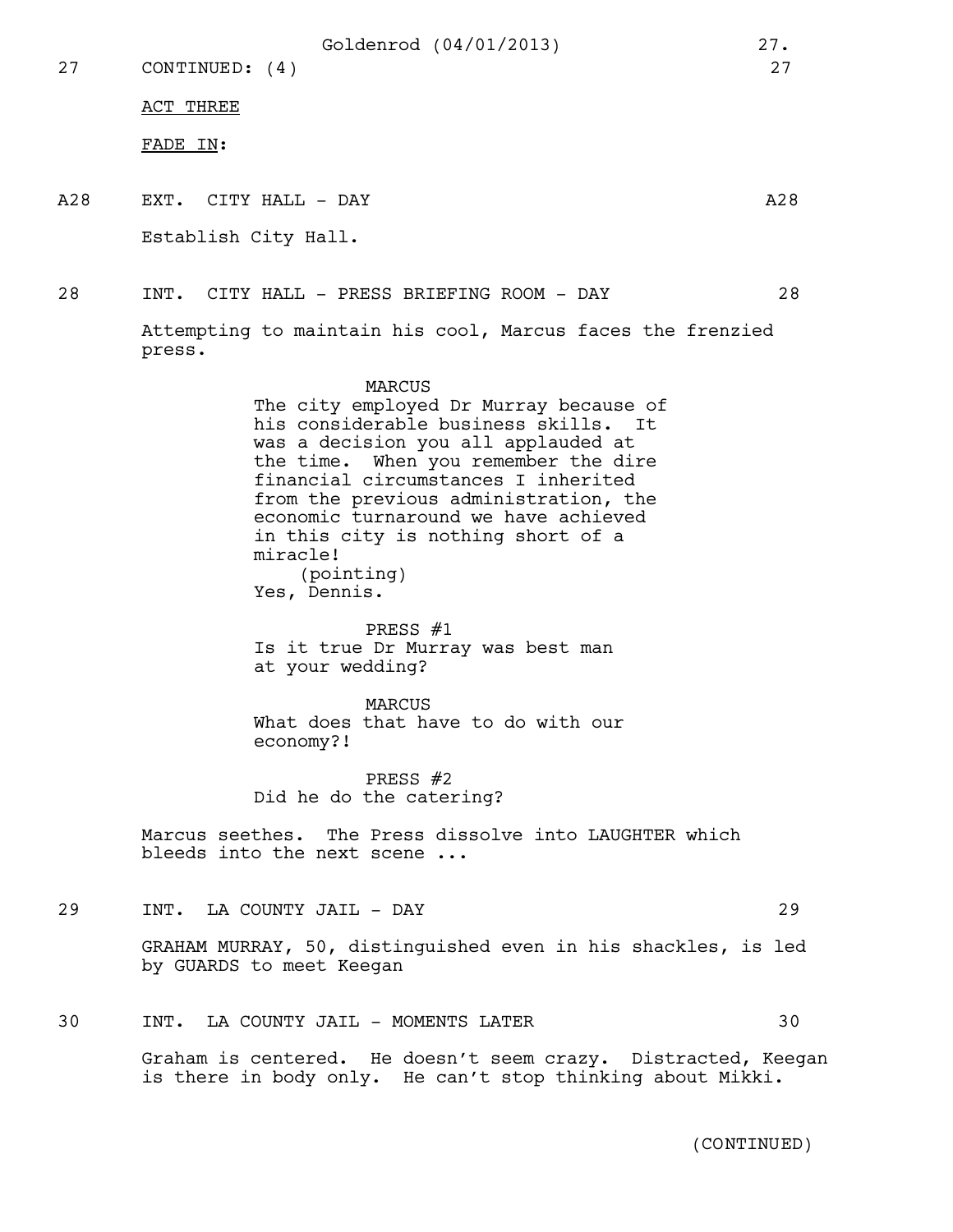27 CONTINUED: (4) 27

ACT THREE

FADE IN:

A28 EXT. CITY HALL - DAY A28

Establish City Hall.

28 INT. CITY HALL - PRESS BRIEFING ROOM - DAY 28

Attempting to maintain his cool, Marcus faces the frenzied press.

MARCUS
The city employed Dr Murray because of his considerable business skills. It was a decision you all applauded at the time. When you remember the dire financial circumstances I inherited from the previous administration, the economic turnaround we have achieved in this city is nothing short of a miracle!
(pointing)
Yes, Dennis.

PRESS #1
Is it true Dr Murray was best man at your wedding?

MARCUS
What does that have to do with our economy?!

PRESS #2
Did he do the catering?

Marcus seethes. The Press dissolve into LAUGHTER which bleeds into the next scene ...

29 INT. LA COUNTY JAIL - DAY 29

GRAHAM MURRAY, 50, distinguished even in his shackles, is led by GUARDS to meet Keegan

30 INT. LA COUNTY JAIL - MOMENTS LATER 30

Graham is centered. He doesn't seem crazy. Distracted, Keegan is there in body only. He can't stop thinking about Mikki.

(CONTINUED)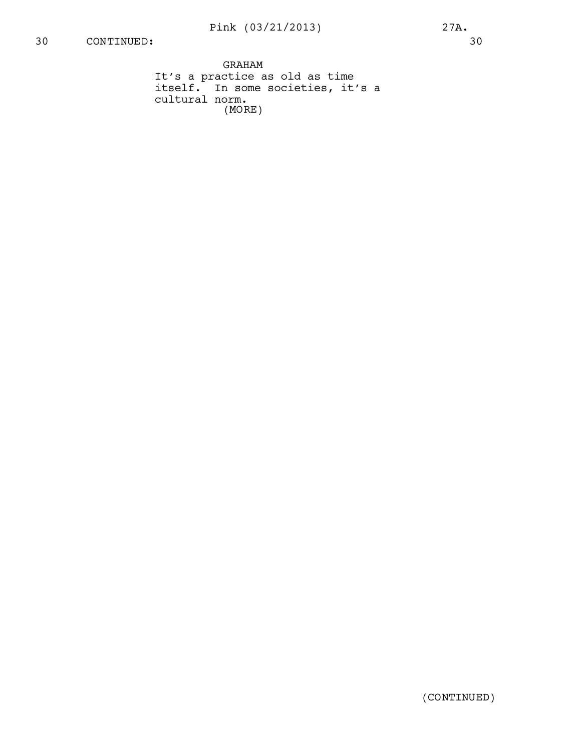30 CONTINUED: 30

GRAHAM

It's a practice as old as time itself. In some societies, it's a cultural norm.

(MORE)

(CONTINUED)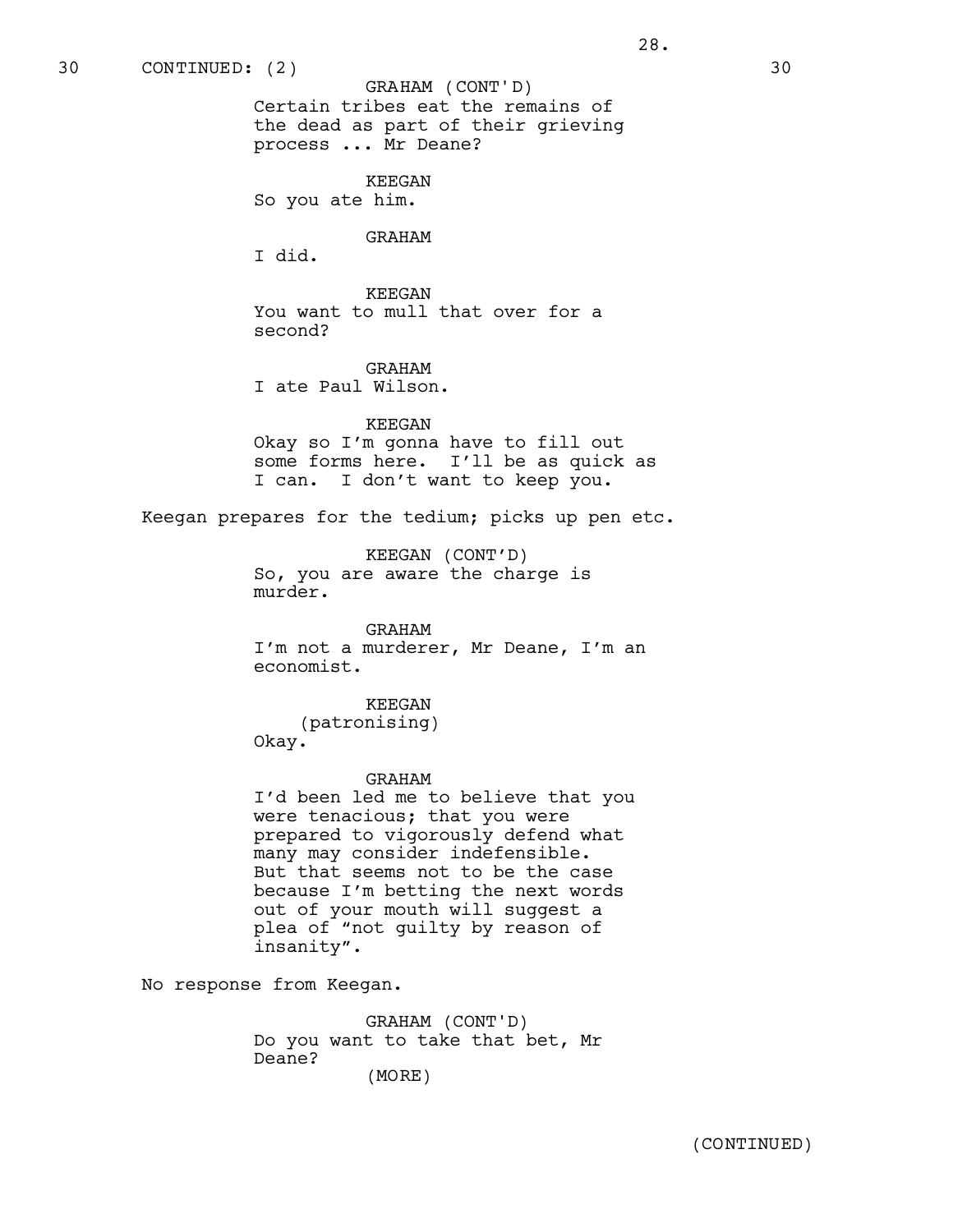30 CONTINUED: (2) 30

GRAHAM (CONT'D)
Certain tribes eat the remains of the dead as part of their grieving process ... Mr Deane?

KEEGAN
So you ate him.

GRAHAM
I did.

KEEGAN
You want to mull that over for a second?

GRAHAM
I ate Paul Wilson.

KEEGAN
Okay so I'm gonna have to fill out some forms here. I'll be as quick as I can. I don't want to keep you.

Keegan prepares for the tedium; picks up pen etc.

KEEGAN (CONT'D)
So, you are aware the charge is murder.

GRAHAM
I'm not a murderer, Mr Deane, I'm an economist.

KEEGAN
(patronising)
Okay.

GRAHAM
I'd been led me to believe that you were tenacious; that you were prepared to vigorously defend what many may consider indefensible. But that seems not to be the case because I'm betting the next words out of your mouth will suggest a plea of "not guilty by reason of insanity".

No response from Keegan.

GRAHAM (CONT'D)
Do you want to take that bet, Mr Deane?
(MORE)

(CONTINUED)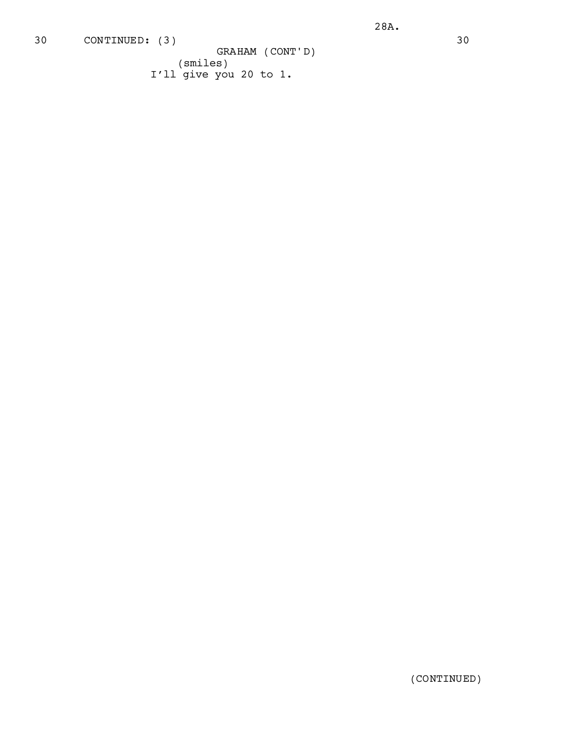30 CONTINUED: (3) 30

GRAHAM (CONT'D)

(smiles)

I'll give you 20 to 1.

(CONTINUED)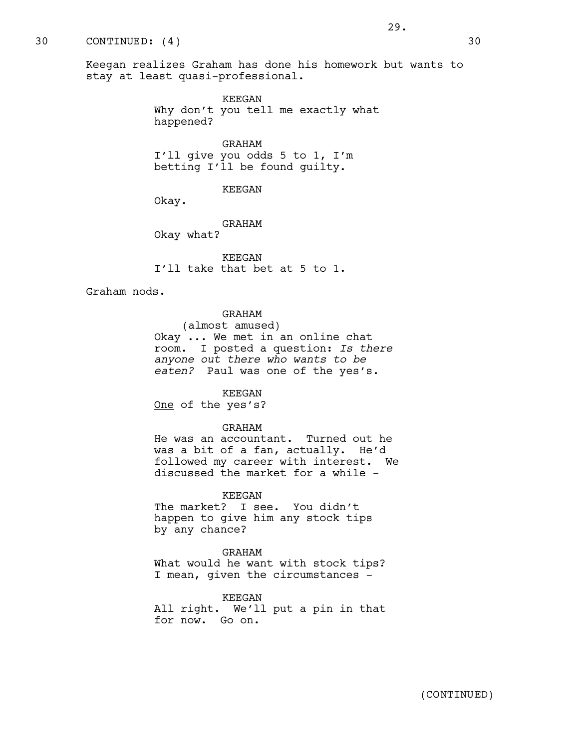30 CONTINUED: (4) 30

Keegan realizes Graham has done his homework but wants to stay at least quasi-professional.

KEEGAN
Why don't you tell me exactly what happened?

GRAHAM
I'll give you odds 5 to 1, I'm betting I'll be found guilty.

KEEGAN
Okay.

GRAHAM
Okay what?

KEEGAN
I'll take that bet at 5 to 1.

Graham nods.

GRAHAM
(almost amused)
Okay ... We met in an online chat room. I posted a question: *Is there anyone out there who wants to be eaten?* Paul was one of the yes's.

KEEGAN
<u>One</u> of the yes's?

GRAHAM
He was an accountant. Turned out he was a bit of a fan, actually. He'd followed my career with interest. We discussed the market for a while -

KEEGAN
The market? I see. You didn't happen to give him any stock tips by any chance?

GRAHAM
What would he want with stock tips? I mean, given the circumstances -

KEEGAN
All right. We'll put a pin in that for now. Go on.

(CONTINUED)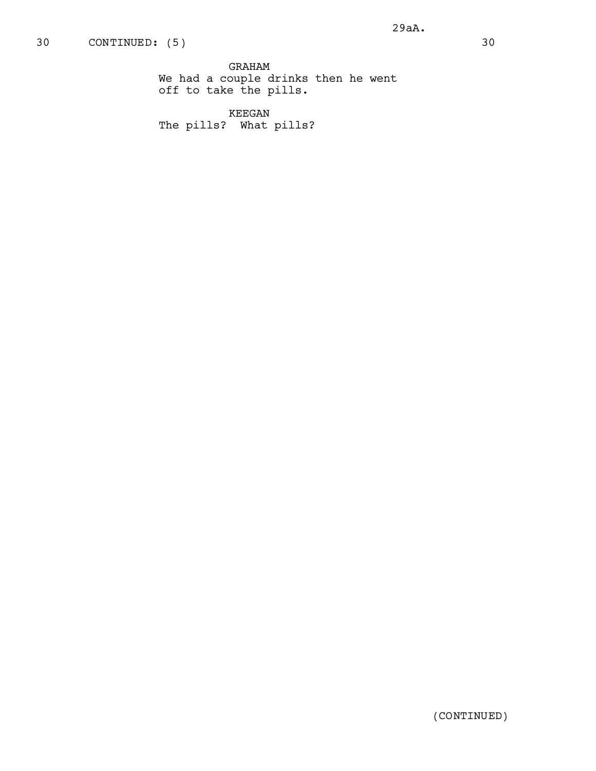30 CONTINUED: (5) 30

GRAHAM
We had a couple drinks then he went off to take the pills.

KEEGAN
The pills? What pills?

(CONTINUED)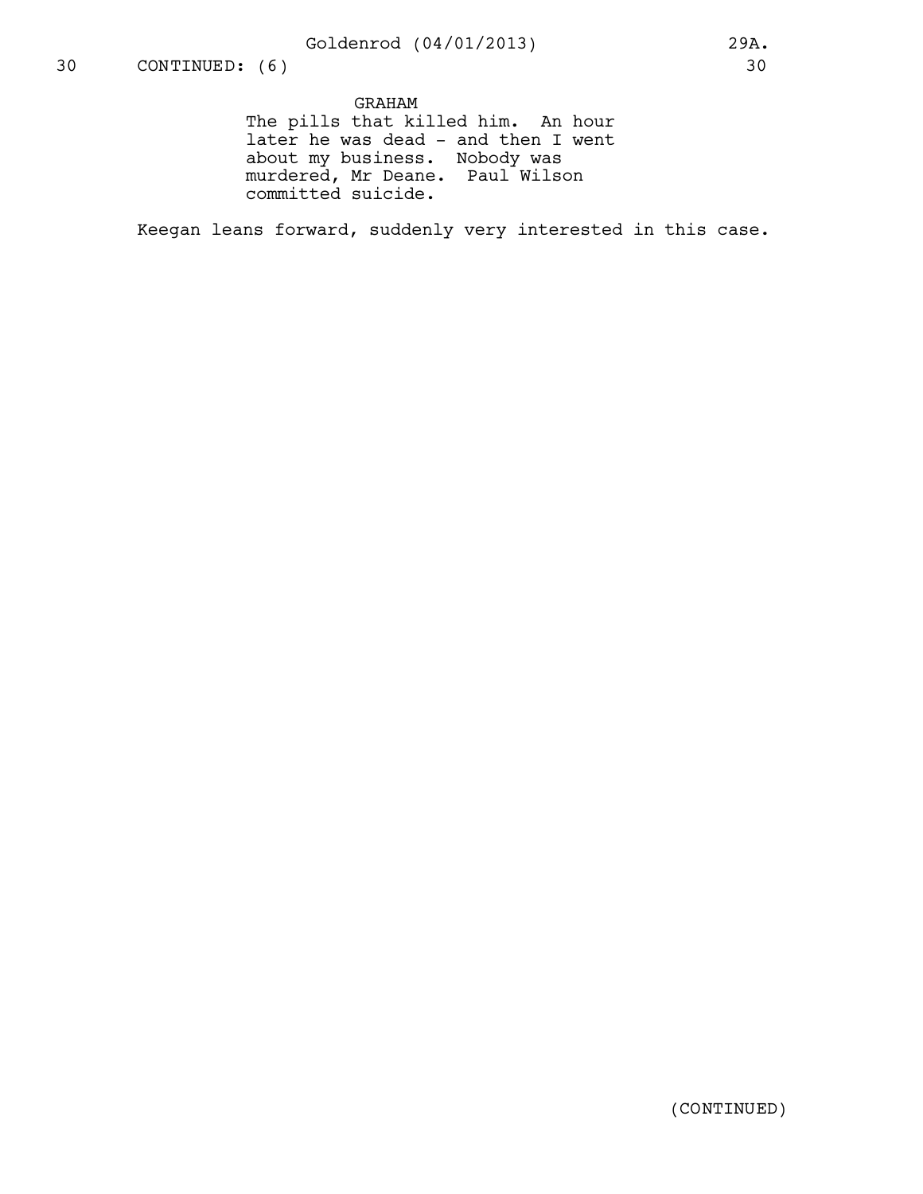30 CONTINUED: (6) 30

GRAHAM

The pills that killed him. An hour later he was dead - and then I went about my business. Nobody was murdered, Mr Deane. Paul Wilson committed suicide.

Keegan leans forward, suddenly very interested in this case.

(CONTINUED)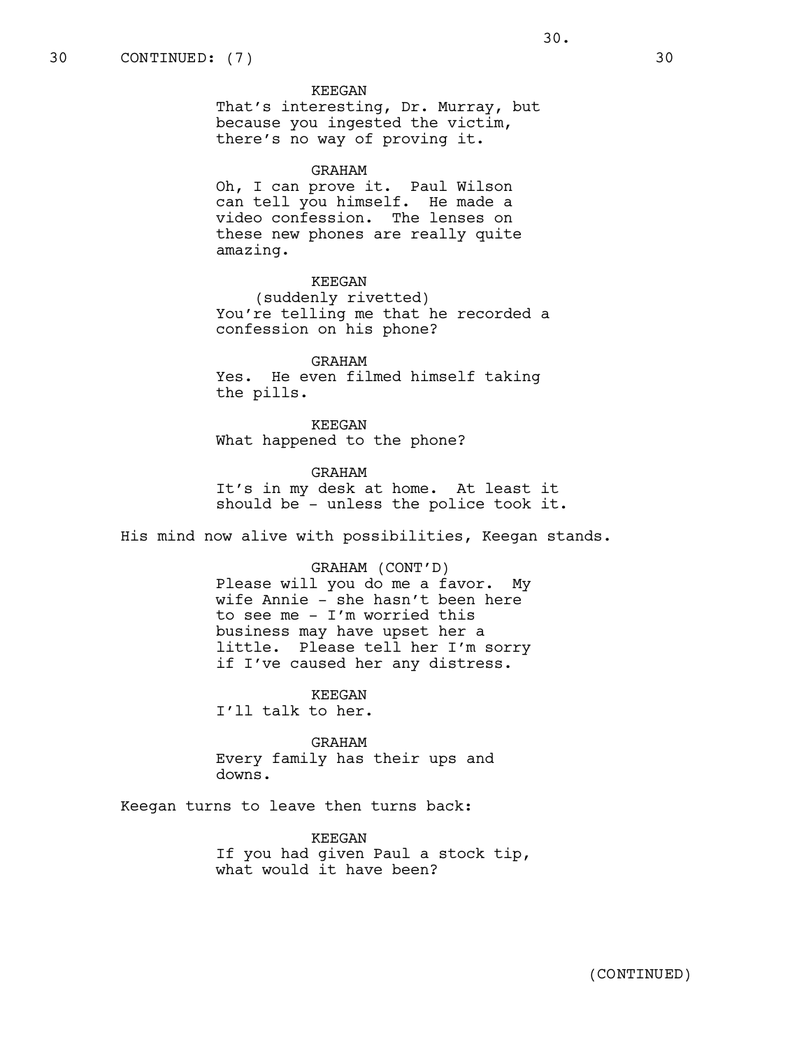30 CONTINUED: (7) 30

KEEGAN
That's interesting, Dr. Murray, but because you ingested the victim, there's no way of proving it.

GRAHAM
Oh, I can prove it. Paul Wilson can tell you himself. He made a video confession. The lenses on these new phones are really quite amazing.

KEEGAN
(suddenly rivetted)
You're telling me that he recorded a confession on his phone?

GRAHAM
Yes. He even filmed himself taking the pills.

KEEGAN
What happened to the phone?

GRAHAM
It's in my desk at home. At least it should be - unless the police took it.

His mind now alive with possibilities, Keegan stands.

GRAHAM (CONT'D)
Please will you do me a favor. My wife Annie - she hasn't been here to see me - I'm worried this business may have upset her a little. Please tell her I'm sorry if I've caused her any distress.

KEEGAN
I'll talk to her.

GRAHAM
Every family has their ups and downs.

Keegan turns to leave then turns back:

KEEGAN
If you had given Paul a stock tip, what would it have been?

(CONTINUED)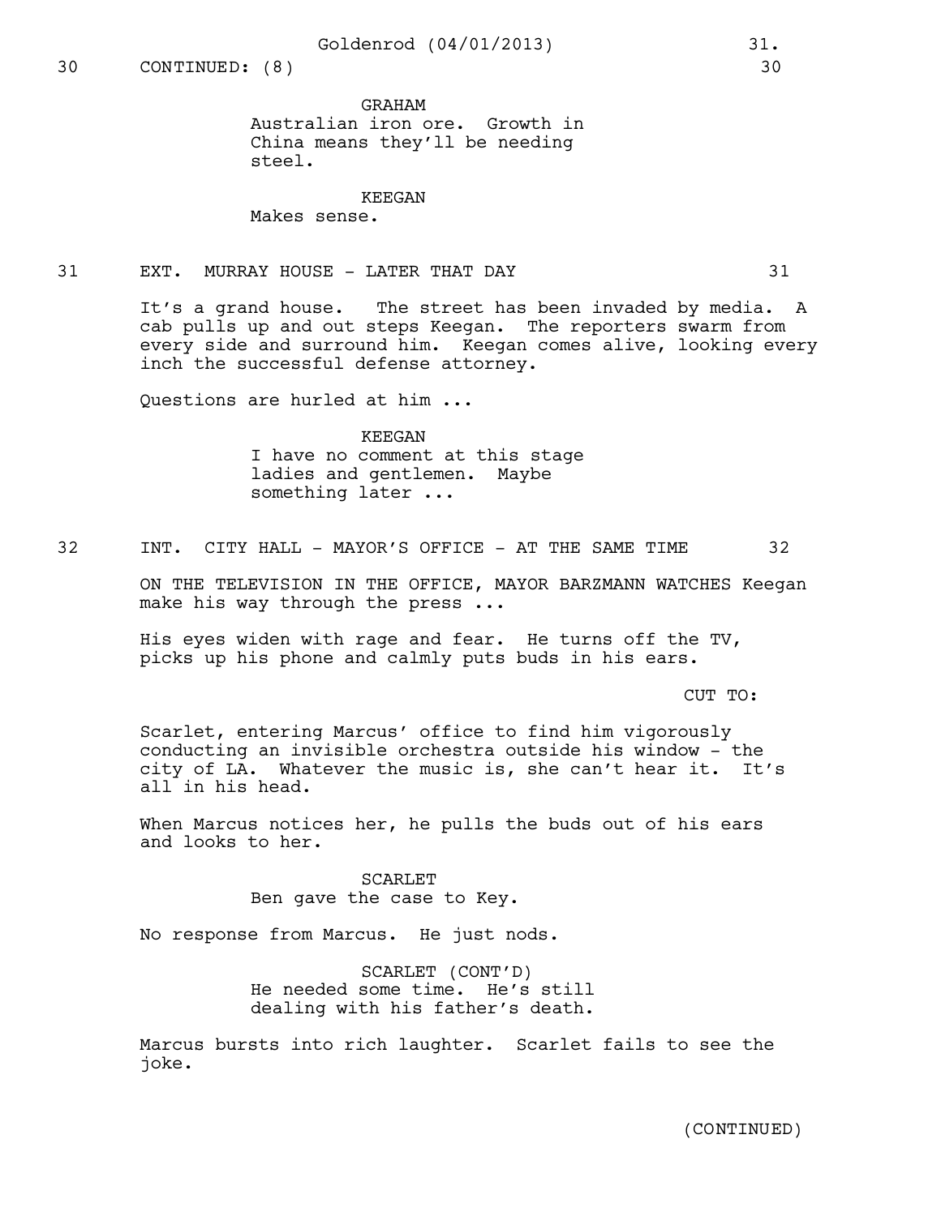30 CONTINUED: (8) 30

GRAHAM
Australian iron ore. Growth in China means they'll be needing steel.

KEEGAN
Makes sense.

31 EXT. MURRAY HOUSE - LATER THAT DAY 31

It's a grand house. The street has been invaded by media. A cab pulls up and out steps Keegan. The reporters swarm from every side and surround him. Keegan comes alive, looking every inch the successful defense attorney.

Questions are hurled at him ...

KEEGAN
I have no comment at this stage ladies and gentlemen. Maybe something later ...

32 INT. CITY HALL - MAYOR'S OFFICE - AT THE SAME TIME 32

ON THE TELEVISION IN THE OFFICE, MAYOR BARZMANN WATCHES Keegan make his way through the press ...

His eyes widen with rage and fear. He turns off the TV, picks up his phone and calmly puts buds in his ears.

CUT TO:

Scarlet, entering Marcus' office to find him vigorously conducting an invisible orchestra outside his window - the city of LA. Whatever the music is, she can't hear it. It's all in his head.

When Marcus notices her, he pulls the buds out of his ears and looks to her.

SCARLET
Ben gave the case to Key.

No response from Marcus. He just nods.

SCARLET (CONT'D)
He needed some time. He's still dealing with his father's death.

Marcus bursts into rich laughter. Scarlet fails to see the joke.

(CONTINUED)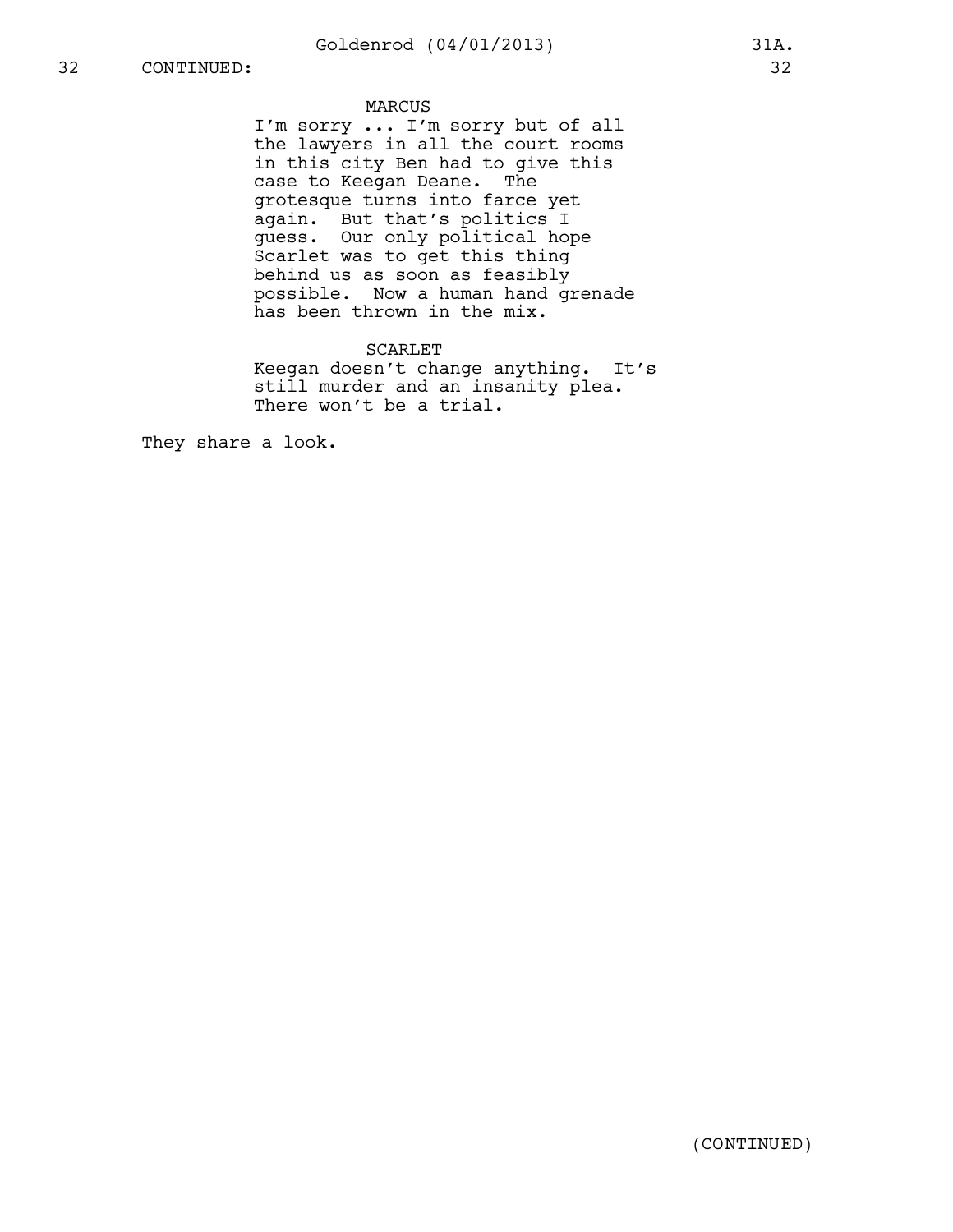32 CONTINUED: 32

MARCUS

I'm sorry ... I'm sorry but of all the lawyers in all the court rooms in this city Ben had to give this case to Keegan Deane. The grotesque turns into farce yet again. But that's politics I guess. Our only political hope Scarlet was to get this thing behind us as soon as feasibly possible. Now a human hand grenade has been thrown in the mix.

SCARLET

Keegan doesn't change anything. It's still murder and an insanity plea. There won't be a trial.

They share a look.

(CONTINUED)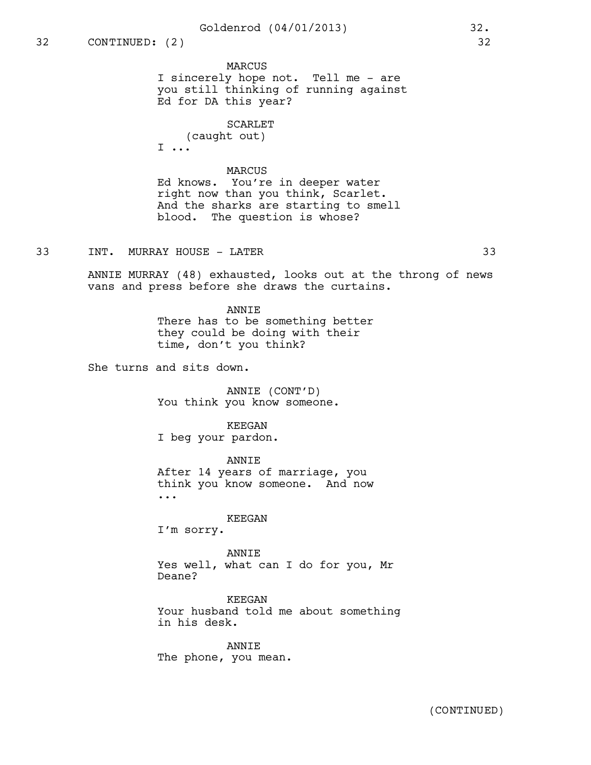32 CONTINUED: (2) 32

MARCUS
I sincerely hope not. Tell me - are you still thinking of running against Ed for DA this year?

SCARLET
(caught out)
I ...

MARCUS
Ed knows. You're in deeper water right now than you think, Scarlet. And the sharks are starting to smell blood. The question is whose?

33 INT. MURRAY HOUSE - LATER 33

ANNIE MURRAY (48) exhausted, looks out at the throng of news vans and press before she draws the curtains.

ANNIE
There has to be something better they could be doing with their time, don't you think?

She turns and sits down.

ANNIE (CONT'D)
You think you know someone.

KEEGAN
I beg your pardon.

ANNIE
After 14 years of marriage, you think you know someone. And now ...

KEEGAN
I'm sorry.

ANNIE
Yes well, what can I do for you, Mr Deane?

KEEGAN
Your husband told me about something in his desk.

ANNIE
The phone, you mean.

(CONTINUED)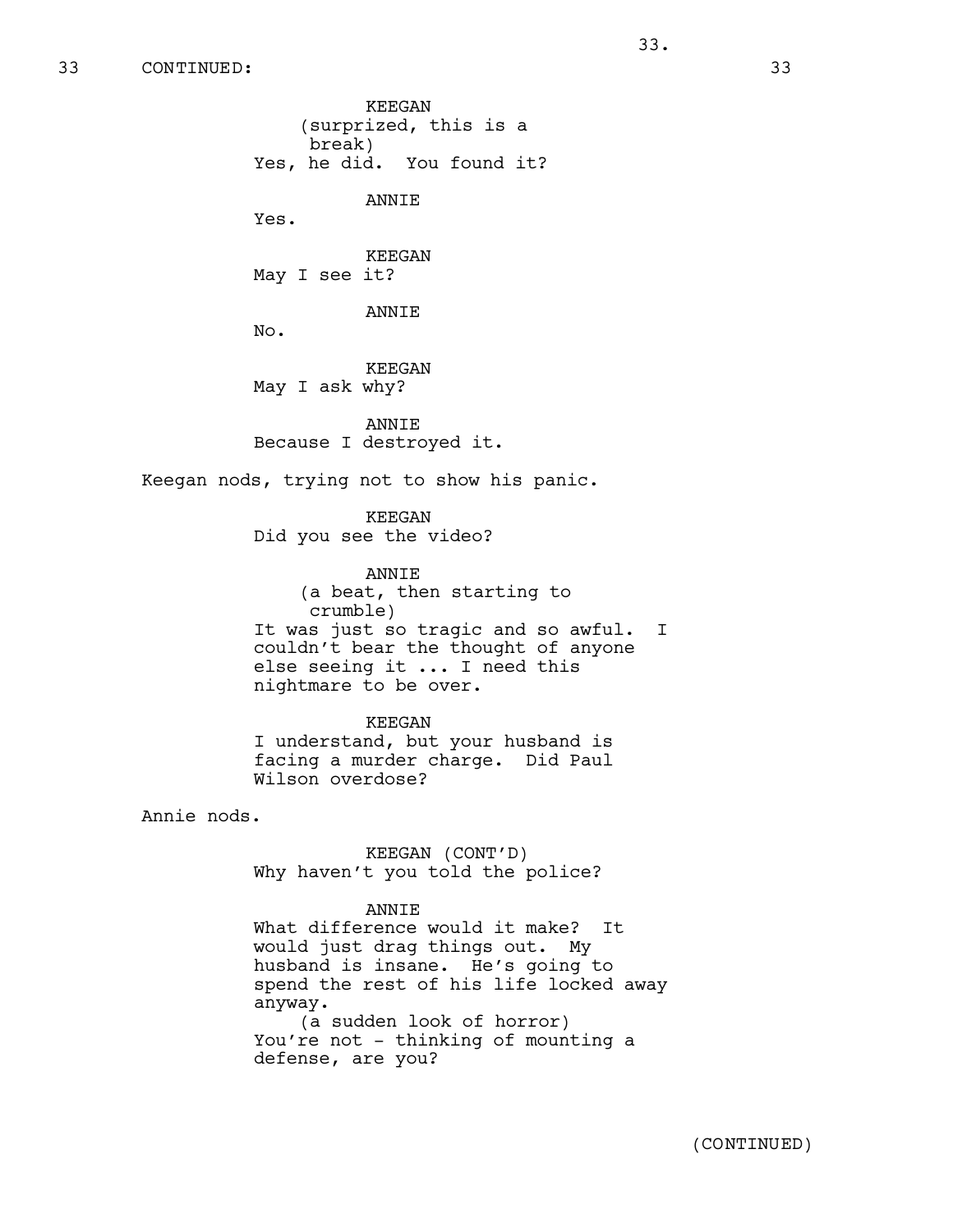33 CONTINUED: 33

KEEGAN
(surprized, this is a break)
Yes, he did. You found it?

ANNIE
Yes.

KEEGAN
May I see it?

ANNIE
No.

KEEGAN
May I ask why?

ANNIE
Because I destroyed it.

Keegan nods, trying not to show his panic.

KEEGAN
Did you see the video?

ANNIE
(a beat, then starting to crumble)
It was just so tragic and so awful. I couldn't bear the thought of anyone else seeing it ... I need this nightmare to be over.

KEEGAN
I understand, but your husband is facing a murder charge. Did Paul Wilson overdose?

Annie nods.

KEEGAN (CONT'D)
Why haven't you told the police?

ANNIE
What difference would it make? It would just drag things out. My husband is insane. He's going to spend the rest of his life locked away anyway.
(a sudden look of horror)
You're not - thinking of mounting a defense, are you?

(CONTINUED)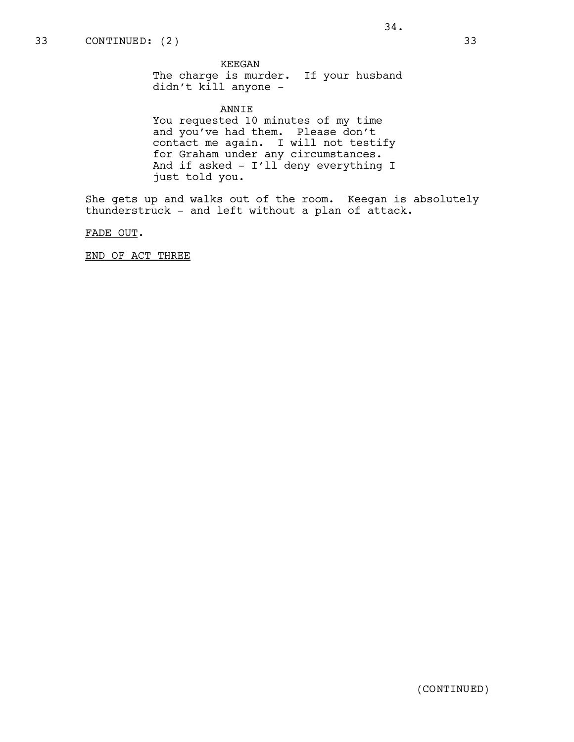33 CONTINUED: (2) 33

KEEGAN
The charge is murder. If your husband didn't kill anyone -

ANNIE
You requested 10 minutes of my time and you've had them. Please don't contact me again. I will not testify for Graham under any circumstances. And if asked - I'll deny everything I just told you.

She gets up and walks out of the room. Keegan is absolutely thunderstruck - and left without a plan of attack.

FADE OUT.

END OF ACT THREE

(CONTINUED)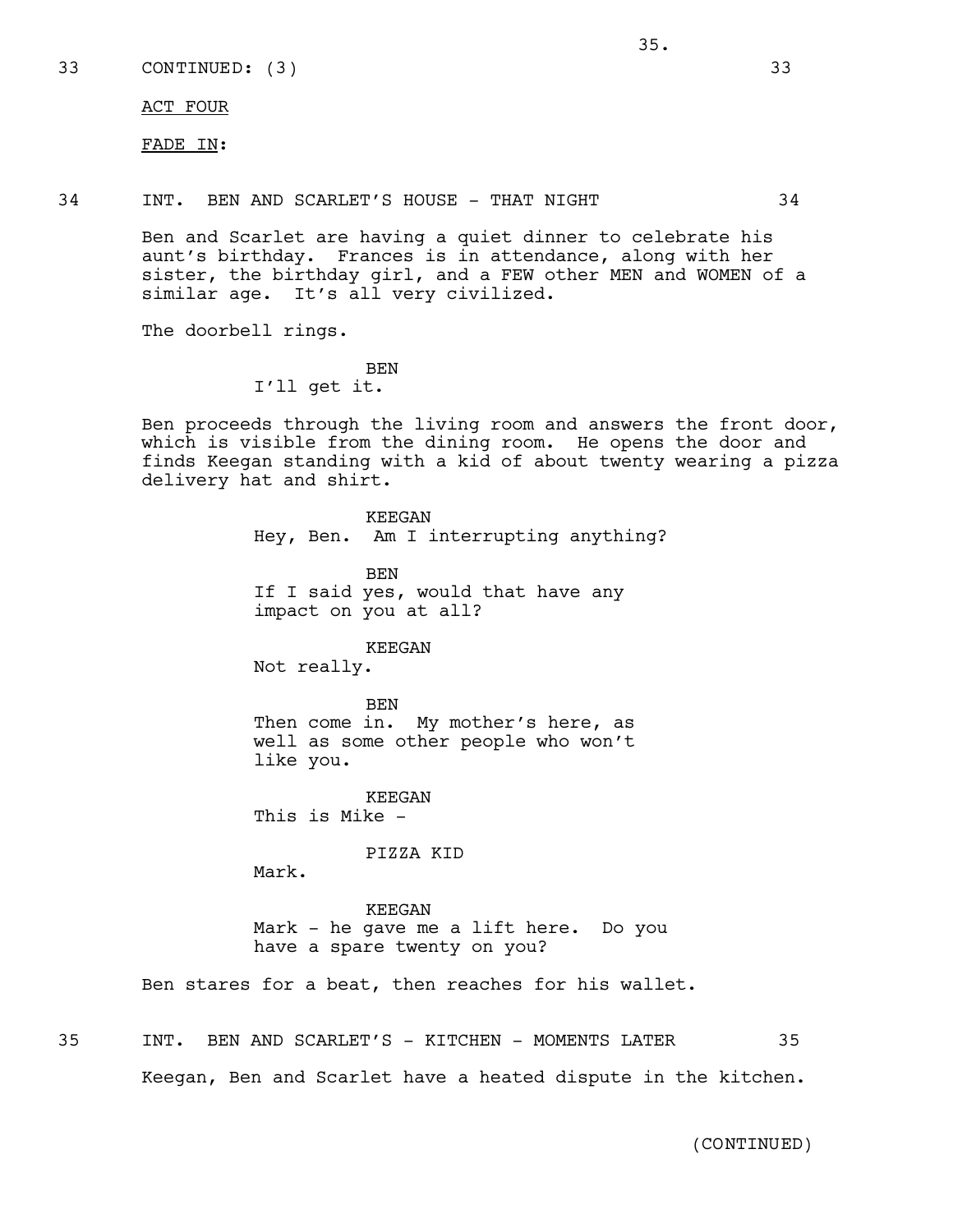33 CONTINUED: (3) 33

ACT FOUR

FADE IN:

34 INT. BEN AND SCARLET'S HOUSE - THAT NIGHT 34

Ben and Scarlet are having a quiet dinner to celebrate his aunt's birthday. Frances is in attendance, along with her sister, the birthday girl, and a FEW other MEN and WOMEN of a similar age. It's all very civilized.

The doorbell rings.

BEN
I'll get it.

Ben proceeds through the living room and answers the front door, which is visible from the dining room. He opens the door and finds Keegan standing with a kid of about twenty wearing a pizza delivery hat and shirt.

KEEGAN
Hey, Ben. Am I interrupting anything?

BEN
If I said yes, would that have any impact on you at all?

KEEGAN
Not really.

BEN
Then come in. My mother's here, as well as some other people who won't like you.

KEEGAN
This is Mike -

PIZZA KID
Mark.

KEEGAN
Mark - he gave me a lift here. Do you have a spare twenty on you?

Ben stares for a beat, then reaches for his wallet.

35 INT. BEN AND SCARLET'S - KITCHEN - MOMENTS LATER 35

Keegan, Ben and Scarlet have a heated dispute in the kitchen.

(CONTINUED)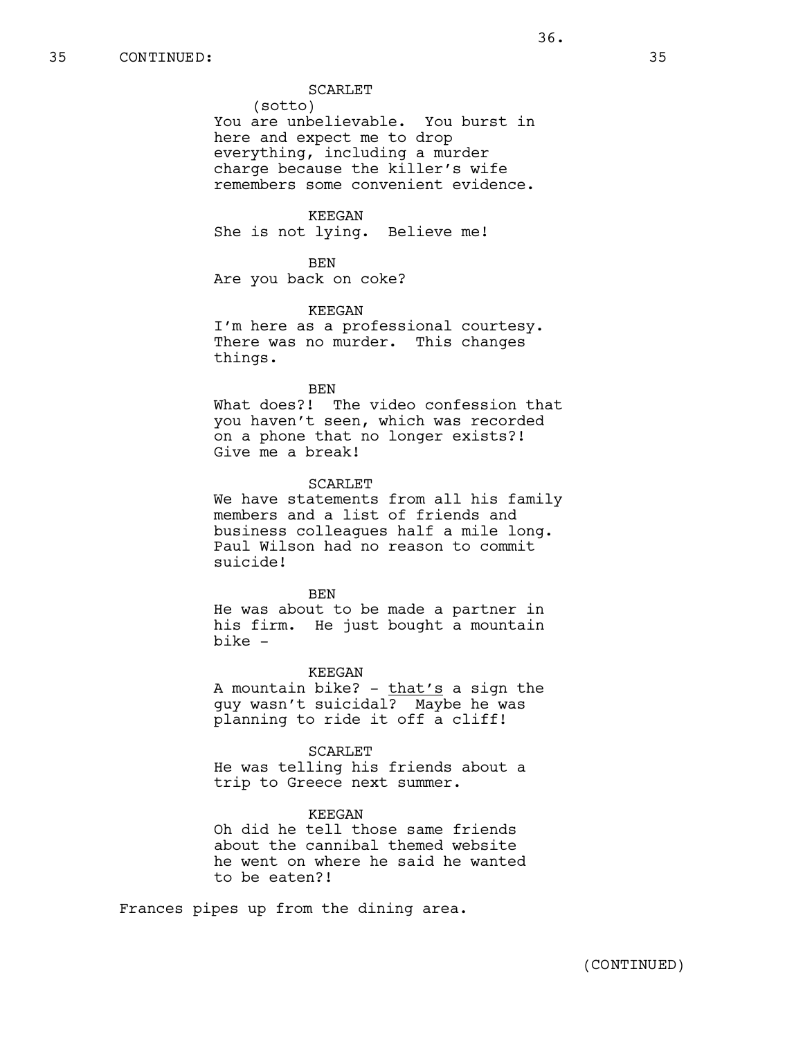35 CONTINUED: 35

SCARLET
(sotto)
You are unbelievable. You burst in here and expect me to drop everything, including a murder charge because the killer's wife remembers some convenient evidence.

KEEGAN
She is not lying. Believe me!

BEN
Are you back on coke?

KEEGAN
I'm here as a professional courtesy. There was no murder. This changes things.

BEN
What does?! The video confession that you haven't seen, which was recorded on a phone that no longer exists?! Give me a break!

SCARLET
We have statements from all his family members and a list of friends and business colleagues half a mile long. Paul Wilson had no reason to commit suicide!

BEN
He was about to be made a partner in his firm. He just bought a mountain bike -

KEEGAN
A mountain bike? - <u>that's</u> a sign the guy wasn't suicidal? Maybe he was planning to ride it off a cliff!

SCARLET
He was telling his friends about a trip to Greece next summer.

KEEGAN
Oh did he tell those same friends about the cannibal themed website he went on where he said he wanted to be eaten?!

Frances pipes up from the dining area.

(CONTINUED)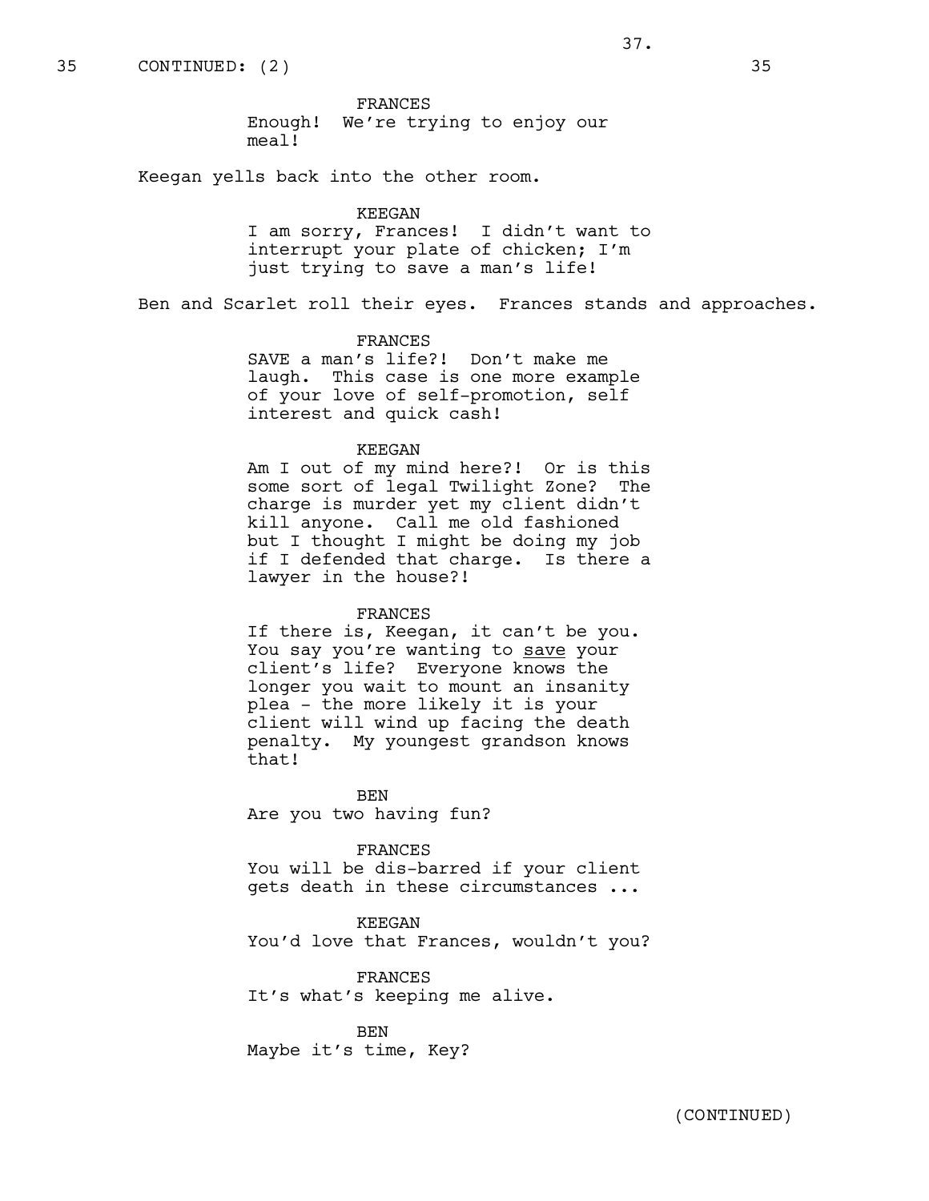35 CONTINUED: (2) 35

FRANCES
Enough! We're trying to enjoy our meal!

Keegan yells back into the other room.

KEEGAN
I am sorry, Frances! I didn't want to interrupt your plate of chicken; I'm just trying to save a man's life!

Ben and Scarlet roll their eyes. Frances stands and approaches.

FRANCES
SAVE a man's life?! Don't make me laugh. This case is one more example of your love of self-promotion, self interest and quick cash!

KEEGAN
Am I out of my mind here?! Or is this some sort of legal Twilight Zone? The charge is murder yet my client didn't kill anyone. Call me old fashioned but I thought I might be doing my job if I defended that charge. Is there a lawyer in the house?!

FRANCES
If there is, Keegan, it can't be you. You say you're wanting to <u>save</u> your client's life? Everyone knows the longer you wait to mount an insanity plea - the more likely it is your client will wind up facing the death penalty. My youngest grandson knows that!

BEN
Are you two having fun?

FRANCES
You will be dis-barred if your client gets death in these circumstances ...

KEEGAN
You'd love that Frances, wouldn't you?

FRANCES
It's what's keeping me alive.

BEN
Maybe it's time, Key?

(CONTINUED)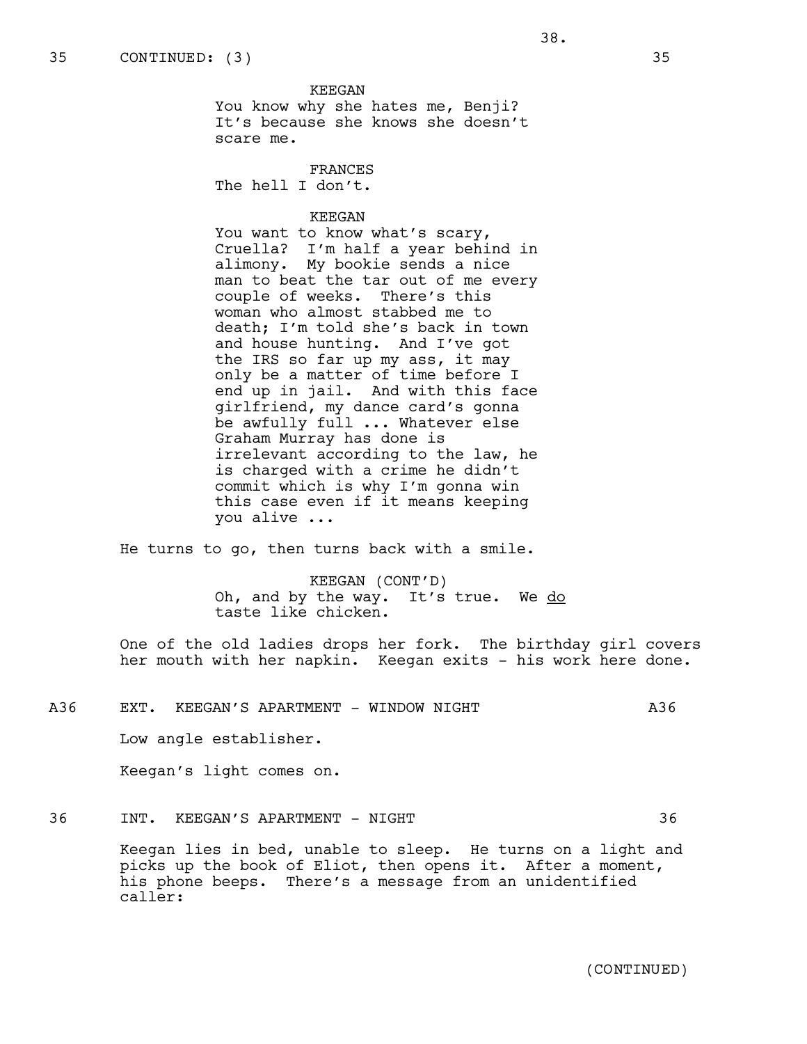35 CONTINUED: (3) 35

KEEGAN
You know why she hates me, Benji? It's because she knows she doesn't scare me.

FRANCES
The hell I don't.

KEEGAN
You want to know what's scary, Cruella? I'm half a year behind in alimony. My bookie sends a nice man to beat the tar out of me every couple of weeks. There's this woman who almost stabbed me to death; I'm told she's back in town and house hunting. And I've got the IRS so far up my ass, it may only be a matter of time before I end up in jail. And with this face girlfriend, my dance card's gonna be awfully full ... Whatever else Graham Murray has done is irrelevant according to the law, he is charged with a crime he didn't commit which is why I'm gonna win this case even if it means keeping you alive ...

He turns to go, then turns back with a smile.

KEEGAN (CONT'D)
Oh, and by the way. It's true. We <u>do</u> taste like chicken.

One of the old ladies drops her fork. The birthday girl covers her mouth with her napkin. Keegan exits - his work here done.

A36 EXT. KEEGAN'S APARTMENT - WINDOW NIGHT A36

Low angle establisher.

Keegan's light comes on.

36 INT. KEEGAN'S APARTMENT - NIGHT 36

Keegan lies in bed, unable to sleep. He turns on a light and picks up the book of Eliot, then opens it. After a moment, his phone beeps. There's a message from an unidentified caller:

(CONTINUED)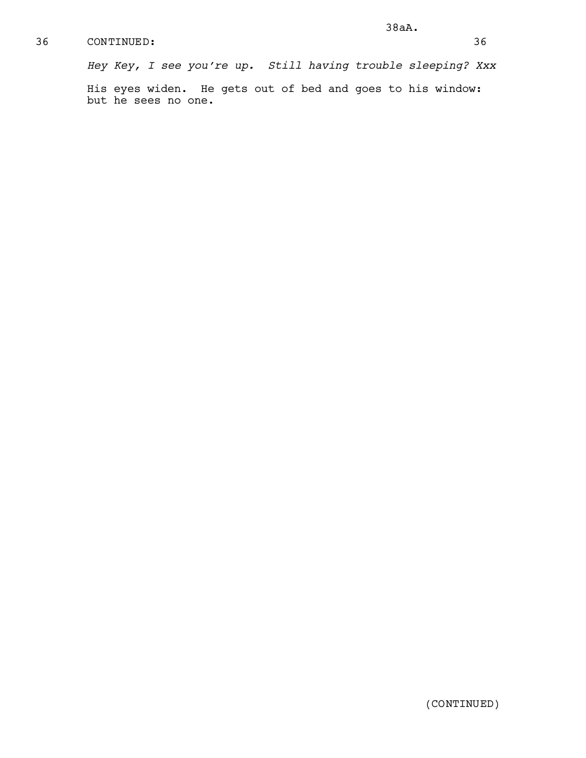36 CONTINUED: 36

*Hey Key, I see you're up. Still having trouble sleeping? Xxx*

His eyes widen. He gets out of bed and goes to his window: but he sees no one.

(CONTINUED)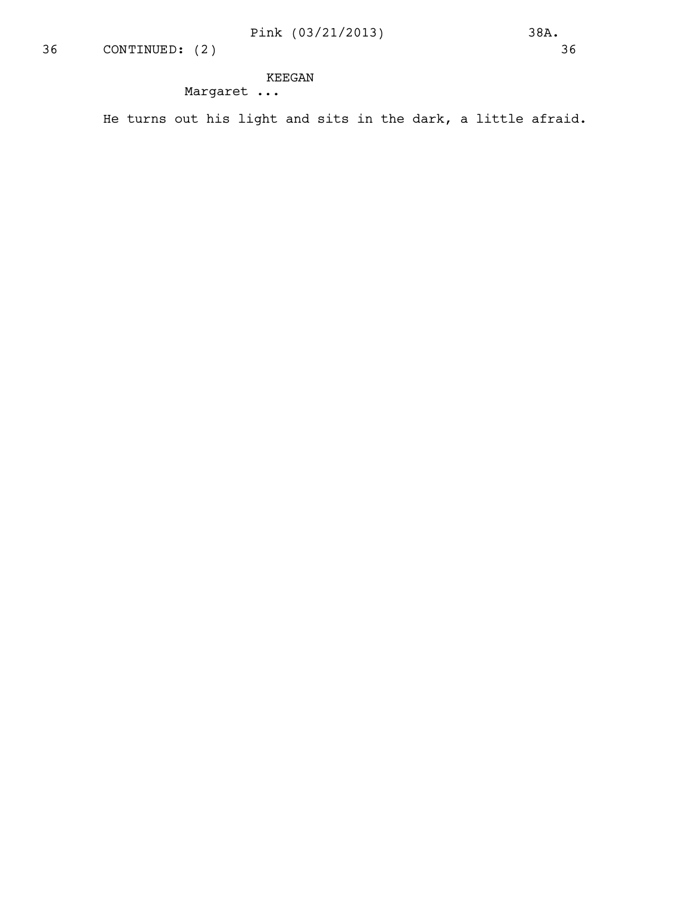36 CONTINUED: (2) 36

KEEGAN
Margaret ...

He turns out his light and sits in the dark, a little afraid.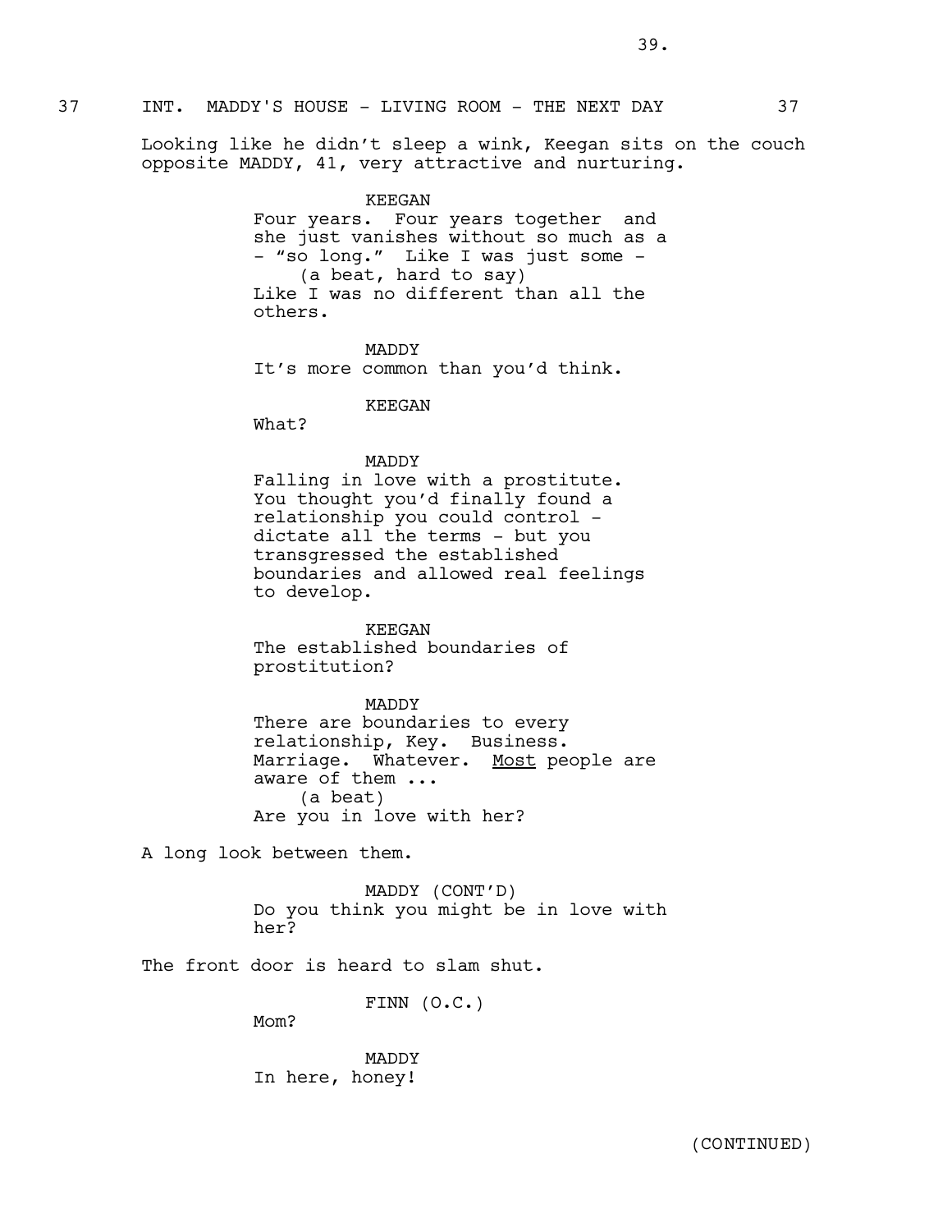37 INT. MADDY'S HOUSE - LIVING ROOM - THE NEXT DAY 37

Looking like he didn't sleep a wink, Keegan sits on the couch opposite MADDY, 41, very attractive and nurturing.

KEEGAN
Four years. Four years together and she just vanishes without so much as a - "so long." Like I was just some -
(a beat, hard to say)
Like I was no different than all the others.

MADDY
It's more common than you'd think.

KEEGAN
What?

MADDY
Falling in love with a prostitute. You thought you'd finally found a relationship you could control - dictate all the terms - but you transgressed the established boundaries and allowed real feelings to develop.

KEEGAN
The established boundaries of prostitution?

MADDY
There are boundaries to every relationship, Key. Business. Marriage. Whatever. Most people are aware of them ...
(a beat)
Are you in love with her?

A long look between them.

MADDY (CONT'D)
Do you think you might be in love with her?

The front door is heard to slam shut.

FINN (O.C.)
Mom?

MADDY
In here, honey!

(CONTINUED)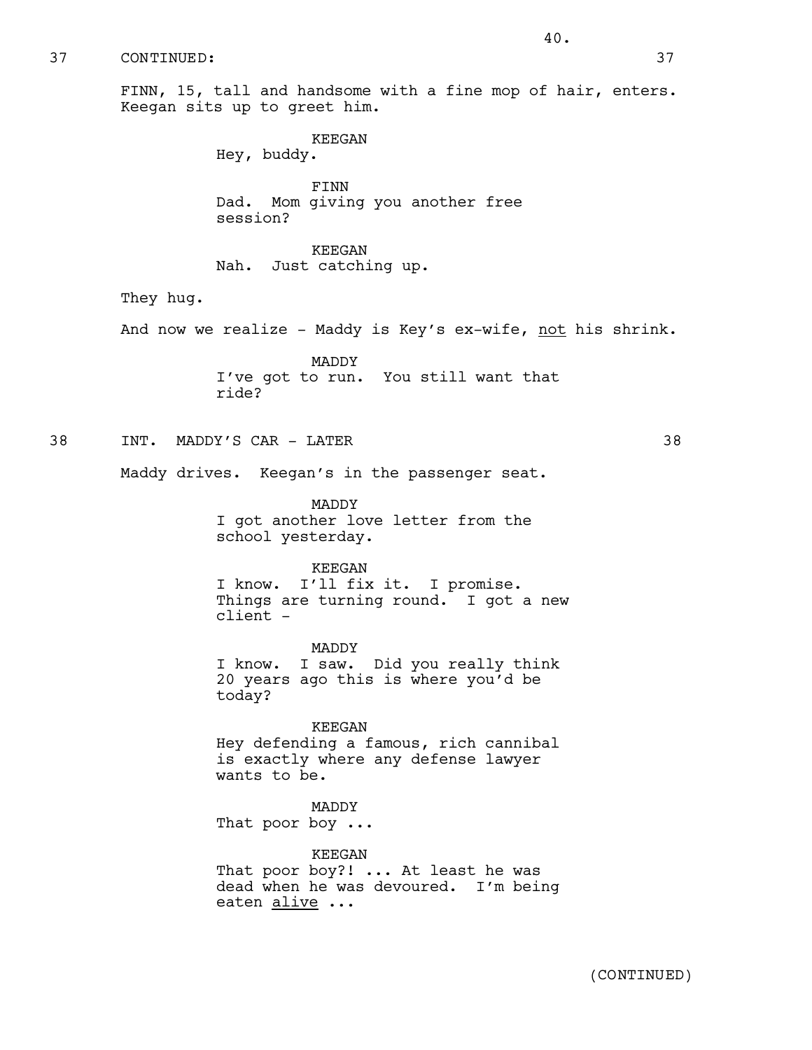37 CONTINUED: 37

FINN, 15, tall and handsome with a fine mop of hair, enters. Keegan sits up to greet him.

KEEGAN
Hey, buddy.

FINN
Dad. Mom giving you another free session?

KEEGAN
Nah. Just catching up.

They hug.

And now we realize - Maddy is Key's ex-wife, <u>not</u> his shrink.

MADDY
I've got to run. You still want that ride?

38 INT. MADDY'S CAR - LATER 38

Maddy drives. Keegan's in the passenger seat.

MADDY
I got another love letter from the school yesterday.

KEEGAN
I know. I'll fix it. I promise. Things are turning round. I got a new client -

MADDY
I know. I saw. Did you really think 20 years ago this is where you'd be today?

KEEGAN
Hey defending a famous, rich cannibal is exactly where any defense lawyer wants to be.

MADDY
That poor boy ...

KEEGAN
That poor boy?! ... At least he was dead when he was devoured. I'm being eaten <u>alive</u> ...

(CONTINUED)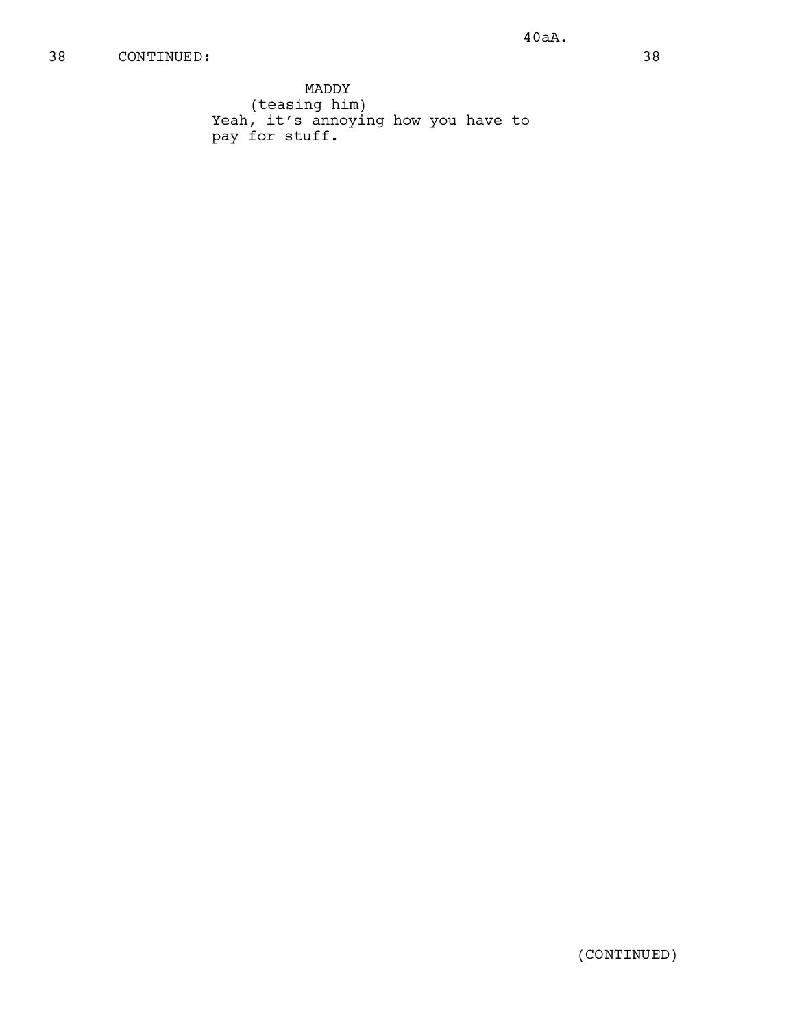38 CONTINUED: 38

MADDY
(teasing him)
Yeah, it's annoying how you have to pay for stuff.

(CONTINUED)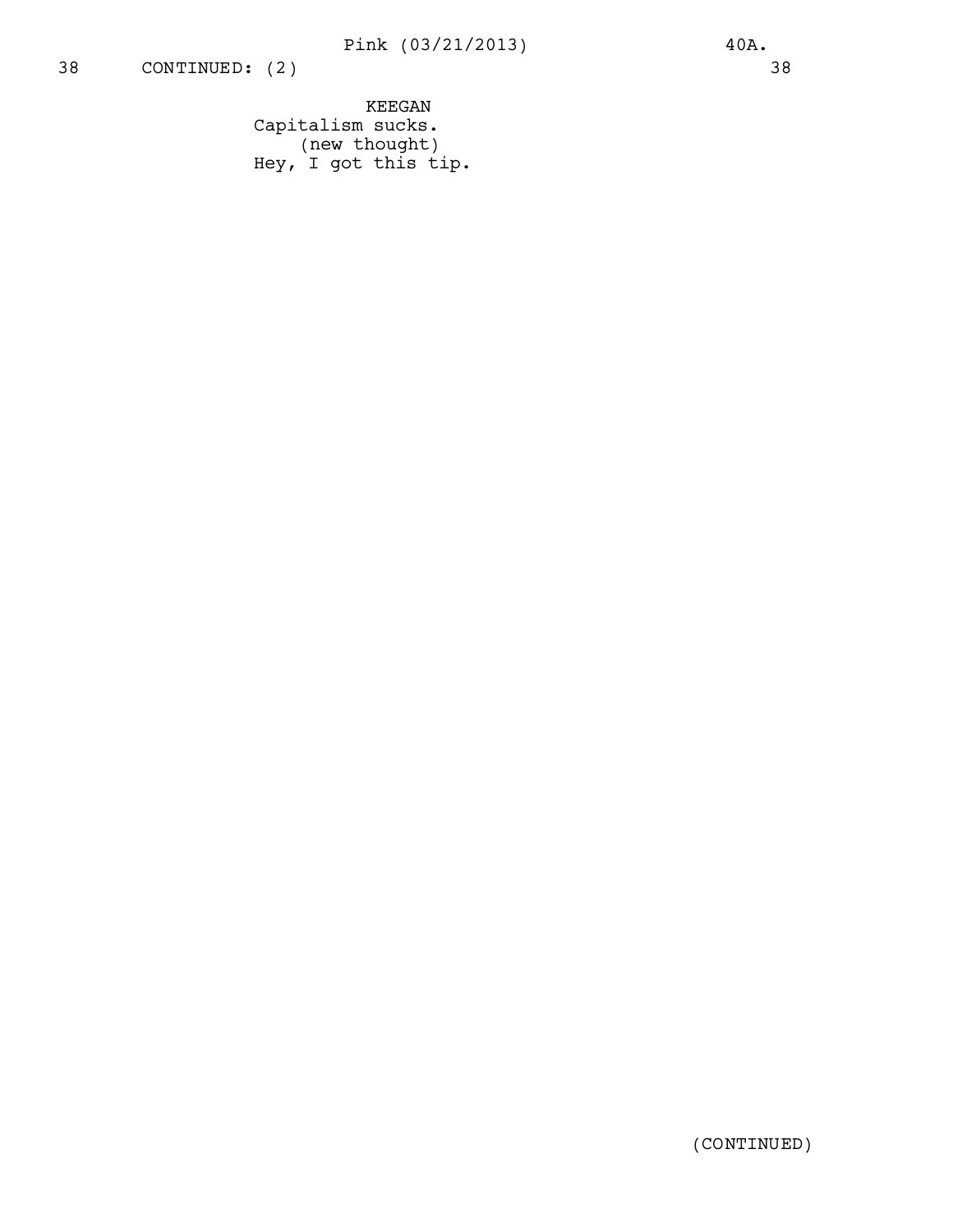38 CONTINUED: (2) 38

KEEGAN
Capitalism sucks.
(new thought)
Hey, I got this tip.

(CONTINUED)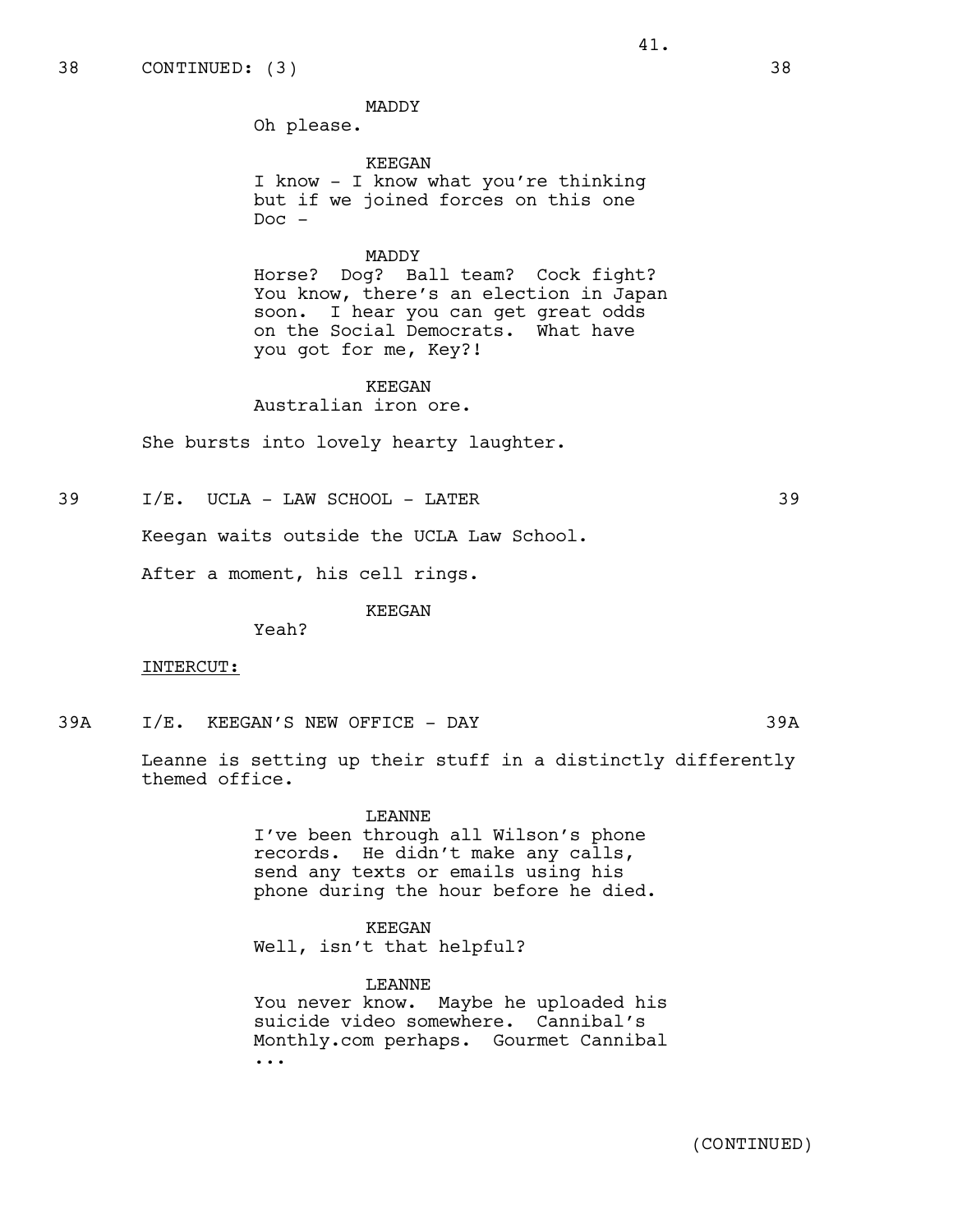38 CONTINUED: (3) 38

MADDY
Oh please.

KEEGAN
I know - I know what you're thinking but if we joined forces on this one Doc -

MADDY
Horse? Dog? Ball team? Cock fight? You know, there's an election in Japan soon. I hear you can get great odds on the Social Democrats. What have you got for me, Key?!

KEEGAN
Australian iron ore.

She bursts into lovely hearty laughter.

39 I/E. UCLA - LAW SCHOOL - LATER 39

Keegan waits outside the UCLA Law School.

After a moment, his cell rings.

KEEGAN
Yeah?

INTERCUT:

39A I/E. KEEGAN'S NEW OFFICE - DAY 39A

Leanne is setting up their stuff in a distinctly differently themed office.

LEANNE
I've been through all Wilson's phone records. He didn't make any calls, send any texts or emails using his phone during the hour before he died.

KEEGAN
Well, isn't that helpful?

LEANNE
You never know. Maybe he uploaded his suicide video somewhere. Cannibal's Monthly.com perhaps. Gourmet Cannibal ...

(CONTINUED)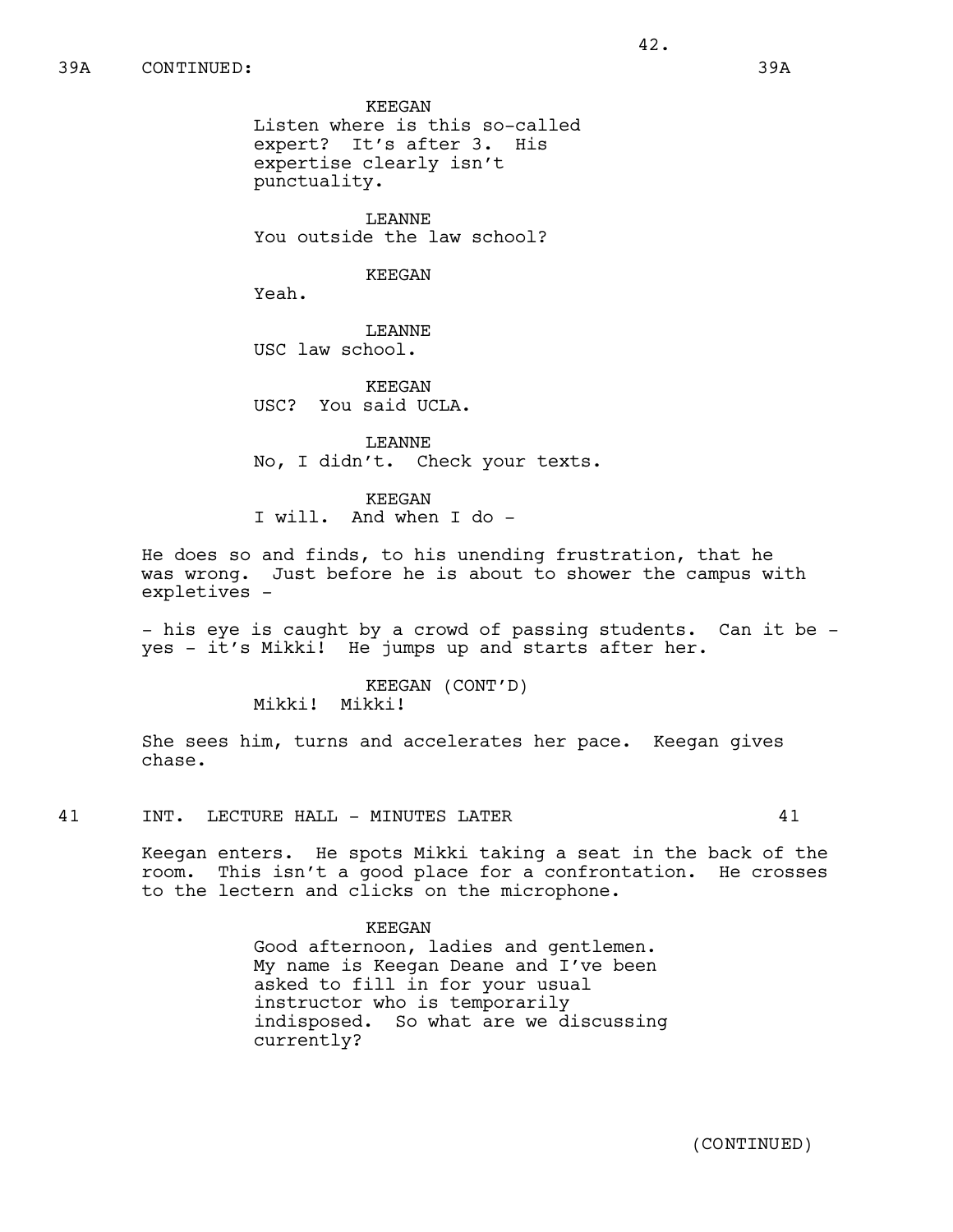39A CONTINUED: 39A

KEEGAN
Listen where is this so-called expert? It's after 3. His expertise clearly isn't punctuality.

LEANNE
You outside the law school?

KEEGAN
Yeah.

LEANNE
USC law school.

KEEGAN
USC? You said UCLA.

LEANNE
No, I didn't. Check your texts.

KEEGAN
I will. And when I do -

He does so and finds, to his unending frustration, that he was wrong. Just before he is about to shower the campus with expletives -

- his eye is caught by a crowd of passing students. Can it be - yes - it's Mikki! He jumps up and starts after her.

KEEGAN (CONT'D)
Mikki! Mikki!

She sees him, turns and accelerates her pace. Keegan gives chase.

41 INT. LECTURE HALL - MINUTES LATER 41

Keegan enters. He spots Mikki taking a seat in the back of the room. This isn't a good place for a confrontation. He crosses to the lectern and clicks on the microphone.

KEEGAN
Good afternoon, ladies and gentlemen. My name is Keegan Deane and I've been asked to fill in for your usual instructor who is temporarily indisposed. So what are we discussing currently?

(CONTINUED)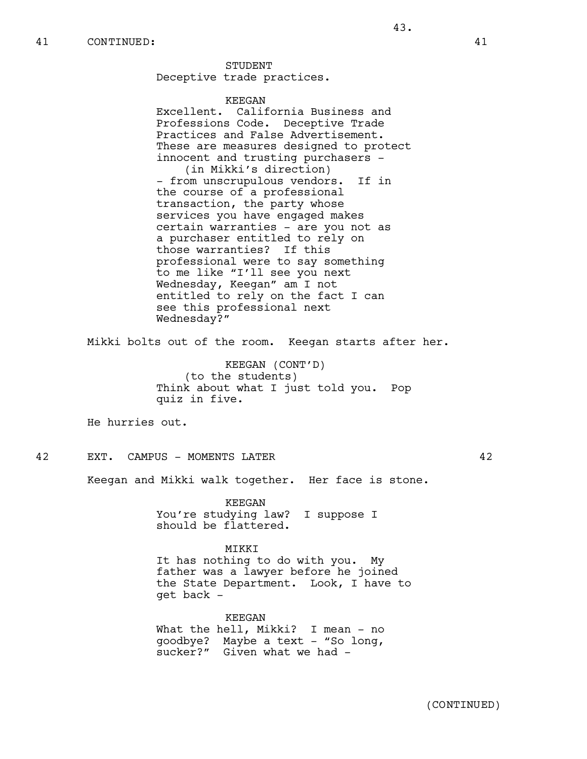41 CONTINUED: 41

STUDENT
Deceptive trade practices.

KEEGAN
Excellent. California Business and Professions Code. Deceptive Trade Practices and False Advertisement. These are measures designed to protect innocent and trusting purchasers -
(in Mikki's direction)
- from unscrupulous vendors. If in the course of a professional transaction, the party whose services you have engaged makes certain warranties - are you not as a purchaser entitled to rely on those warranties? If this professional were to say something to me like "I'll see you next Wednesday, Keegan" am I not entitled to rely on the fact I can see this professional next Wednesday?"

Mikki bolts out of the room. Keegan starts after her.

KEEGAN (CONT'D)
(to the students)
Think about what I just told you. Pop quiz in five.

He hurries out.

42 EXT. CAMPUS - MOMENTS LATER 42

Keegan and Mikki walk together. Her face is stone.

KEEGAN
You're studying law? I suppose I should be flattered.

MIKKI
It has nothing to do with you. My father was a lawyer before he joined the State Department. Look, I have to get back -

KEEGAN
What the hell, Mikki? I mean - no goodbye? Maybe a text - "So long, sucker?" Given what we had -

(CONTINUED)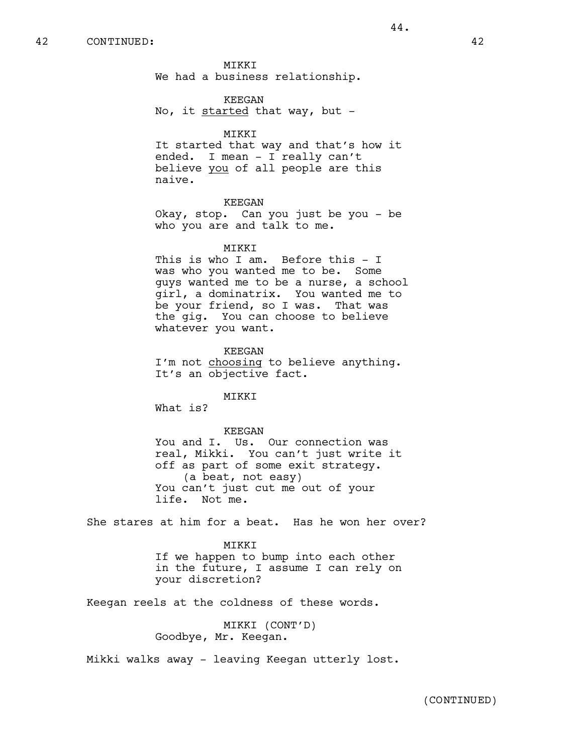42 CONTINUED: 42

MIKKI
We had a business relationship.

KEEGAN
No, it <u>started</u> that way, but -

MIKKI
It started that way and that's how it ended. I mean - I really can't believe <u>you</u> of all people are this naive.

KEEGAN
Okay, stop. Can you just be you - be who you are and talk to me.

MIKKI
This is who I am. Before this - I was who you wanted me to be. Some guys wanted me to be a nurse, a school girl, a dominatrix. You wanted me to be your friend, so I was. That was the gig. You can choose to believe whatever you want.

KEEGAN
I'm not <u>choosing</u> to believe anything. It's an objective fact.

MIKKI
What is?

KEEGAN
You and I. Us. Our connection was real, Mikki. You can't just write it off as part of some exit strategy.
(a beat, not easy)
You can't just cut me out of your life. Not me.

She stares at him for a beat. Has he won her over?

MIKKI
If we happen to bump into each other in the future, I assume I can rely on your discretion?

Keegan reels at the coldness of these words.

MIKKI (CONT'D)
Goodbye, Mr. Keegan.

Mikki walks away - leaving Keegan utterly lost.

(CONTINUED)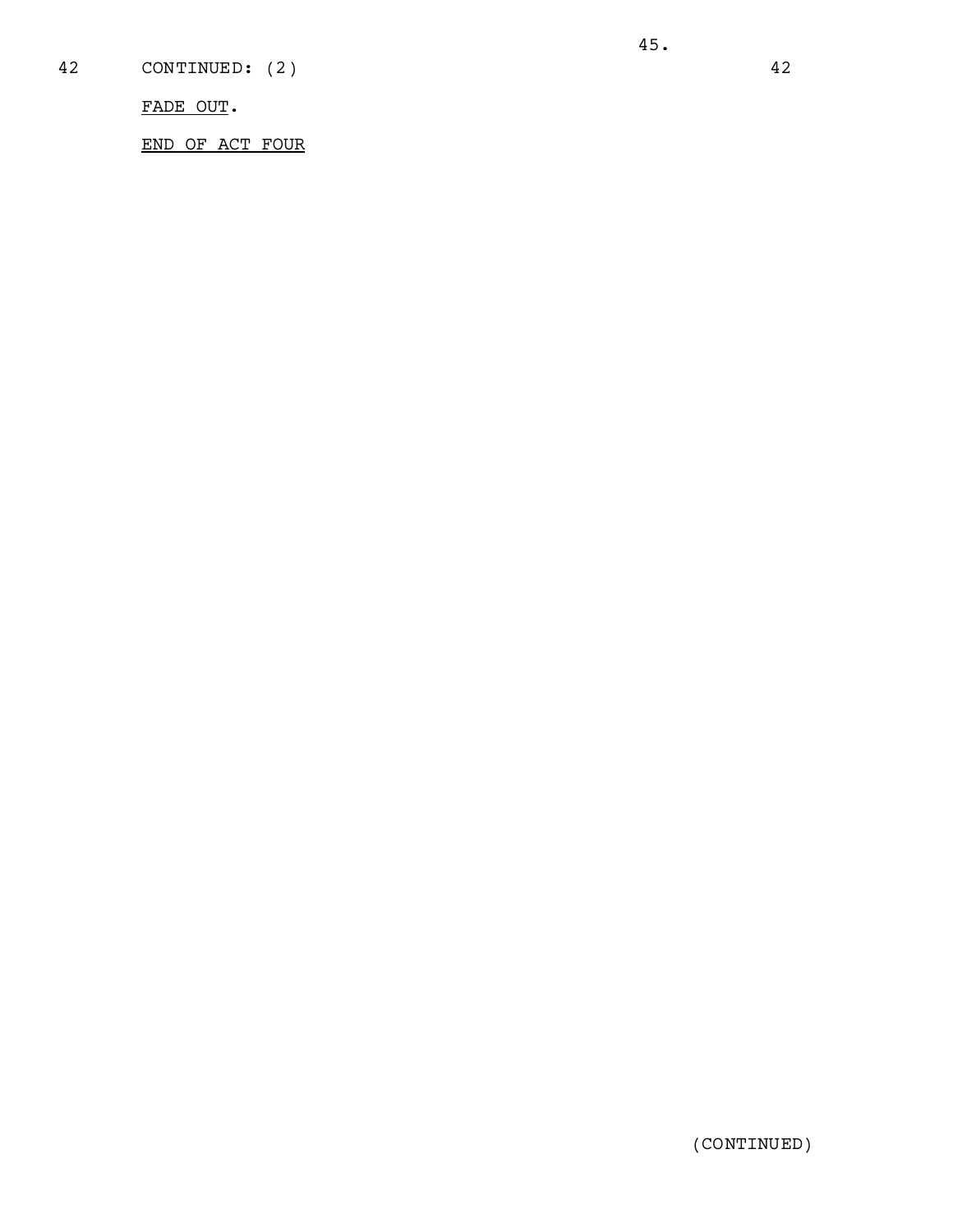42 CONTINUED: (2) 42

FADE OUT.

END OF ACT FOUR

(CONTINUED)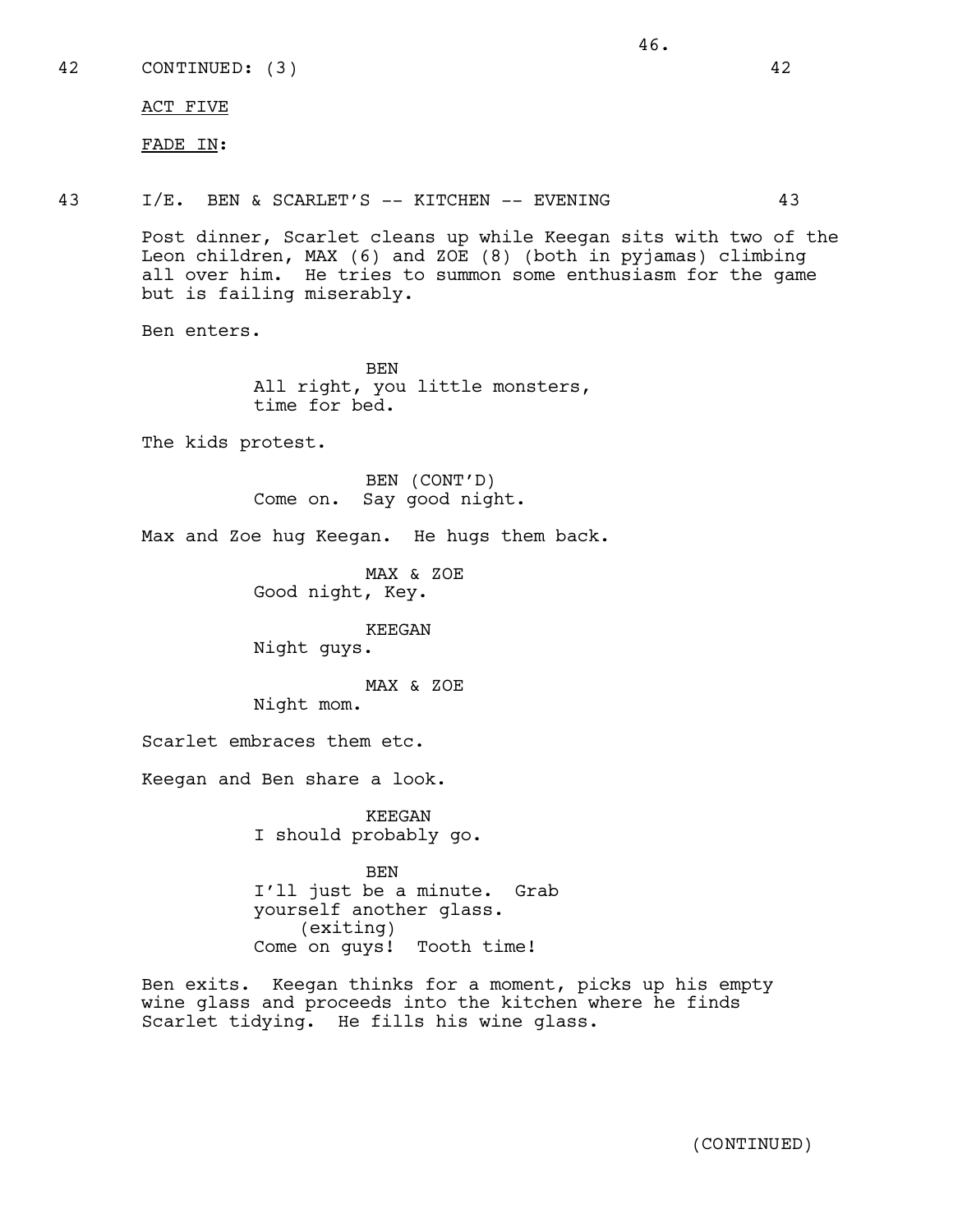42 CONTINUED: (3) 42

ACT FIVE

FADE IN:

43 I/E. BEN & SCARLET'S -- KITCHEN -- EVENING 43

Post dinner, Scarlet cleans up while Keegan sits with two of the Leon children, MAX (6) and ZOE (8) (both in pyjamas) climbing all over him. He tries to summon some enthusiasm for the game but is failing miserably.

Ben enters.

BEN
All right, you little monsters, time for bed.

The kids protest.

BEN (CONT'D)
Come on. Say good night.

Max and Zoe hug Keegan. He hugs them back.

MAX & ZOE
Good night, Key.

KEEGAN
Night guys.

MAX & ZOE
Night mom.

Scarlet embraces them etc.

Keegan and Ben share a look.

KEEGAN
I should probably go.

BEN
I'll just be a minute. Grab yourself another glass.
(exiting)
Come on guys! Tooth time!

Ben exits. Keegan thinks for a moment, picks up his empty wine glass and proceeds into the kitchen where he finds Scarlet tidying. He fills his wine glass.

(CONTINUED)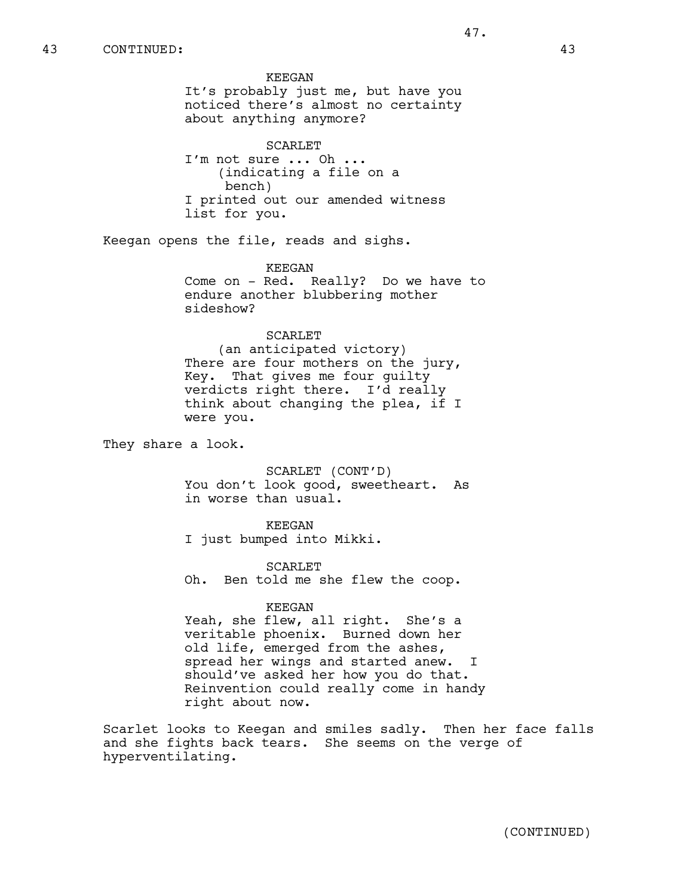43 CONTINUED: 43

KEEGAN
It's probably just me, but have you noticed there's almost no certainty about anything anymore?

SCARLET
I'm not sure ... Oh ...
(indicating a file on a bench)
I printed out our amended witness list for you.

Keegan opens the file, reads and sighs.

KEEGAN
Come on - Red. Really? Do we have to endure another blubbering mother sideshow?

SCARLET
(an anticipated victory)
There are four mothers on the jury, Key. That gives me four guilty verdicts right there. I'd really think about changing the plea, if I were you.

They share a look.

SCARLET (CONT'D)
You don't look good, sweetheart. As in worse than usual.

KEEGAN
I just bumped into Mikki.

SCARLET
Oh. Ben told me she flew the coop.

KEEGAN
Yeah, she flew, all right. She's a veritable phoenix. Burned down her old life, emerged from the ashes, spread her wings and started anew. I should've asked her how you do that. Reinvention could really come in handy right about now.

Scarlet looks to Keegan and smiles sadly. Then her face falls and she fights back tears. She seems on the verge of hyperventilating.

(CONTINUED)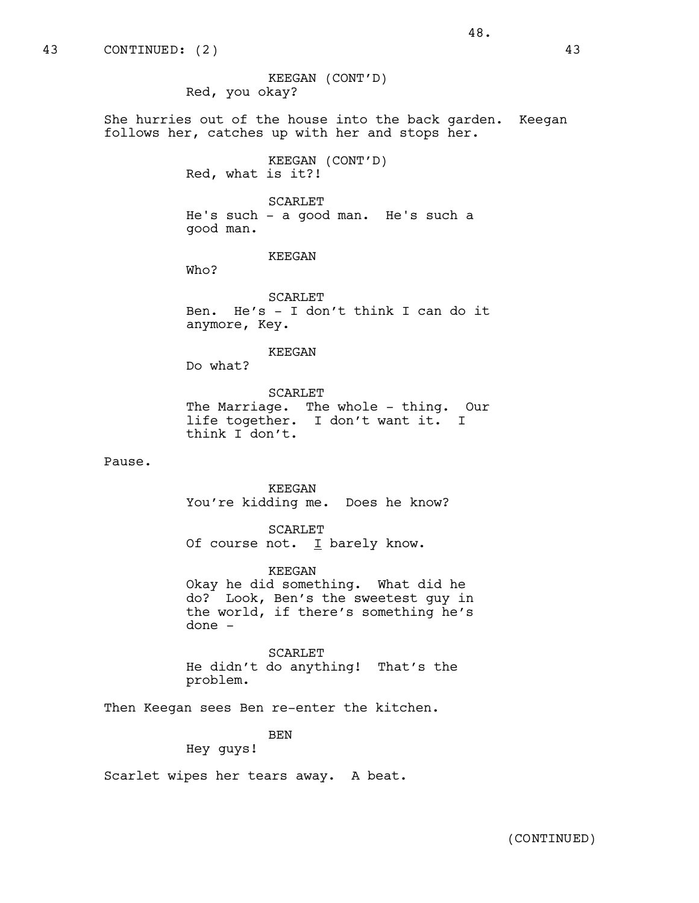43 CONTINUED: (2) 43

KEEGAN (CONT'D)
Red, you okay?

She hurries out of the house into the back garden. Keegan follows her, catches up with her and stops her.

KEEGAN (CONT'D)
Red, what is it?!

SCARLET
He's such - a good man. He's such a good man.

KEEGAN
Who?

SCARLET
Ben. He's - I don't think I can do it anymore, Key.

KEEGAN
Do what?

SCARLET
The Marriage. The whole - thing. Our life together. I don't want it. I think I don't.

Pause.

KEEGAN
You're kidding me. Does he know?

SCARLET
Of course not. <u>I</u> barely know.

KEEGAN
Okay he did something. What did he do? Look, Ben's the sweetest guy in the world, if there's something he's done -

SCARLET
He didn't do anything! That's the problem.

Then Keegan sees Ben re-enter the kitchen.

BEN
Hey guys!

Scarlet wipes her tears away. A beat.

(CONTINUED)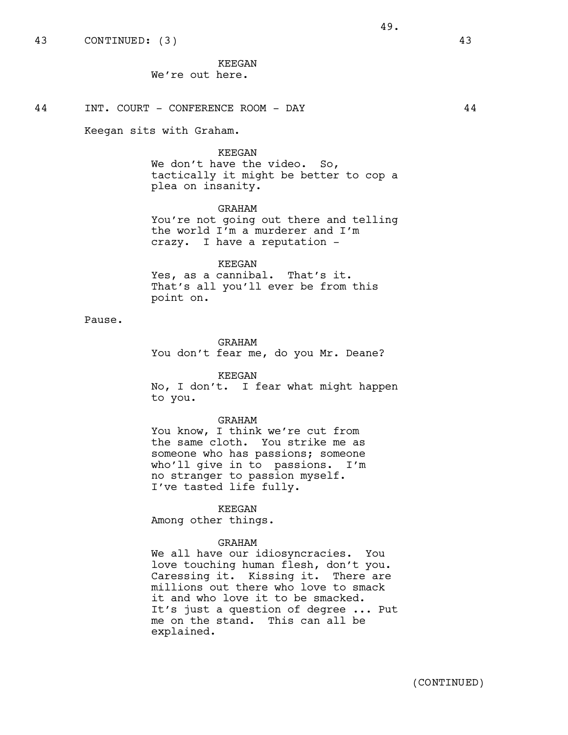43 CONTINUED: (3) 43

KEEGAN
We're out here.

44 INT. COURT - CONFERENCE ROOM - DAY 44

Keegan sits with Graham.

KEEGAN
We don't have the video. So, tactically it might be better to cop a plea on insanity.

GRAHAM
You're not going out there and telling the world I'm a murderer and I'm crazy. I have a reputation -

KEEGAN
Yes, as a cannibal. That's it. That's all you'll ever be from this point on.

Pause.

GRAHAM
You don't fear me, do you Mr. Deane?

KEEGAN
No, I don't. I fear what might happen to you.

GRAHAM
You know, I think we're cut from the same cloth. You strike me as someone who has passions; someone who'll give in to passions. I'm no stranger to passion myself. I've tasted life fully.

KEEGAN
Among other things.

GRAHAM
We all have our idiosyncracies. You love touching human flesh, don't you. Caressing it. Kissing it. There are millions out there who love to smack it and who love it to be smacked. It's just a question of degree ... Put me on the stand. This can all be explained.

(CONTINUED)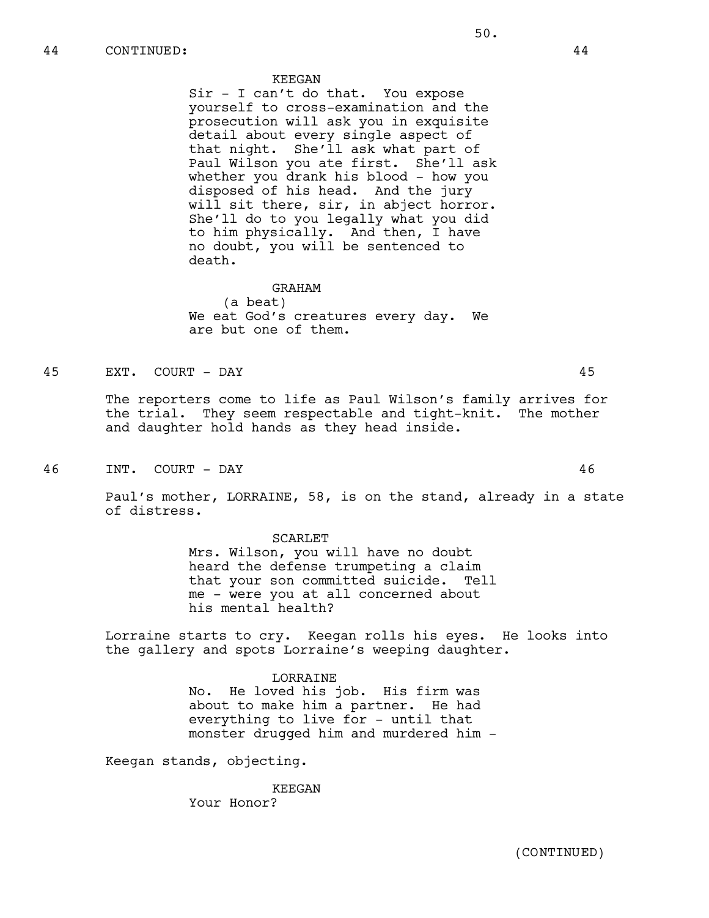44 CONTINUED: 44

KEEGAN
Sir - I can't do that. You expose yourself to cross-examination and the prosecution will ask you in exquisite detail about every single aspect of that night. She'll ask what part of Paul Wilson you ate first. She'll ask whether you drank his blood - how you disposed of his head. And the jury will sit there, sir, in abject horror. She'll do to you legally what you did to him physically. And then, I have no doubt, you will be sentenced to death.

GRAHAM
(a beat)
We eat God's creatures every day. We are but one of them.

45 EXT. COURT - DAY 45

The reporters come to life as Paul Wilson's family arrives for the trial. They seem respectable and tight-knit. The mother and daughter hold hands as they head inside.

46 INT. COURT - DAY 46

Paul's mother, LORRAINE, 58, is on the stand, already in a state of distress.

SCARLET
Mrs. Wilson, you will have no doubt heard the defense trumpeting a claim that your son committed suicide. Tell me - were you at all concerned about his mental health?

Lorraine starts to cry. Keegan rolls his eyes. He looks into the gallery and spots Lorraine's weeping daughter.

LORRAINE
No. He loved his job. His firm was about to make him a partner. He had everything to live for - until that monster drugged him and murdered him -

Keegan stands, objecting.

KEEGAN
Your Honor?

(CONTINUED)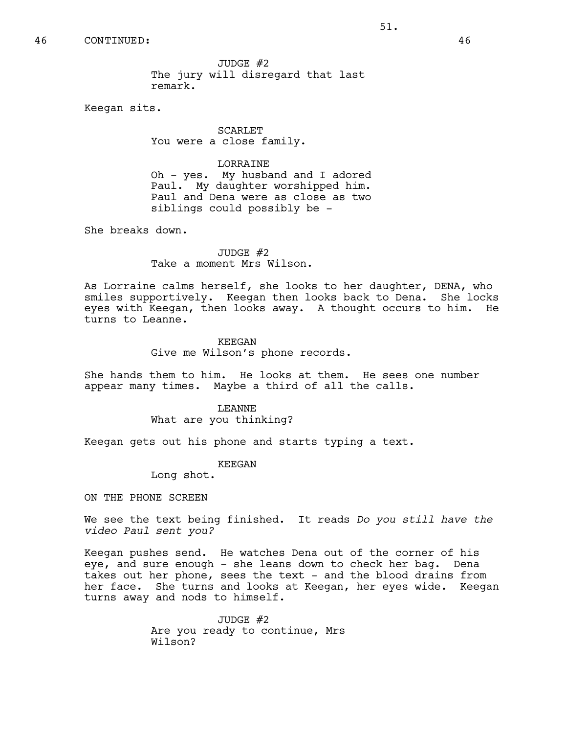46 CONTINUED: 46

JUDGE #2
The jury will disregard that last remark.

Keegan sits.

SCARLET
You were a close family.

LORRAINE
Oh - yes. My husband and I adored Paul. My daughter worshipped him. Paul and Dena were as close as two siblings could possibly be -

She breaks down.

JUDGE #2
Take a moment Mrs Wilson.

As Lorraine calms herself, she looks to her daughter, DENA, who smiles supportively. Keegan then looks back to Dena. She locks eyes with Keegan, then looks away. A thought occurs to him. He turns to Leanne.

KEEGAN
Give me Wilson's phone records.

She hands them to him. He looks at them. He sees one number appear many times. Maybe a third of all the calls.

LEANNE
What are you thinking?

Keegan gets out his phone and starts typing a text.

KEEGAN
Long shot.

ON THE PHONE SCREEN

We see the text being finished. It reads *Do you still have the video Paul sent you?*

Keegan pushes send. He watches Dena out of the corner of his eye, and sure enough - she leans down to check her bag. Dena takes out her phone, sees the text - and the blood drains from her face. She turns and looks at Keegan, her eyes wide. Keegan turns away and nods to himself.

JUDGE #2
Are you ready to continue, Mrs Wilson?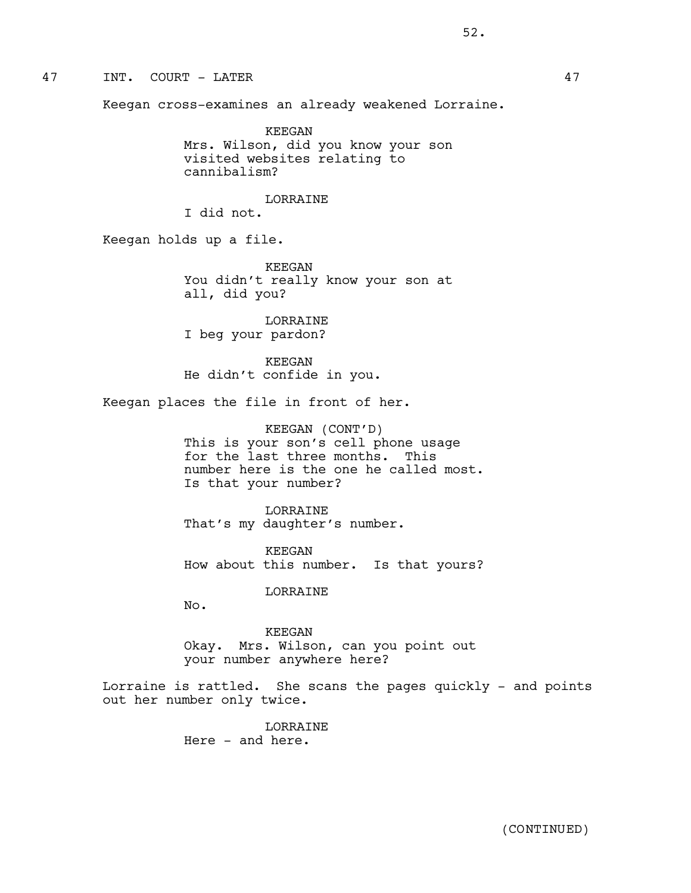47 INT. COURT - LATER 47

Keegan cross-examines an already weakened Lorraine.

KEEGAN
Mrs. Wilson, did you know your son visited websites relating to cannibalism?

LORRAINE
I did not.

Keegan holds up a file.

KEEGAN
You didn't really know your son at all, did you?

LORRAINE
I beg your pardon?

KEEGAN
He didn't confide in you.

Keegan places the file in front of her.

KEEGAN (CONT'D)
This is your son's cell phone usage for the last three months. This number here is the one he called most. Is that your number?

LORRAINE
That's my daughter's number.

KEEGAN
How about this number. Is that yours?

LORRAINE
No.

KEEGAN
Okay. Mrs. Wilson, can you point out your number anywhere here?

Lorraine is rattled. She scans the pages quickly - and points out her number only twice.

LORRAINE
Here - and here.

(CONTINUED)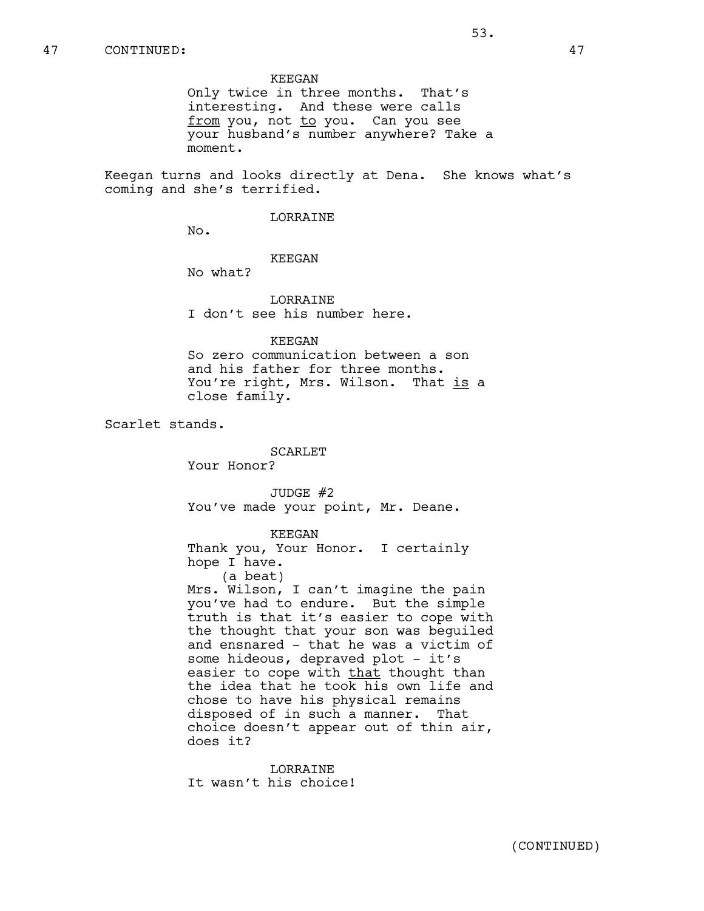47 CONTINUED: 47

KEEGAN
Only twice in three months. That's interesting. And these were calls <u>from</u> you, not <u>to</u> you. Can you see your husband's number anywhere? Take a moment.

Keegan turns and looks directly at Dena. She knows what's coming and she's terrified.

LORRAINE
No.

KEEGAN
No what?

LORRAINE
I don't see his number here.

KEEGAN
So zero communication between a son and his father for three months. You're right, Mrs. Wilson. That <u>is</u> a close family.

Scarlet stands.

SCARLET
Your Honor?

JUDGE #2
You've made your point, Mr. Deane.

KEEGAN
Thank you, Your Honor. I certainly hope I have.
(a beat)
Mrs. Wilson, I can't imagine the pain you've had to endure. But the simple truth is that it's easier to cope with the thought that your son was beguiled and ensnared - that he was a victim of some hideous, depraved plot - it's easier to cope with <u>that</u> thought than the idea that he took his own life and chose to have his physical remains disposed of in such a manner. That choice doesn't appear out of thin air, does it?

LORRAINE
It wasn't his choice!

(CONTINUED)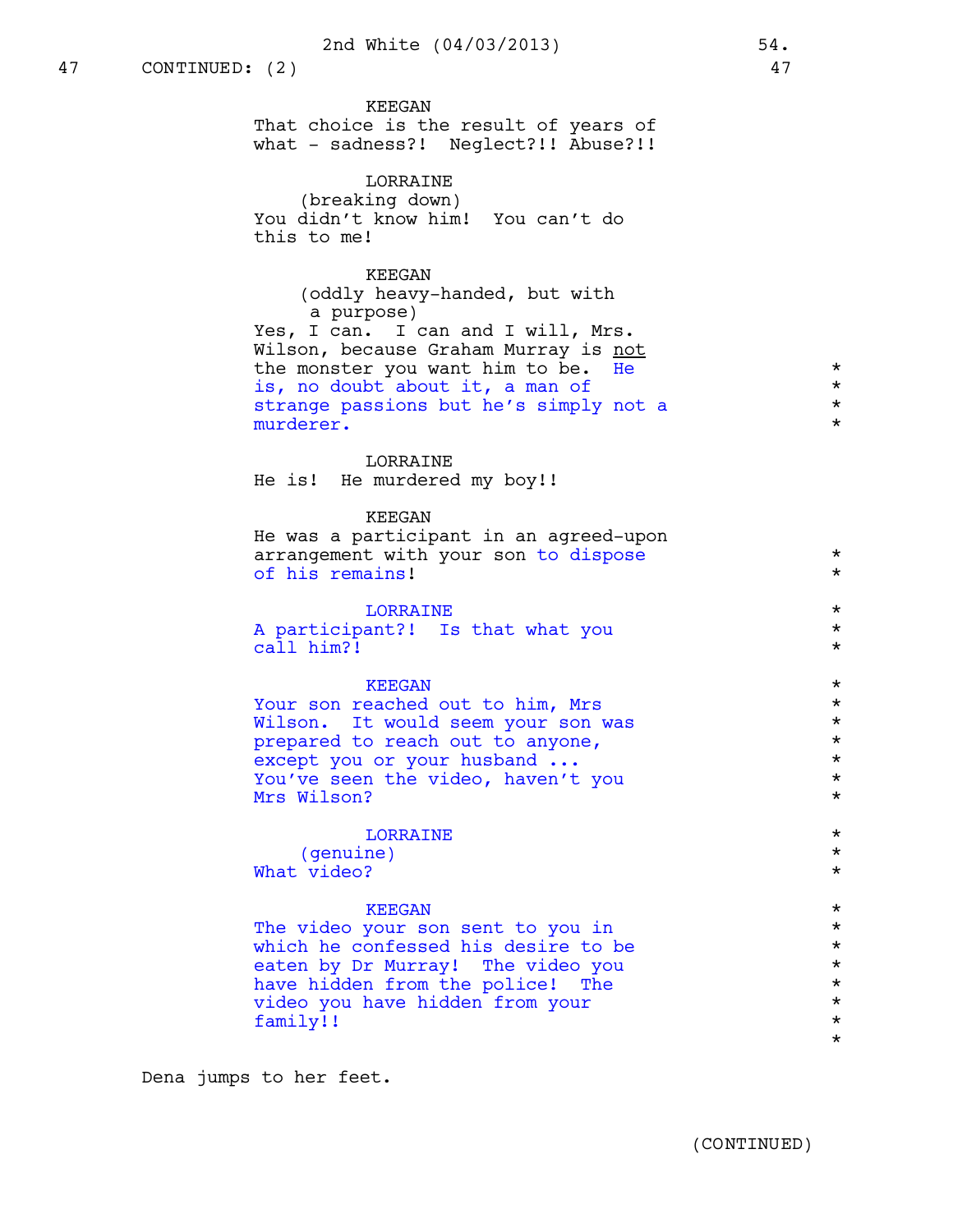47 CONTINUED: (2) 47

KEEGAN
That choice is the result of years of what - sadness?! Neglect?!! Abuse?!!

LORRAINE
(breaking down)
You didn't know him! You can't do this to me!

KEEGAN
(oddly heavy-handed, but with a purpose)
Yes, I can. I can and I will, Mrs. Wilson, because Graham Murray is not the monster you want him to be. He is, no doubt about it, a man of strange passions but he's simply not a murderer. *

LORRAINE
He is! He murdered my boy!!

KEEGAN
He was a participant in an agreed-upon arrangement with your son to dispose of his remains! *

LORRAINE
A participant?! Is that what you call him?! *

KEEGAN
Your son reached out to him, Mrs Wilson. It would seem your son was prepared to reach out to anyone, except you or your husband ... You've seen the video, haven't you Mrs Wilson? *

LORRAINE
(genuine)
What video? *

KEEGAN
The video your son sent to you in which he confessed his desire to be eaten by Dr Murray! The video you have hidden from the police! The video you have hidden from your family!! *

Dena jumps to her feet.

(CONTINUED)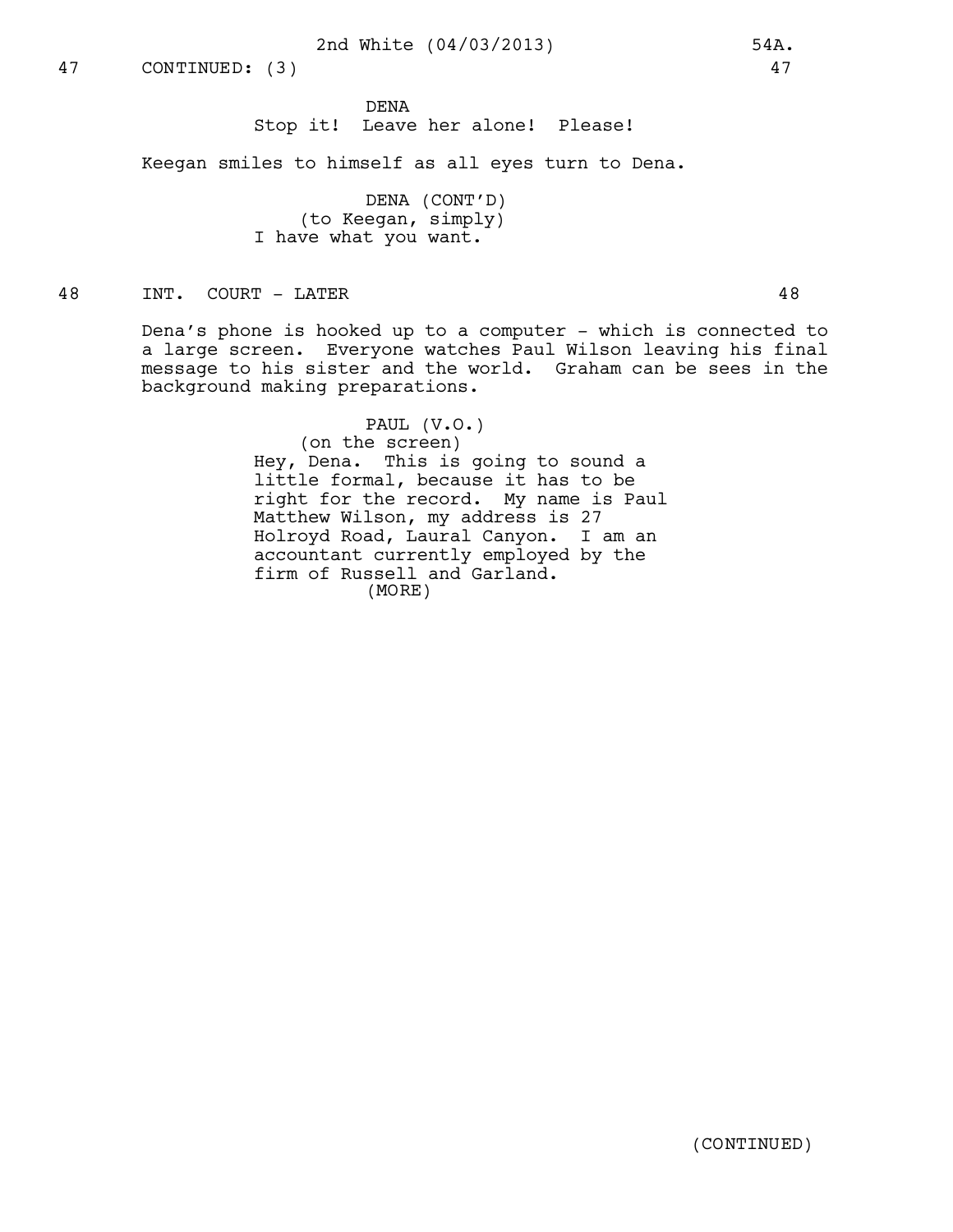47 CONTINUED: (3) 47

DENA
Stop it! Leave her alone! Please!

Keegan smiles to himself as all eyes turn to Dena.

DENA (CONT'D)
(to Keegan, simply)
I have what you want.

48 INT. COURT - LATER 48

Dena's phone is hooked up to a computer - which is connected to a large screen. Everyone watches Paul Wilson leaving his final message to his sister and the world. Graham can be sees in the background making preparations.

PAUL (V.O.)
(on the screen)
Hey, Dena. This is going to sound a little formal, because it has to be right for the record. My name is Paul Matthew Wilson, my address is 27 Holroyd Road, Laural Canyon. I am an accountant currently employed by the firm of Russell and Garland.
(MORE)

(CONTINUED)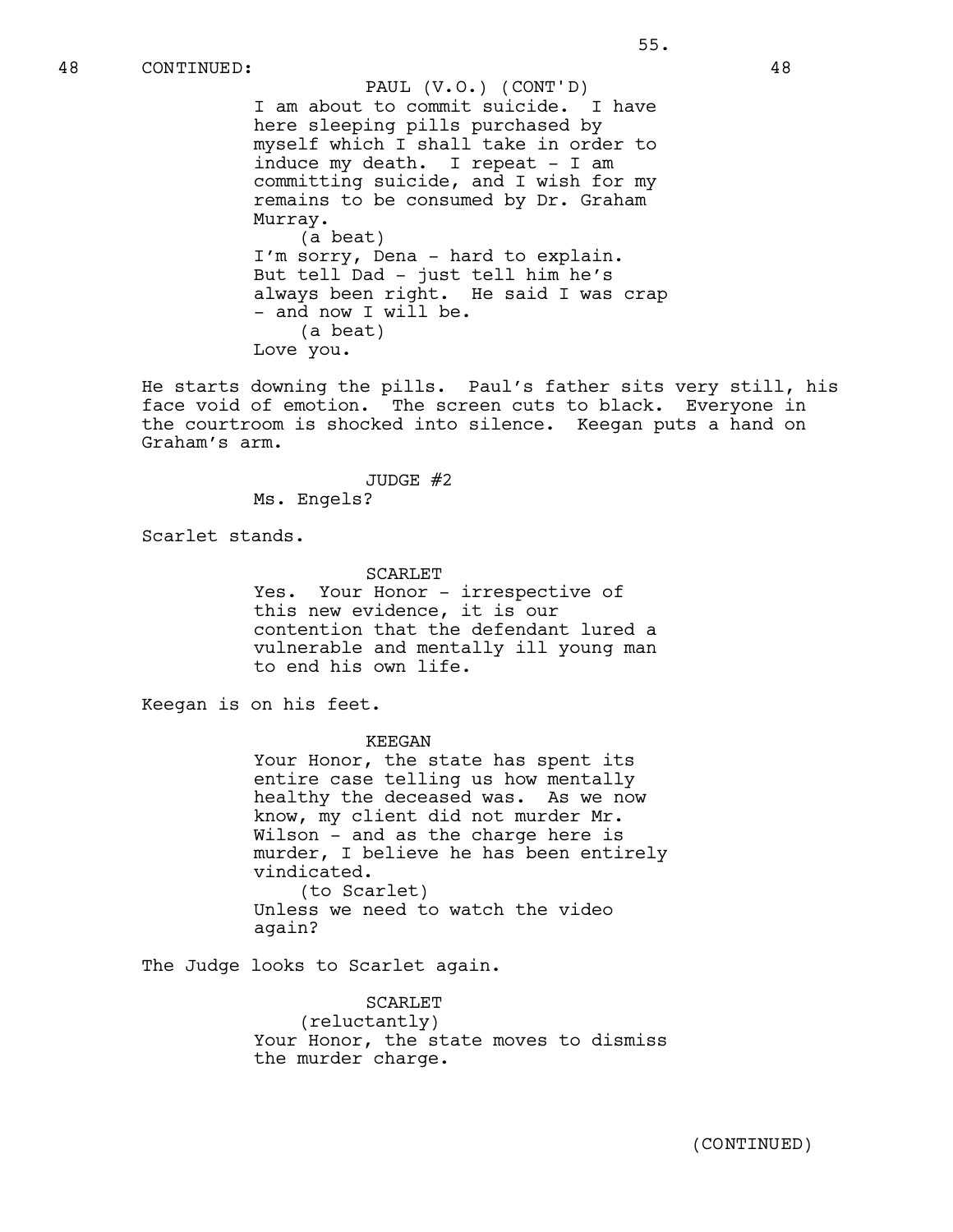48 CONTINUED: 48

PAUL (V.O.) (CONT'D)
I am about to commit suicide. I have here sleeping pills purchased by myself which I shall take in order to induce my death. I repeat - I am committing suicide, and I wish for my remains to be consumed by Dr. Graham Murray.
(a beat)
I'm sorry, Dena - hard to explain. But tell Dad - just tell him he's always been right. He said I was crap - and now I will be.
(a beat)
Love you.

He starts downing the pills. Paul's father sits very still, his face void of emotion. The screen cuts to black. Everyone in the courtroom is shocked into silence. Keegan puts a hand on Graham's arm.

JUDGE #2
Ms. Engels?

Scarlet stands.

SCARLET
Yes. Your Honor - irrespective of this new evidence, it is our contention that the defendant lured a vulnerable and mentally ill young man to end his own life.

Keegan is on his feet.

KEEGAN
Your Honor, the state has spent its entire case telling us how mentally healthy the deceased was. As we now know, my client did not murder Mr. Wilson - and as the charge here is murder, I believe he has been entirely vindicated.
(to Scarlet)
Unless we need to watch the video again?

The Judge looks to Scarlet again.

SCARLET
(reluctantly)
Your Honor, the state moves to dismiss the murder charge.

(CONTINUED)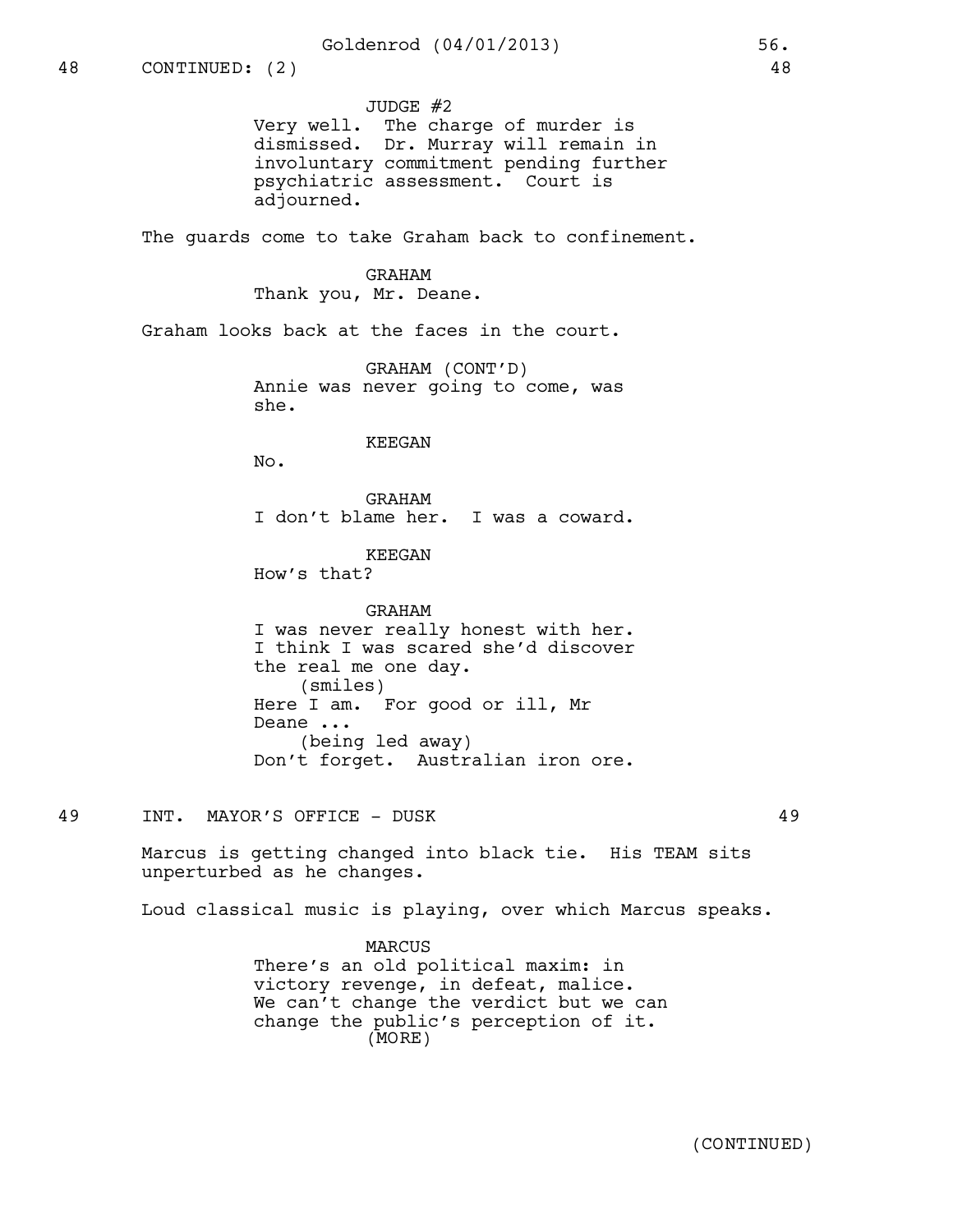48 CONTINUED: (2) 48

JUDGE #2

Very well. The charge of murder is dismissed. Dr. Murray will remain in involuntary commitment pending further psychiatric assessment. Court is adjourned.

The guards come to take Graham back to confinement.

GRAHAM

Thank you, Mr. Deane.

Graham looks back at the faces in the court.

GRAHAM (CONT'D)

Annie was never going to come, was she.

KEEGAN

No.

GRAHAM

I don't blame her. I was a coward.

KEEGAN

How's that?

GRAHAM

I was never really honest with her. I think I was scared she'd discover the real me one day.

(smiles)

Here I am. For good or ill, Mr Deane ...

(being led away)

Don't forget. Australian iron ore.

## 49 INT. MAYOR'S OFFICE - DUSK 49

Marcus is getting changed into black tie. His TEAM sits unperturbed as he changes.

Loud classical music is playing, over which Marcus speaks.

MARCUS

There's an old political maxim: in victory revenge, in defeat, malice. We can't change the verdict but we can change the public's perception of it.

(MORE)

(CONTINUED)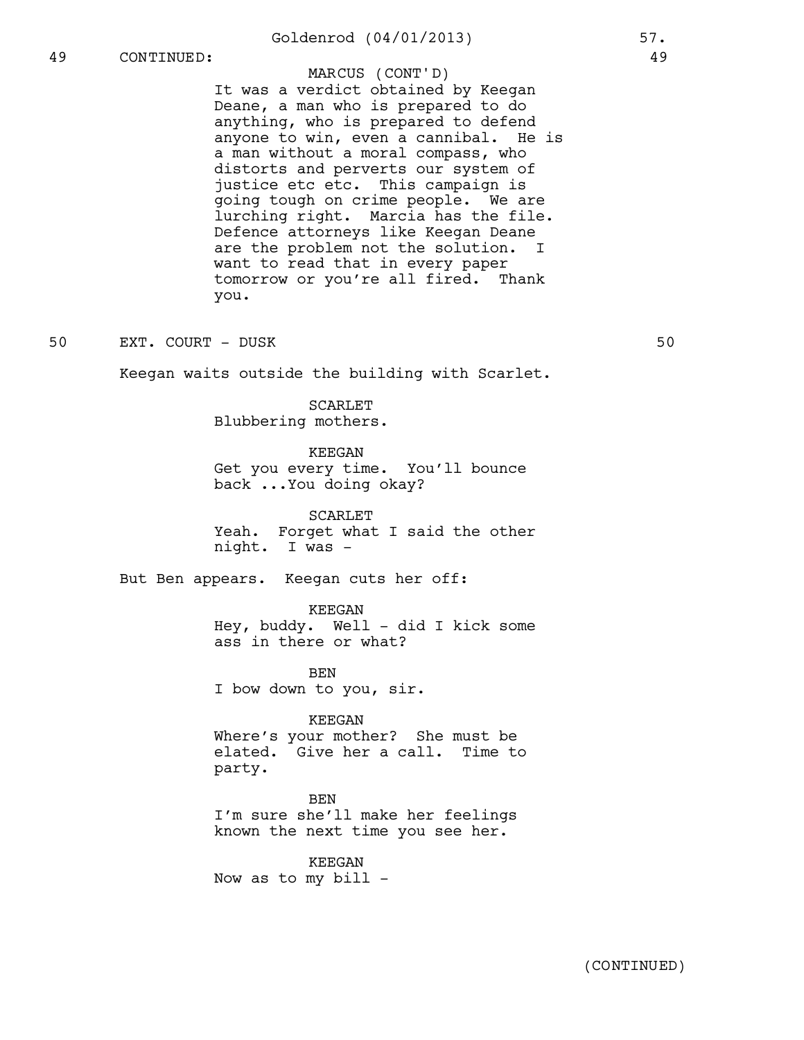49 CONTINUED: 49

MARCUS (CONT'D)
It was a verdict obtained by Keegan Deane, a man who is prepared to do anything, who is prepared to defend anyone to win, even a cannibal. He is a man without a moral compass, who distorts and perverts our system of justice etc etc. This campaign is going tough on crime people. We are lurching right. Marcia has the file. Defence attorneys like Keegan Deane are the problem not the solution. I want to read that in every paper tomorrow or you're all fired. Thank you.

50 EXT. COURT - DUSK 50

Keegan waits outside the building with Scarlet.

SCARLET
Blubbering mothers.

KEEGAN
Get you every time. You'll bounce back ...You doing okay?

SCARLET
Yeah. Forget what I said the other night. I was -

But Ben appears. Keegan cuts her off:

KEEGAN
Hey, buddy. Well - did I kick some ass in there or what?

BEN
I bow down to you, sir.

KEEGAN
Where's your mother? She must be elated. Give her a call. Time to party.

BEN
I'm sure she'll make her feelings known the next time you see her.

KEEGAN
Now as to my bill -

(CONTINUED)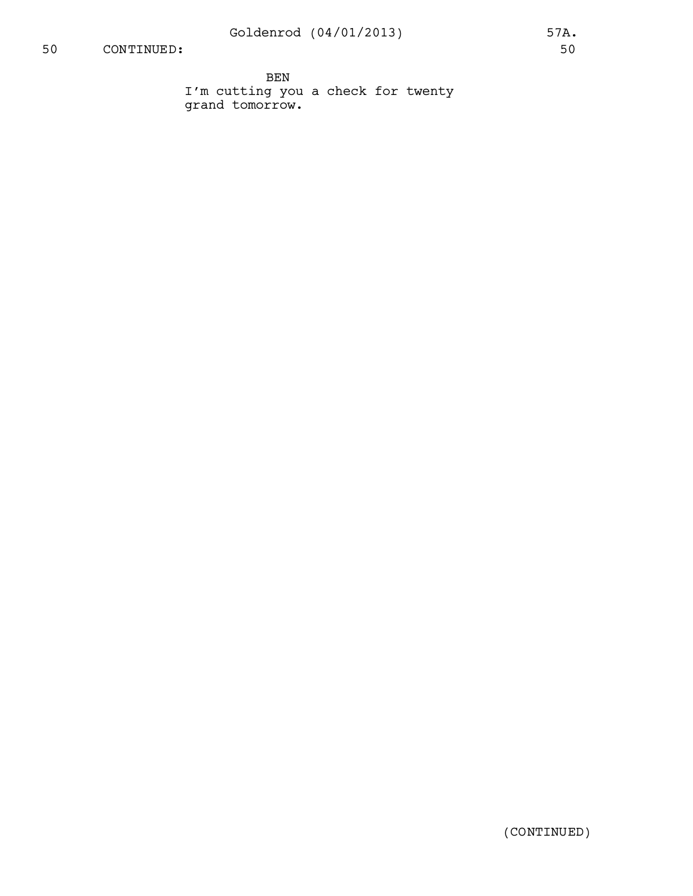50 CONTINUED: 50

BEN

I'm cutting you a check for twenty grand tomorrow.

(CONTINUED)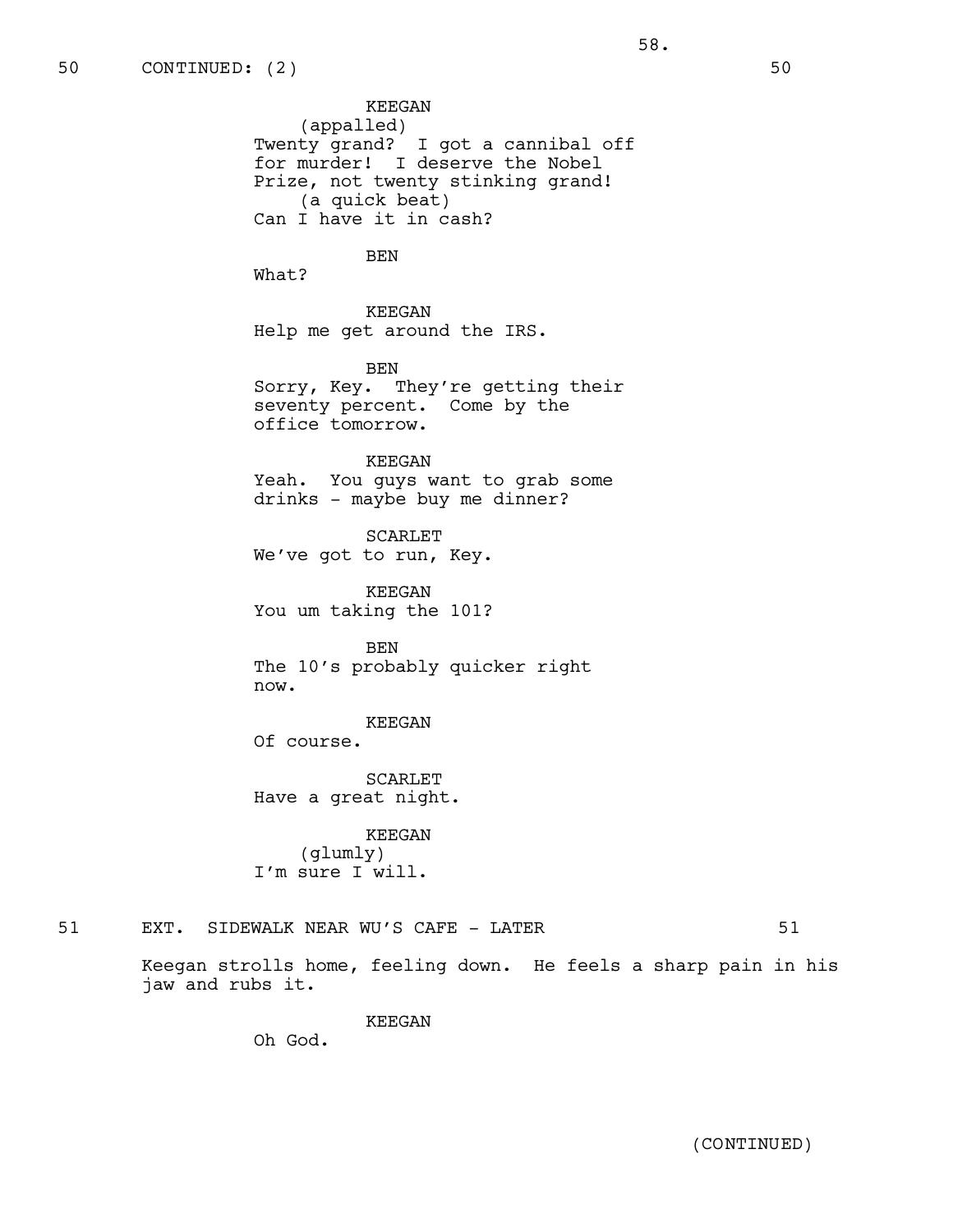50 CONTINUED: (2) 50

KEEGAN
(appalled)
Twenty grand? I got a cannibal off for murder! I deserve the Nobel Prize, not twenty stinking grand!
(a quick beat)
Can I have it in cash?

BEN
What?

KEEGAN
Help me get around the IRS.

BEN
Sorry, Key. They're getting their seventy percent. Come by the office tomorrow.

KEEGAN
Yeah. You guys want to grab some drinks - maybe buy me dinner?

SCARLET
We've got to run, Key.

KEEGAN
You um taking the 101?

BEN
The 10's probably quicker right now.

KEEGAN
Of course.

SCARLET
Have a great night.

KEEGAN
(glumly)
I'm sure I will.

51 EXT. SIDEWALK NEAR WU'S CAFE - LATER 51

Keegan strolls home, feeling down. He feels a sharp pain in his jaw and rubs it.

KEEGAN
Oh God.

(CONTINUED)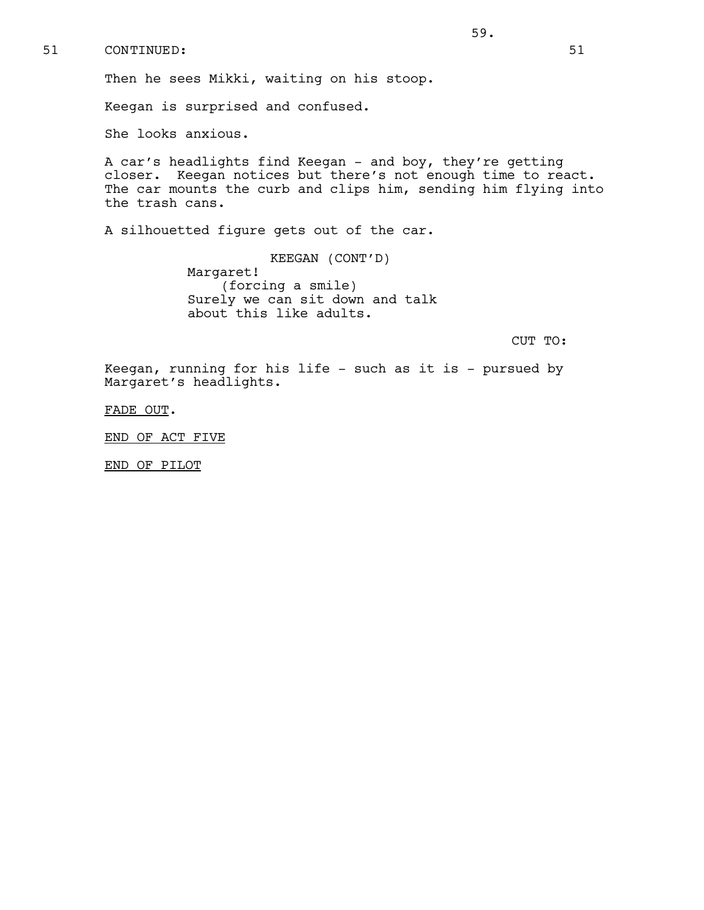51 CONTINUED: 51

Then he sees Mikki, waiting on his stoop.

Keegan is surprised and confused.

She looks anxious.

A car's headlights find Keegan - and boy, they're getting closer. Keegan notices but there's not enough time to react. The car mounts the curb and clips him, sending him flying into the trash cans.

A silhouetted figure gets out of the car.

KEEGAN (CONT'D)
Margaret!
(forcing a smile)
Surely we can sit down and talk about this like adults.

CUT TO:

Keegan, running for his life - such as it is - pursued by Margaret's headlights.

FADE OUT.

END OF ACT FIVE

END OF PILOT